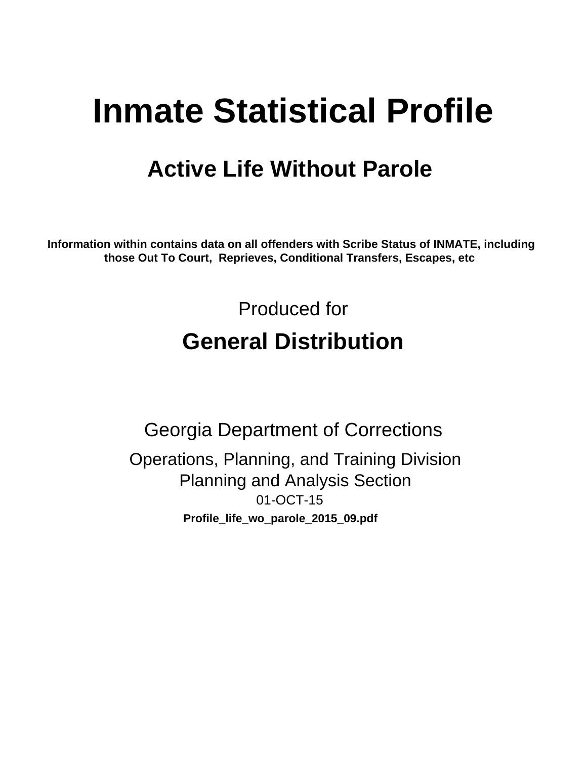# Inmate Statistical Profile

## Active Life Without Parole

**Information within contains data on all offenders with Scribe Status of INMATE, including those Out To Court, Reprieves, Conditional Transfers, Escapes, etc**

Produced for

## General Distribution

Georgia Department of Corrections

Operations, Planning, and Training Division
Planning and Analysis Section
01-OCT-15

**Profile_life_wo_parole_2015_09.pdf**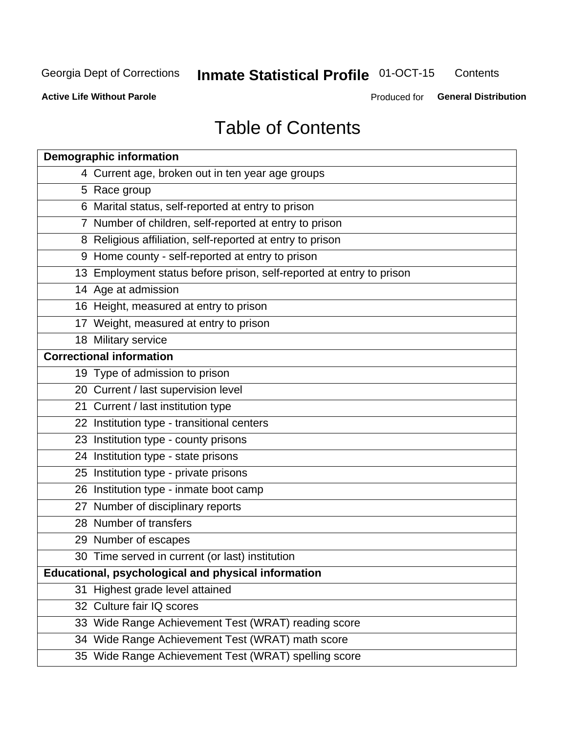# Table of Contents

| Demographic information | |
|---|---|
| 4 | Current age, broken out in ten year age groups |
| 5 | Race group |
| 6 | Marital status, self-reported at entry to prison |
| 7 | Number of children, self-reported at entry to prison |
| 8 | Religious affiliation, self-reported at entry to prison |
| 9 | Home county - self-reported at entry to prison |
| 13 | Employment status before prison, self-reported at entry to prison |
| 14 | Age at admission |
| 16 | Height, measured at entry to prison |
| 17 | Weight, measured at entry to prison |
| 18 | Military service |
| **Correctional information** | |
| 19 | Type of admission to prison |
| 20 | Current / last supervision level |
| 21 | Current / last institution type |
| 22 | Institution type - transitional centers |
| 23 | Institution type - county prisons |
| 24 | Institution type - state prisons |
| 25 | Institution type - private prisons |
| 26 | Institution type - inmate boot camp |
| 27 | Number of disciplinary reports |
| 28 | Number of transfers |
| 29 | Number of escapes |
| 30 | Time served in current (or last) institution |
| **Educational, psychological and physical information** | |
| 31 | Highest grade level attained |
| 32 | Culture fair IQ scores |
| 33 | Wide Range Achievement Test (WRAT) reading score |
| 34 | Wide Range Achievement Test (WRAT) math score |
| 35 | Wide Range Achievement Test (WRAT) spelling score |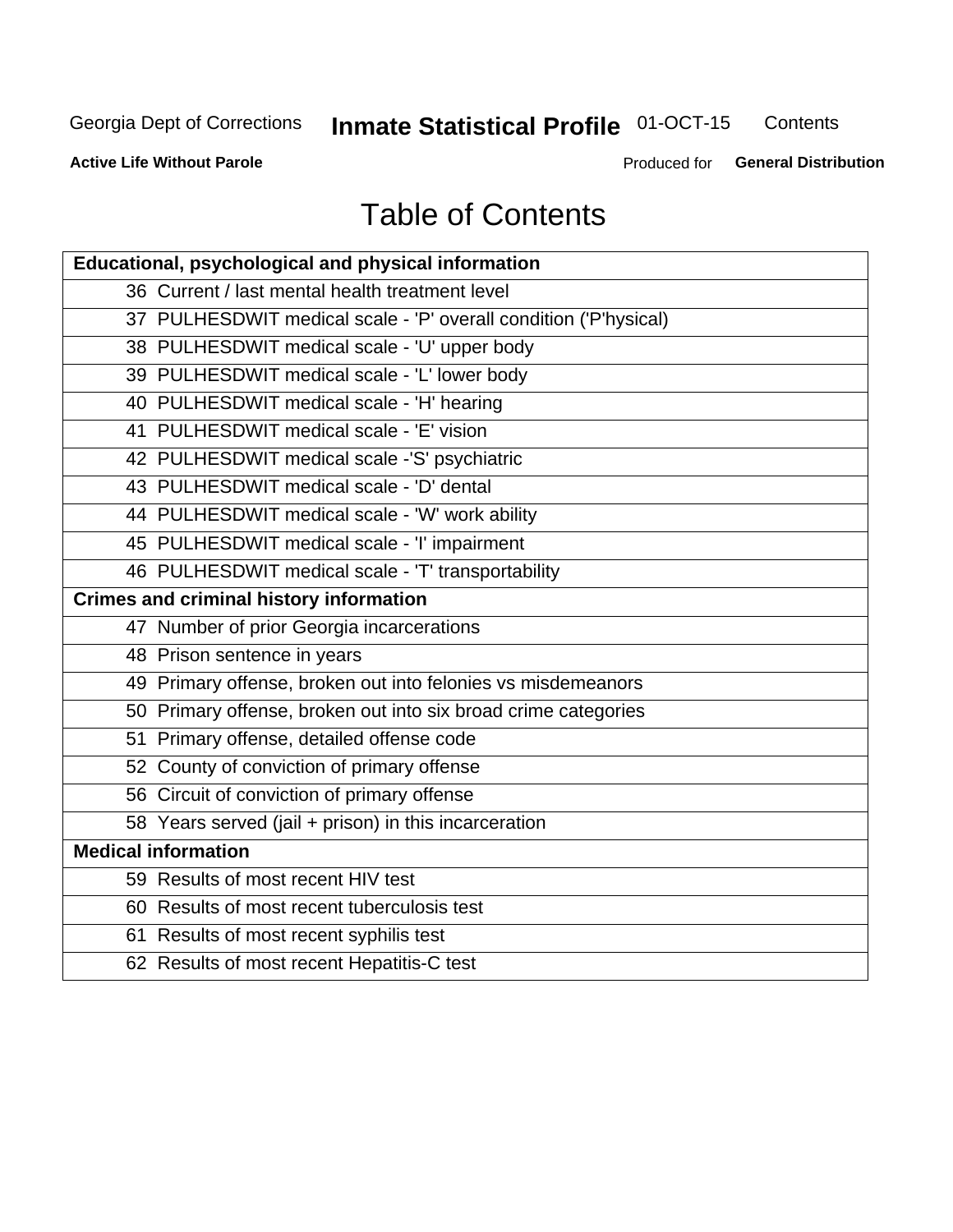# Table of Contents

| Educational, psychological and physical information | |
|---|---|
| 36 | Current / last mental health treatment level |
| 37 | PULHESDWIT medical scale - 'P' overall condition ('P'hysical) |
| 38 | PULHESDWIT medical scale - 'U' upper body |
| 39 | PULHESDWIT medical scale - 'L' lower body |
| 40 | PULHESDWIT medical scale - 'H' hearing |
| 41 | PULHESDWIT medical scale - 'E' vision |
| 42 | PULHESDWIT medical scale -'S' psychiatric |
| 43 | PULHESDWIT medical scale - 'D' dental |
| 44 | PULHESDWIT medical scale - 'W' work ability |
| 45 | PULHESDWIT medical scale - 'I' impairment |
| 46 | PULHESDWIT medical scale - 'T' transportability |
| **Crimes and criminal history information** | |
| 47 | Number of prior Georgia incarcerations |
| 48 | Prison sentence in years |
| 49 | Primary offense, broken out into felonies vs misdemeanors |
| 50 | Primary offense, broken out into six broad crime categories |
| 51 | Primary offense, detailed offense code |
| 52 | County of conviction of primary offense |
| 56 | Circuit of conviction of primary offense |
| 58 | Years served (jail + prison) in this incarceration |
| **Medical information** | |
| 59 | Results of most recent HIV test |
| 60 | Results of most recent tuberculosis test |
| 61 | Results of most recent syphilis test |
| 62 | Results of most recent Hepatitis-C test |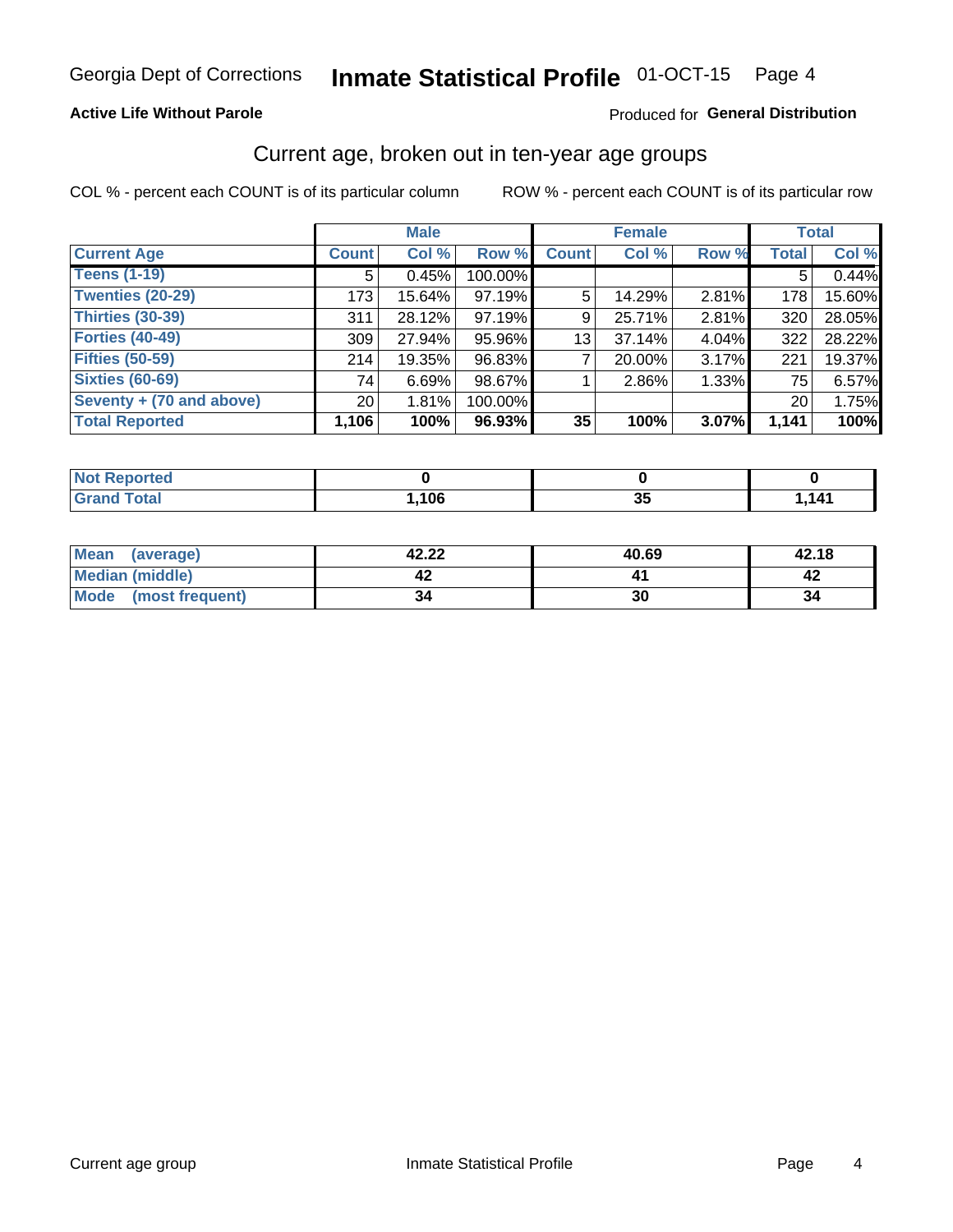Georgia Dept of Corrections **Inmate Statistical Profile** 01-OCT-15

**Active Life Without Parole**

Produced for **General Distribution**

## Current age, broken out in ten-year age groups

COL % - percent each COUNT is of its particular column ROW % - percent each COUNT is of its particular row

| | Male | | | Female | | | Total | |
|---|---|---|---|---|---|---|---|---|
| **Current Age** | **Count** | **Col %** | **Row %** | **Count** | **Col %** | **Row %** | **Total** | **Col %** |
| **Teens (1-19)** | 5 | 0.45% | 100.00% | | | | 5 | 0.44% |
| **Twenties (20-29)** | 173 | 15.64% | 97.19% | 5 | 14.29% | 2.81% | 178 | 15.60% |
| **Thirties (30-39)** | 311 | 28.12% | 97.19% | 9 | 25.71% | 2.81% | 320 | 28.05% |
| **Forties (40-49)** | 309 | 27.94% | 95.96% | 13 | 37.14% | 4.04% | 322 | 28.22% |
| **Fifties (50-59)** | 214 | 19.35% | 96.83% | 7 | 20.00% | 3.17% | 221 | 19.37% |
| **Sixties (60-69)** | 74 | 6.69% | 98.67% | 1 | 2.86% | 1.33% | 75 | 6.57% |
| **Seventy + (70 and above)** | 20 | 1.81% | 100.00% | | | | 20 | 1.75% |
| **Total Reported** | **1,106** | **100%** | **96.93%** | **35** | **100%** | **3.07%** | **1,141** | **100%** |

| | Male | Female | Total |
|---|---|---|---|
| **Not Reported** | **0** | **0** | **0** |
| **Grand Total** | **1,106** | **35** | **1,141** |

| | Male | Female | Total |
|---|---|---|---|
| **Mean (average)** | **42.22** | **40.69** | **42.18** |
| **Median (middle)** | **42** | **41** | **42** |
| **Mode (most frequent)** | **34** | **30** | **34** |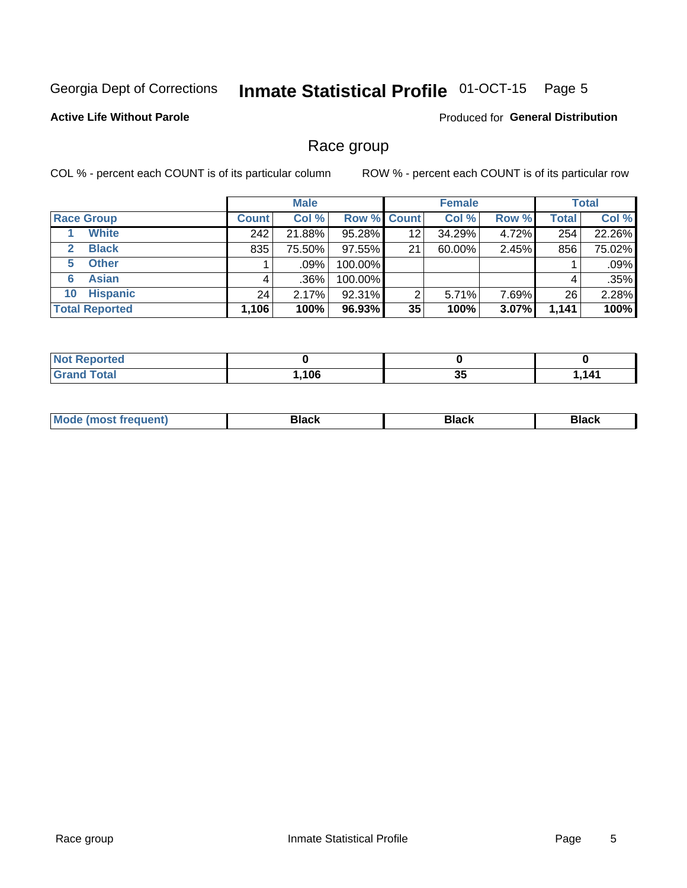Georgia Dept of Corrections **Inmate Statistical Profile** 01-OCT-15

**Active Life Without Parole**

Produced for **General Distribution**

## Race group

COL % - percent each COUNT is of its particular column

ROW % - percent each COUNT is of its particular row

| | Male | | | Female | | | Total | |
|---|---|---|---|---|---|---|---|---|
| Race Group | Count | Col % | Row % | Count | Col % | Row % | Total | Col % |
| 1 White | 242 | 21.88% | 95.28% | 12 | 34.29% | 4.72% | 254 | 22.26% |
| 2 Black | 835 | 75.50% | 97.55% | 21 | 60.00% | 2.45% | 856 | 75.02% |
| 5 Other | 1 | .09% | 100.00% | | | | 1 | .09% |
| 6 Asian | 4 | .36% | 100.00% | | | | 4 | .35% |
| 10 Hispanic | 24 | 2.17% | 92.31% | 2 | 5.71% | 7.69% | 26 | 2.28% |
| **Total Reported** | **1,106** | **100%** | **96.93%** | **35** | **100%** | **3.07%** | **1,141** | **100%** |

| | Male | Female | Total |
|---|---|---|---|
| Not Reported | **0** | **0** | **0** |
| Grand Total | **1,106** | **35** | **1,141** |

| | Male | Female | Total |
|---|---|---|---|
| Mode (most frequent) | **Black** | **Black** | **Black** |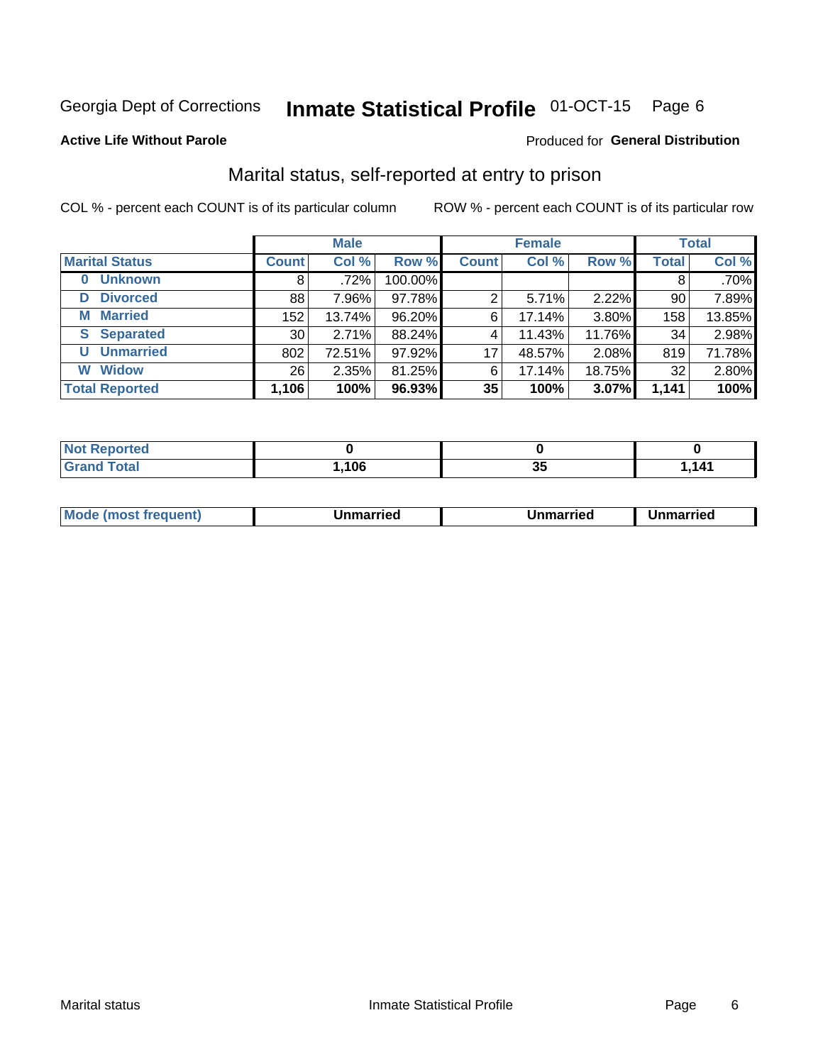Georgia Dept of Corrections **Inmate Statistical Profile** 01-OCT-15

**Active Life Without Parole**

Produced for **General Distribution**

## Marital status, self-reported at entry to prison

COL % - percent each COUNT is of its particular column

ROW % - percent each COUNT is of its particular row

| | Male | | | Female | | | Total | |
|---|---|---|---|---|---|---|---|---|
| **Marital Status** | **Count** | **Col %** | **Row %** | **Count** | **Col %** | **Row %** | **Total** | **Col %** |
| **0 Unknown** | 8 | .72% | 100.00% | | | | 8 | .70% |
| **D Divorced** | 88 | 7.96% | 97.78% | 2 | 5.71% | 2.22% | 90 | 7.89% |
| **M Married** | 152 | 13.74% | 96.20% | 6 | 17.14% | 3.80% | 158 | 13.85% |
| **S Separated** | 30 | 2.71% | 88.24% | 4 | 11.43% | 11.76% | 34 | 2.98% |
| **U Unmarried** | 802 | 72.51% | 97.92% | 17 | 48.57% | 2.08% | 819 | 71.78% |
| **W Widow** | 26 | 2.35% | 81.25% | 6 | 17.14% | 18.75% | 32 | 2.80% |
| **Total Reported** | **1,106** | **100%** | **96.93%** | **35** | **100%** | **3.07%** | **1,141** | **100%** |

| | Male | Female | Total |
|---|---|---|---|
| **Not Reported** | **0** | **0** | **0** |
| **Grand Total** | **1,106** | **35** | **1,141** |

| | Male | Female | Total |
|---|---|---|---|
| **Mode (most frequent)** | **Unmarried** | **Unmarried** | **Unmarried** |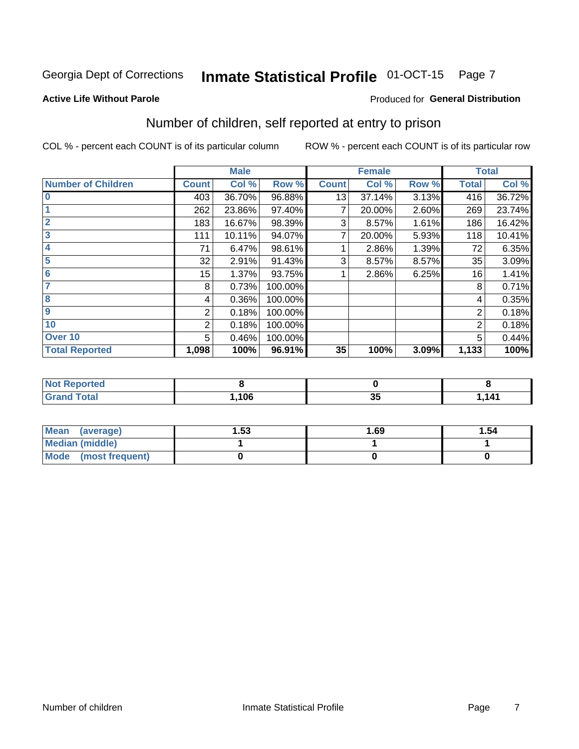Georgia Dept of Corrections **Inmate Statistical Profile** 01-OCT-15

**Active Life Without Parole**

Produced for **General Distribution**

## Number of children, self reported at entry to prison

COL % - percent each COUNT is of its particular column

ROW % - percent each COUNT is of its particular row

| | Male | | | Female | | | Total | |
|---|---|---|---|---|---|---|---|---|
| **Number of Children** | **Count** | **Col %** | **Row %** | **Count** | **Col %** | **Row %** | **Total** | **Col %** |
| **0** | 403 | 36.70% | 96.88% | 13 | 37.14% | 3.13% | 416 | 36.72% |
| **1** | 262 | 23.86% | 97.40% | 7 | 20.00% | 2.60% | 269 | 23.74% |
| **2** | 183 | 16.67% | 98.39% | 3 | 8.57% | 1.61% | 186 | 16.42% |
| **3** | 111 | 10.11% | 94.07% | 7 | 20.00% | 5.93% | 118 | 10.41% |
| **4** | 71 | 6.47% | 98.61% | 1 | 2.86% | 1.39% | 72 | 6.35% |
| **5** | 32 | 2.91% | 91.43% | 3 | 8.57% | 8.57% | 35 | 3.09% |
| **6** | 15 | 1.37% | 93.75% | 1 | 2.86% | 6.25% | 16 | 1.41% |
| **7** | 8 | 0.73% | 100.00% | | | | 8 | 0.71% |
| **8** | 4 | 0.36% | 100.00% | | | | 4 | 0.35% |
| **9** | 2 | 0.18% | 100.00% | | | | 2 | 0.18% |
| **10** | 2 | 0.18% | 100.00% | | | | 2 | 0.18% |
| **Over 10** | 5 | 0.46% | 100.00% | | | | 5 | 0.44% |
| **Total Reported** | **1,098** | **100%** | **96.91%** | **35** | **100%** | **3.09%** | **1,133** | **100%** |

| | Male | Female | Total |
|---|---|---|---|
| **Not Reported** | **8** | **0** | **8** |
| **Grand Total** | **1,106** | **35** | **1,141** |

| | Male | Female | Total |
|---|---|---|---|
| **Mean (average)** | **1.53** | **1.69** | **1.54** |
| **Median (middle)** | **1** | **1** | **1** |
| **Mode (most frequent)** | **0** | **0** | **0** |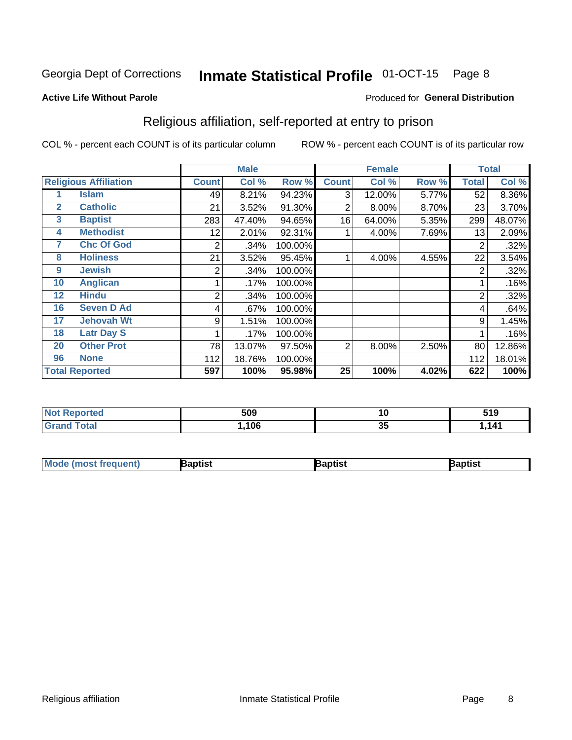Georgia Dept of Corrections **Inmate Statistical Profile** 01-OCT-15

**Active Life Without Parole**

Produced for **General Distribution**

## Religious affiliation, self-reported at entry to prison

COL % - percent each COUNT is of its particular column    ROW % - percent each COUNT is of its particular row

| Religious Affiliation | | Male | | | Female | | | Total | |
|---|---|---|---|---|---|---|---|---|---|
| | | Count | Col % | Row % | Count | Col % | Row % | Total | Col % |
| 1 | Islam | 49 | 8.21% | 94.23% | 3 | 12.00% | 5.77% | 52 | 8.36% |
| 2 | Catholic | 21 | 3.52% | 91.30% | 2 | 8.00% | 8.70% | 23 | 3.70% |
| 3 | Baptist | 283 | 47.40% | 94.65% | 16 | 64.00% | 5.35% | 299 | 48.07% |
| 4 | Methodist | 12 | 2.01% | 92.31% | 1 | 4.00% | 7.69% | 13 | 2.09% |
| 7 | Chc Of God | 2 | .34% | 100.00% | | | | 2 | .32% |
| 8 | Holiness | 21 | 3.52% | 95.45% | 1 | 4.00% | 4.55% | 22 | 3.54% |
| 9 | Jewish | 2 | .34% | 100.00% | | | | 2 | .32% |
| 10 | Anglican | 1 | .17% | 100.00% | | | | 1 | .16% |
| 12 | Hindu | 2 | .34% | 100.00% | | | | 2 | .32% |
| 16 | Seven D Ad | 4 | .67% | 100.00% | | | | 4 | .64% |
| 17 | Jehovah Wt | 9 | 1.51% | 100.00% | | | | 9 | 1.45% |
| 18 | Latr Day S | 1 | .17% | 100.00% | | | | 1 | .16% |
| 20 | Other Prot | 78 | 13.07% | 97.50% | 2 | 8.00% | 2.50% | 80 | 12.86% |
| 96 | None | 112 | 18.76% | 100.00% | | | | 112 | 18.01% |
| **Total Reported** | | **597** | **100%** | **95.98%** | **25** | **100%** | **4.02%** | **622** | **100%** |

| | Male | Female | Total |
|---|---|---|---|
| Not Reported | 509 | 10 | 519 |
| Grand Total | 1,106 | 35 | 1,141 |

| | Male | Female | Total |
|---|---|---|---|
| Mode (most frequent) | Baptist | Baptist | Baptist |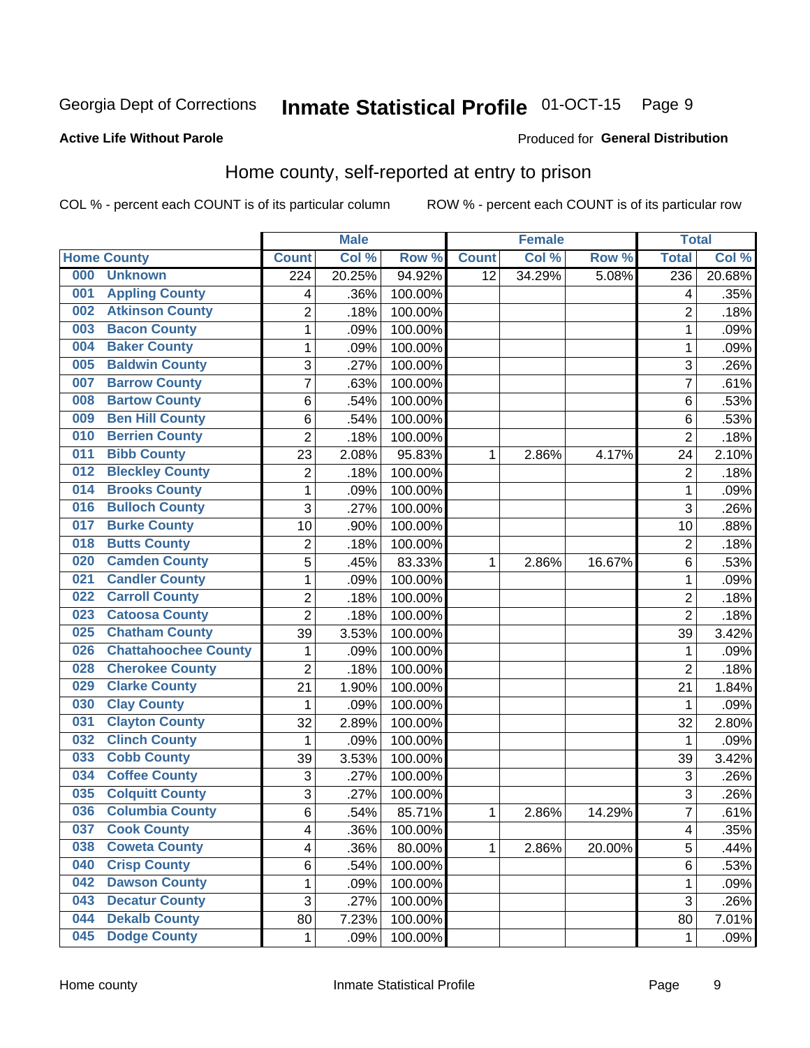Georgia Dept of Corrections **Inmate Statistical Profile** 01-OCT-15

**Active Life Without Parole**

Produced for **General Distribution**

## Home county, self-reported at entry to prison

COL % - percent each COUNT is of its particular column ROW % - percent each COUNT is of its particular row

| Home County | | Male | | | Female | | | Total | |
|---|---|---|---|---|---|---|---|---|---|
| | | Count | Col % | Row % | Count | Col % | Row % | Total | Col % |
| 000 | Unknown | 224 | 20.25% | 94.92% | 12 | 34.29% | 5.08% | 236 | 20.68% |
| 001 | Appling County | 4 | .36% | 100.00% | | | | 4 | .35% |
| 002 | Atkinson County | 2 | .18% | 100.00% | | | | 2 | .18% |
| 003 | Bacon County | 1 | .09% | 100.00% | | | | 1 | .09% |
| 004 | Baker County | 1 | .09% | 100.00% | | | | 1 | .09% |
| 005 | Baldwin County | 3 | .27% | 100.00% | | | | 3 | .26% |
| 007 | Barrow County | 7 | .63% | 100.00% | | | | 7 | .61% |
| 008 | Bartow County | 6 | .54% | 100.00% | | | | 6 | .53% |
| 009 | Ben Hill County | 6 | .54% | 100.00% | | | | 6 | .53% |
| 010 | Berrien County | 2 | .18% | 100.00% | | | | 2 | .18% |
| 011 | Bibb County | 23 | 2.08% | 95.83% | 1 | 2.86% | 4.17% | 24 | 2.10% |
| 012 | Bleckley County | 2 | .18% | 100.00% | | | | 2 | .18% |
| 014 | Brooks County | 1 | .09% | 100.00% | | | | 1 | .09% |
| 016 | Bulloch County | 3 | .27% | 100.00% | | | | 3 | .26% |
| 017 | Burke County | 10 | .90% | 100.00% | | | | 10 | .88% |
| 018 | Butts County | 2 | .18% | 100.00% | | | | 2 | .18% |
| 020 | Camden County | 5 | .45% | 83.33% | 1 | 2.86% | 16.67% | 6 | .53% |
| 021 | Candler County | 1 | .09% | 100.00% | | | | 1 | .09% |
| 022 | Carroll County | 2 | .18% | 100.00% | | | | 2 | .18% |
| 023 | Catoosa County | 2 | .18% | 100.00% | | | | 2 | .18% |
| 025 | Chatham County | 39 | 3.53% | 100.00% | | | | 39 | 3.42% |
| 026 | Chattahoochee County | 1 | .09% | 100.00% | | | | 1 | .09% |
| 028 | Cherokee County | 2 | .18% | 100.00% | | | | 2 | .18% |
| 029 | Clarke County | 21 | 1.90% | 100.00% | | | | 21 | 1.84% |
| 030 | Clay County | 1 | .09% | 100.00% | | | | 1 | .09% |
| 031 | Clayton County | 32 | 2.89% | 100.00% | | | | 32 | 2.80% |
| 032 | Clinch County | 1 | .09% | 100.00% | | | | 1 | .09% |
| 033 | Cobb County | 39 | 3.53% | 100.00% | | | | 39 | 3.42% |
| 034 | Coffee County | 3 | .27% | 100.00% | | | | 3 | .26% |
| 035 | Colquitt County | 3 | .27% | 100.00% | | | | 3 | .26% |
| 036 | Columbia County | 6 | .54% | 85.71% | 1 | 2.86% | 14.29% | 7 | .61% |
| 037 | Cook County | 4 | .36% | 100.00% | | | | 4 | .35% |
| 038 | Coweta County | 4 | .36% | 80.00% | 1 | 2.86% | 20.00% | 5 | .44% |
| 040 | Crisp County | 6 | .54% | 100.00% | | | | 6 | .53% |
| 042 | Dawson County | 1 | .09% | 100.00% | | | | 1 | .09% |
| 043 | Decatur County | 3 | .27% | 100.00% | | | | 3 | .26% |
| 044 | Dekalb County | 80 | 7.23% | 100.00% | | | | 80 | 7.01% |
| 045 | Dodge County | 1 | .09% | 100.00% | | | | 1 | .09% |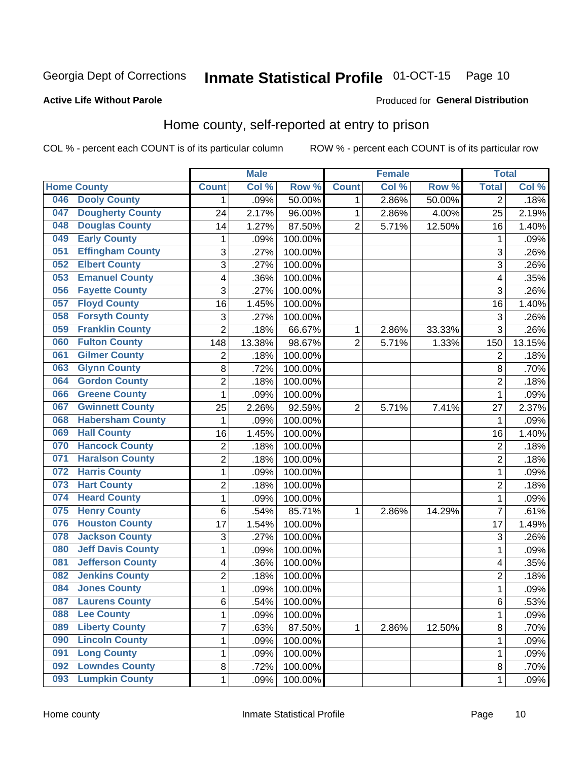Georgia Dept of Corrections **Inmate Statistical Profile** 01-OCT-15

**Active Life Without Parole**

Produced for **General Distribution**

## Home county, self-reported at entry to prison

COL % - percent each COUNT is of its particular column ROW % - percent each COUNT is of its particular row

| Home County | | Male | | | Female | | | Total | |
|---|---|---|---|---|---|---|---|---|---|
| | | Count | Col % | Row % | Count | Col % | Row % | Total | Col % |
| 046 | Dooly County | 1 | .09% | 50.00% | 1 | 2.86% | 50.00% | 2 | .18% |
| 047 | Dougherty County | 24 | 2.17% | 96.00% | 1 | 2.86% | 4.00% | 25 | 2.19% |
| 048 | Douglas County | 14 | 1.27% | 87.50% | 2 | 5.71% | 12.50% | 16 | 1.40% |
| 049 | Early County | 1 | .09% | 100.00% | | | | 1 | .09% |
| 051 | Effingham County | 3 | .27% | 100.00% | | | | 3 | .26% |
| 052 | Elbert County | 3 | .27% | 100.00% | | | | 3 | .26% |
| 053 | Emanuel County | 4 | .36% | 100.00% | | | | 4 | .35% |
| 056 | Fayette County | 3 | .27% | 100.00% | | | | 3 | .26% |
| 057 | Floyd County | 16 | 1.45% | 100.00% | | | | 16 | 1.40% |
| 058 | Forsyth County | 3 | .27% | 100.00% | | | | 3 | .26% |
| 059 | Franklin County | 2 | .18% | 66.67% | 1 | 2.86% | 33.33% | 3 | .26% |
| 060 | Fulton County | 148 | 13.38% | 98.67% | 2 | 5.71% | 1.33% | 150 | 13.15% |
| 061 | Gilmer County | 2 | .18% | 100.00% | | | | 2 | .18% |
| 063 | Glynn County | 8 | .72% | 100.00% | | | | 8 | .70% |
| 064 | Gordon County | 2 | .18% | 100.00% | | | | 2 | .18% |
| 066 | Greene County | 1 | .09% | 100.00% | | | | 1 | .09% |
| 067 | Gwinnett County | 25 | 2.26% | 92.59% | 2 | 5.71% | 7.41% | 27 | 2.37% |
| 068 | Habersham County | 1 | .09% | 100.00% | | | | 1 | .09% |
| 069 | Hall County | 16 | 1.45% | 100.00% | | | | 16 | 1.40% |
| 070 | Hancock County | 2 | .18% | 100.00% | | | | 2 | .18% |
| 071 | Haralson County | 2 | .18% | 100.00% | | | | 2 | .18% |
| 072 | Harris County | 1 | .09% | 100.00% | | | | 1 | .09% |
| 073 | Hart County | 2 | .18% | 100.00% | | | | 2 | .18% |
| 074 | Heard County | 1 | .09% | 100.00% | | | | 1 | .09% |
| 075 | Henry County | 6 | .54% | 85.71% | 1 | 2.86% | 14.29% | 7 | .61% |
| 076 | Houston County | 17 | 1.54% | 100.00% | | | | 17 | 1.49% |
| 078 | Jackson County | 3 | .27% | 100.00% | | | | 3 | .26% |
| 080 | Jeff Davis County | 1 | .09% | 100.00% | | | | 1 | .09% |
| 081 | Jefferson County | 4 | .36% | 100.00% | | | | 4 | .35% |
| 082 | Jenkins County | 2 | .18% | 100.00% | | | | 2 | .18% |
| 084 | Jones County | 1 | .09% | 100.00% | | | | 1 | .09% |
| 087 | Laurens County | 6 | .54% | 100.00% | | | | 6 | .53% |
| 088 | Lee County | 1 | .09% | 100.00% | | | | 1 | .09% |
| 089 | Liberty County | 7 | .63% | 87.50% | 1 | 2.86% | 12.50% | 8 | .70% |
| 090 | Lincoln County | 1 | .09% | 100.00% | | | | 1 | .09% |
| 091 | Long County | 1 | .09% | 100.00% | | | | 1 | .09% |
| 092 | Lowndes County | 8 | .72% | 100.00% | | | | 8 | .70% |
| 093 | Lumpkin County | 1 | .09% | 100.00% | | | | 1 | .09% |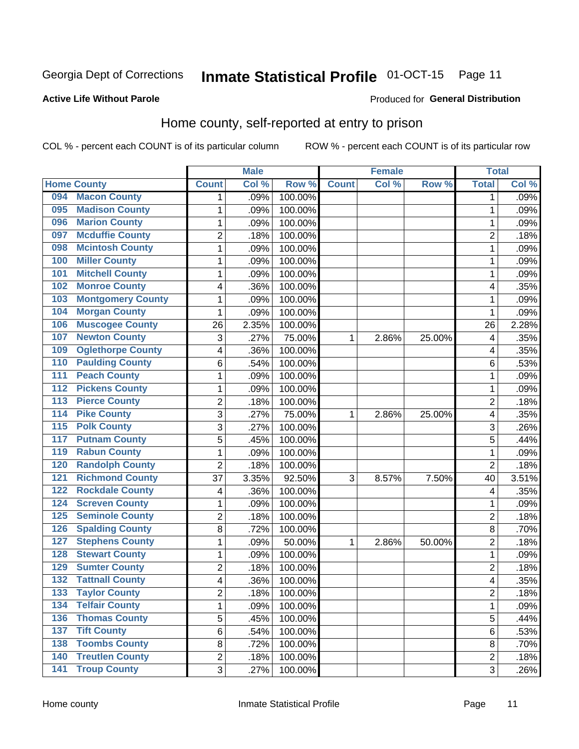Georgia Dept of Corrections **Inmate Statistical Profile** 01-OCT-15

**Active Life Without Parole**

Produced for **General Distribution**

## Home county, self-reported at entry to prison

COL % - percent each COUNT is of its particular column ROW % - percent each COUNT is of its particular row

| Home County | | Male | | | Female | | | Total | |
|---|---|---|---|---|---|---|---|---|---|
| | | Count | Col % | Row % | Count | Col % | Row % | Total | Col % |
| 094 | Macon County | 1 | .09% | 100.00% | | | | 1 | .09% |
| 095 | Madison County | 1 | .09% | 100.00% | | | | 1 | .09% |
| 096 | Marion County | 1 | .09% | 100.00% | | | | 1 | .09% |
| 097 | Mcduffie County | 2 | .18% | 100.00% | | | | 2 | .18% |
| 098 | Mcintosh County | 1 | .09% | 100.00% | | | | 1 | .09% |
| 100 | Miller County | 1 | .09% | 100.00% | | | | 1 | .09% |
| 101 | Mitchell County | 1 | .09% | 100.00% | | | | 1 | .09% |
| 102 | Monroe County | 4 | .36% | 100.00% | | | | 4 | .35% |
| 103 | Montgomery County | 1 | .09% | 100.00% | | | | 1 | .09% |
| 104 | Morgan County | 1 | .09% | 100.00% | | | | 1 | .09% |
| 106 | Muscogee County | 26 | 2.35% | 100.00% | | | | 26 | 2.28% |
| 107 | Newton County | 3 | .27% | 75.00% | 1 | 2.86% | 25.00% | 4 | .35% |
| 109 | Oglethorpe County | 4 | .36% | 100.00% | | | | 4 | .35% |
| 110 | Paulding County | 6 | .54% | 100.00% | | | | 6 | .53% |
| 111 | Peach County | 1 | .09% | 100.00% | | | | 1 | .09% |
| 112 | Pickens County | 1 | .09% | 100.00% | | | | 1 | .09% |
| 113 | Pierce County | 2 | .18% | 100.00% | | | | 2 | .18% |
| 114 | Pike County | 3 | .27% | 75.00% | 1 | 2.86% | 25.00% | 4 | .35% |
| 115 | Polk County | 3 | .27% | 100.00% | | | | 3 | .26% |
| 117 | Putnam County | 5 | .45% | 100.00% | | | | 5 | .44% |
| 119 | Rabun County | 1 | .09% | 100.00% | | | | 1 | .09% |
| 120 | Randolph County | 2 | .18% | 100.00% | | | | 2 | .18% |
| 121 | Richmond County | 37 | 3.35% | 92.50% | 3 | 8.57% | 7.50% | 40 | 3.51% |
| 122 | Rockdale County | 4 | .36% | 100.00% | | | | 4 | .35% |
| 124 | Screven County | 1 | .09% | 100.00% | | | | 1 | .09% |
| 125 | Seminole County | 2 | .18% | 100.00% | | | | 2 | .18% |
| 126 | Spalding County | 8 | .72% | 100.00% | | | | 8 | .70% |
| 127 | Stephens County | 1 | .09% | 50.00% | 1 | 2.86% | 50.00% | 2 | .18% |
| 128 | Stewart County | 1 | .09% | 100.00% | | | | 1 | .09% |
| 129 | Sumter County | 2 | .18% | 100.00% | | | | 2 | .18% |
| 132 | Tattnall County | 4 | .36% | 100.00% | | | | 4 | .35% |
| 133 | Taylor County | 2 | .18% | 100.00% | | | | 2 | .18% |
| 134 | Telfair County | 1 | .09% | 100.00% | | | | 1 | .09% |
| 136 | Thomas County | 5 | .45% | 100.00% | | | | 5 | .44% |
| 137 | Tift County | 6 | .54% | 100.00% | | | | 6 | .53% |
| 138 | Toombs County | 8 | .72% | 100.00% | | | | 8 | .70% |
| 140 | Treutlen County | 2 | .18% | 100.00% | | | | 2 | .18% |
| 141 | Troup County | 3 | .27% | 100.00% | | | | 3 | .26% |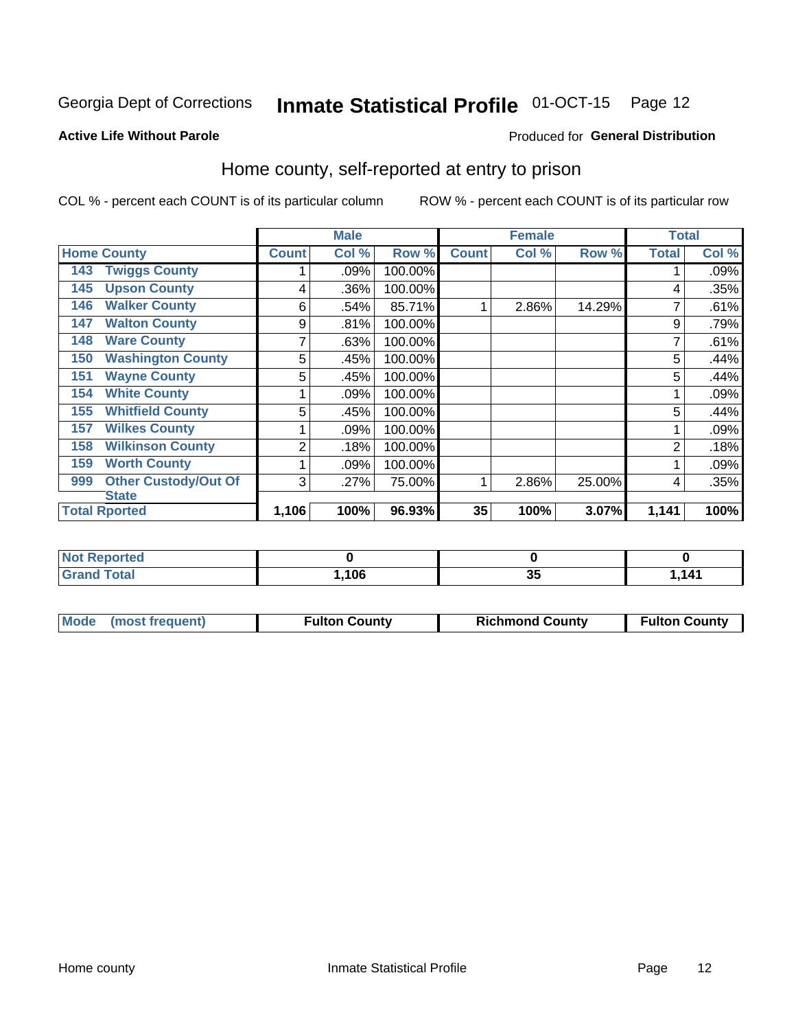Georgia Dept of Corrections **Inmate Statistical Profile** 01-OCT-15 Page 12

**Active Life Without Parole**

Produced for **General Distribution**

## Home county, self-reported at entry to prison

COL % - percent each COUNT is of its particular column ROW % - percent each COUNT is of its particular row

| Home County | Male | | | Female | | | Total | |
|---|---|---|---|---|---|---|---|---|
| | Count | Col % | Row % | Count | Col % | Row % | Total | Col % |
| 143 Twiggs County | 1 | .09% | 100.00% | | | | 1 | .09% |
| 145 Upson County | 4 | .36% | 100.00% | | | | 4 | .35% |
| 146 Walker County | 6 | .54% | 85.71% | 1 | 2.86% | 14.29% | 7 | .61% |
| 147 Walton County | 9 | .81% | 100.00% | | | | 9 | .79% |
| 148 Ware County | 7 | .63% | 100.00% | | | | 7 | .61% |
| 150 Washington County | 5 | .45% | 100.00% | | | | 5 | .44% |
| 151 Wayne County | 5 | .45% | 100.00% | | | | 5 | .44% |
| 154 White County | 1 | .09% | 100.00% | | | | 1 | .09% |
| 155 Whitfield County | 5 | .45% | 100.00% | | | | 5 | .44% |
| 157 Wilkes County | 1 | .09% | 100.00% | | | | 1 | .09% |
| 158 Wilkinson County | 2 | .18% | 100.00% | | | | 2 | .18% |
| 159 Worth County | 1 | .09% | 100.00% | | | | 1 | .09% |
| 999 Other Custody/Out Of State | 3 | .27% | 75.00% | 1 | 2.86% | 25.00% | 4 | .35% |
| **Total Rported** | **1,106** | **100%** | **96.93%** | **35** | **100%** | **3.07%** | **1,141** | **100%** |

| | Male | Female | Total |
|---|---|---|---|
| Not Reported | 0 | 0 | 0 |
| Grand Total | 1,106 | 35 | 1,141 |

| Mode (most frequent) | Fulton County | Richmond County | Fulton County |
|---|---|---|---|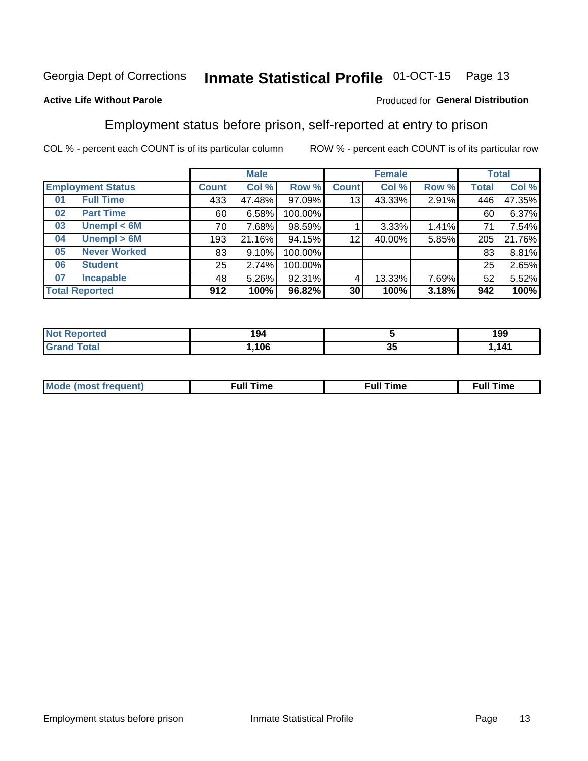Georgia Dept of Corrections **Inmate Statistical Profile** 01-OCT-15

**Active Life Without Parole**

Produced for **General Distribution**

## Employment status before prison, self-reported at entry to prison

COL % - percent each COUNT is of its particular column    ROW % - percent each COUNT is of its particular row

| Employment Status | | Male | | | Female | | | Total | |
|---|---|---|---|---|---|---|---|---|---|
| | | Count | Col % | Row % | Count | Col % | Row % | Total | Col % |
| 01 | Full Time | 433 | 47.48% | 97.09% | 13 | 43.33% | 2.91% | 446 | 47.35% |
| 02 | Part Time | 60 | 6.58% | 100.00% | | | | 60 | 6.37% |
| 03 | Unempl < 6M | 70 | 7.68% | 98.59% | 1 | 3.33% | 1.41% | 71 | 7.54% |
| 04 | Unempl > 6M | 193 | 21.16% | 94.15% | 12 | 40.00% | 5.85% | 205 | 21.76% |
| 05 | Never Worked | 83 | 9.10% | 100.00% | | | | 83 | 8.81% |
| 06 | Student | 25 | 2.74% | 100.00% | | | | 25 | 2.65% |
| 07 | Incapable | 48 | 5.26% | 92.31% | 4 | 13.33% | 7.69% | 52 | 5.52% |
| **Total Reported** | | **912** | **100%** | **96.82%** | **30** | **100%** | **3.18%** | **942** | **100%** |

| | Male | Female | Total |
|---|---|---|---|
| Not Reported | 194 | 5 | 199 |
| Grand Total | 1,106 | 35 | 1,141 |

| | Male | Female | Total |
|---|---|---|---|
| Mode (most frequent) | Full Time | Full Time | Full Time |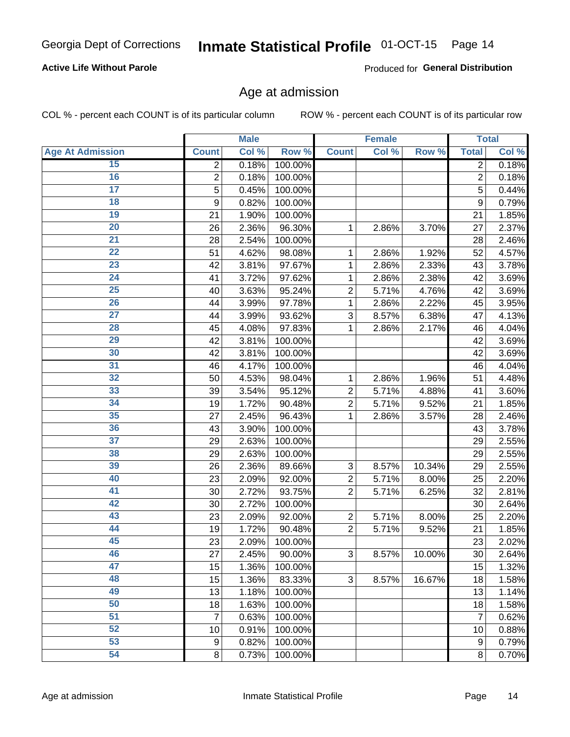**Active Life Without Parole**

Produced for **General Distribution**

## Age at admission

COL % - percent each COUNT is of its particular column

ROW % - percent each COUNT is of its particular row

| | Male | | | Female | | | Total | |
|---|---|---|---|---|---|---|---|---|
| **Age At Admission** | **Count** | **Col %** | **Row %** | **Count** | **Col %** | **Row %** | **Total** | **Col %** |
| 15 | 2 | 0.18% | 100.00% | | | | 2 | 0.18% |
| 16 | 2 | 0.18% | 100.00% | | | | 2 | 0.18% |
| 17 | 5 | 0.45% | 100.00% | | | | 5 | 0.44% |
| 18 | 9 | 0.82% | 100.00% | | | | 9 | 0.79% |
| 19 | 21 | 1.90% | 100.00% | | | | 21 | 1.85% |
| 20 | 26 | 2.36% | 96.30% | 1 | 2.86% | 3.70% | 27 | 2.37% |
| 21 | 28 | 2.54% | 100.00% | | | | 28 | 2.46% |
| 22 | 51 | 4.62% | 98.08% | 1 | 2.86% | 1.92% | 52 | 4.57% |
| 23 | 42 | 3.81% | 97.67% | 1 | 2.86% | 2.33% | 43 | 3.78% |
| 24 | 41 | 3.72% | 97.62% | 1 | 2.86% | 2.38% | 42 | 3.69% |
| 25 | 40 | 3.63% | 95.24% | 2 | 5.71% | 4.76% | 42 | 3.69% |
| 26 | 44 | 3.99% | 97.78% | 1 | 2.86% | 2.22% | 45 | 3.95% |
| 27 | 44 | 3.99% | 93.62% | 3 | 8.57% | 6.38% | 47 | 4.13% |
| 28 | 45 | 4.08% | 97.83% | 1 | 2.86% | 2.17% | 46 | 4.04% |
| 29 | 42 | 3.81% | 100.00% | | | | 42 | 3.69% |
| 30 | 42 | 3.81% | 100.00% | | | | 42 | 3.69% |
| 31 | 46 | 4.17% | 100.00% | | | | 46 | 4.04% |
| 32 | 50 | 4.53% | 98.04% | 1 | 2.86% | 1.96% | 51 | 4.48% |
| 33 | 39 | 3.54% | 95.12% | 2 | 5.71% | 4.88% | 41 | 3.60% |
| 34 | 19 | 1.72% | 90.48% | 2 | 5.71% | 9.52% | 21 | 1.85% |
| 35 | 27 | 2.45% | 96.43% | 1 | 2.86% | 3.57% | 28 | 2.46% |
| 36 | 43 | 3.90% | 100.00% | | | | 43 | 3.78% |
| 37 | 29 | 2.63% | 100.00% | | | | 29 | 2.55% |
| 38 | 29 | 2.63% | 100.00% | | | | 29 | 2.55% |
| 39 | 26 | 2.36% | 89.66% | 3 | 8.57% | 10.34% | 29 | 2.55% |
| 40 | 23 | 2.09% | 92.00% | 2 | 5.71% | 8.00% | 25 | 2.20% |
| 41 | 30 | 2.72% | 93.75% | 2 | 5.71% | 6.25% | 32 | 2.81% |
| 42 | 30 | 2.72% | 100.00% | | | | 30 | 2.64% |
| 43 | 23 | 2.09% | 92.00% | 2 | 5.71% | 8.00% | 25 | 2.20% |
| 44 | 19 | 1.72% | 90.48% | 2 | 5.71% | 9.52% | 21 | 1.85% |
| 45 | 23 | 2.09% | 100.00% | | | | 23 | 2.02% |
| 46 | 27 | 2.45% | 90.00% | 3 | 8.57% | 10.00% | 30 | 2.64% |
| 47 | 15 | 1.36% | 100.00% | | | | 15 | 1.32% |
| 48 | 15 | 1.36% | 83.33% | 3 | 8.57% | 16.67% | 18 | 1.58% |
| 49 | 13 | 1.18% | 100.00% | | | | 13 | 1.14% |
| 50 | 18 | 1.63% | 100.00% | | | | 18 | 1.58% |
| 51 | 7 | 0.63% | 100.00% | | | | 7 | 0.62% |
| 52 | 10 | 0.91% | 100.00% | | | | 10 | 0.88% |
| 53 | 9 | 0.82% | 100.00% | | | | 9 | 0.79% |
| 54 | 8 | 0.73% | 100.00% | | | | 8 | 0.70% |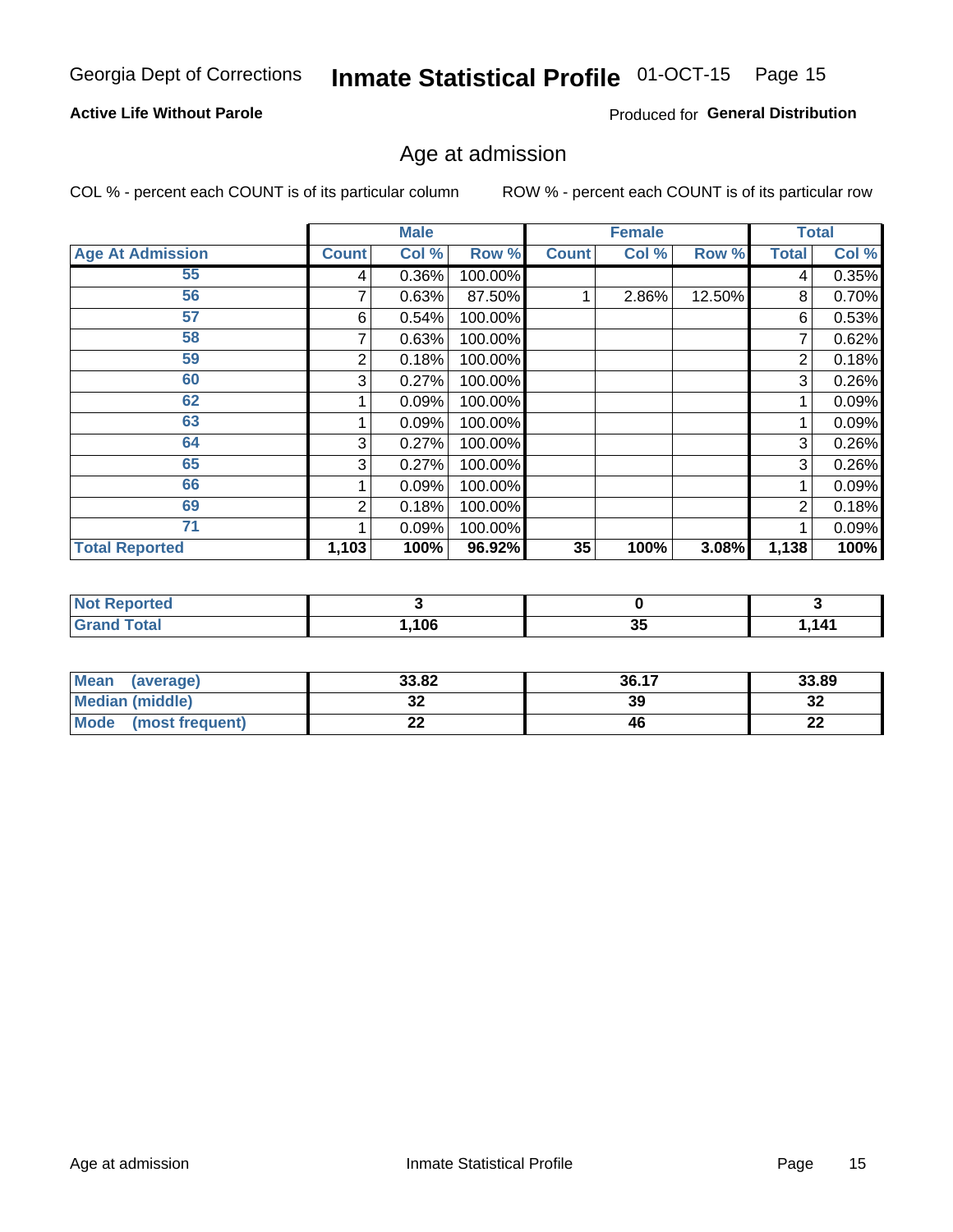Georgia Dept of Corrections **Inmate Statistical Profile** 01-OCT-15 Page 15

**Active Life Without Parole**

Produced for **General Distribution**

## Age at admission

COL % - percent each COUNT is of its particular column

ROW % - percent each COUNT is of its particular row

| | Male | | | Female | | | Total | |
|---|---|---|---|---|---|---|---|---|
| **Age At Admission** | **Count** | **Col %** | **Row %** | **Count** | **Col %** | **Row %** | **Total** | **Col %** |
| 55 | 4 | 0.36% | 100.00% | | | | 4 | 0.35% |
| 56 | 7 | 0.63% | 87.50% | 1 | 2.86% | 12.50% | 8 | 0.70% |
| 57 | 6 | 0.54% | 100.00% | | | | 6 | 0.53% |
| 58 | 7 | 0.63% | 100.00% | | | | 7 | 0.62% |
| 59 | 2 | 0.18% | 100.00% | | | | 2 | 0.18% |
| 60 | 3 | 0.27% | 100.00% | | | | 3 | 0.26% |
| 62 | 1 | 0.09% | 100.00% | | | | 1 | 0.09% |
| 63 | 1 | 0.09% | 100.00% | | | | 1 | 0.09% |
| 64 | 3 | 0.27% | 100.00% | | | | 3 | 0.26% |
| 65 | 3 | 0.27% | 100.00% | | | | 3 | 0.26% |
| 66 | 1 | 0.09% | 100.00% | | | | 1 | 0.09% |
| 69 | 2 | 0.18% | 100.00% | | | | 2 | 0.18% |
| 71 | 1 | 0.09% | 100.00% | | | | 1 | 0.09% |
| **Total Reported** | **1,103** | **100%** | **96.92%** | **35** | **100%** | **3.08%** | **1,138** | **100%** |

| | Male | Female | Total |
|---|---|---|---|
| **Not Reported** | 3 | 0 | 3 |
| **Grand Total** | 1,106 | 35 | 1,141 |

| | Male | Female | Total |
|---|---|---|---|
| **Mean (average)** | 33.82 | 36.17 | 33.89 |
| **Median (middle)** | 32 | 39 | 32 |
| **Mode (most frequent)** | 22 | 46 | 22 |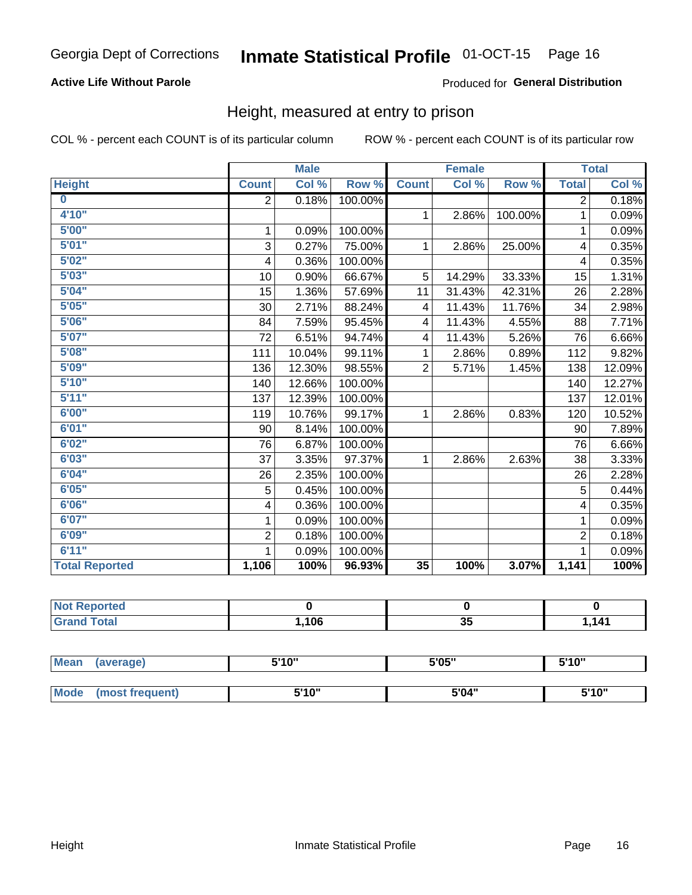Georgia Dept of Corrections **Inmate Statistical Profile** 01-OCT-15

**Active Life Without Parole**

Produced for **General Distribution**

## Height, measured at entry to prison

COL % - percent each COUNT is of its particular column ROW % - percent each COUNT is of its particular row

| | Male | | | Female | | | Total | |
|---|---|---|---|---|---|---|---|---|
| **Height** | **Count** | **Col %** | **Row %** | **Count** | **Col %** | **Row %** | **Total** | **Col %** |
| **0** | 2 | 0.18% | 100.00% | | | | 2 | 0.18% |
| **4'10"** | | | | 1 | 2.86% | 100.00% | 1 | 0.09% |
| **5'00"** | 1 | 0.09% | 100.00% | | | | 1 | 0.09% |
| **5'01"** | 3 | 0.27% | 75.00% | 1 | 2.86% | 25.00% | 4 | 0.35% |
| **5'02"** | 4 | 0.36% | 100.00% | | | | 4 | 0.35% |
| **5'03"** | 10 | 0.90% | 66.67% | 5 | 14.29% | 33.33% | 15 | 1.31% |
| **5'04"** | 15 | 1.36% | 57.69% | 11 | 31.43% | 42.31% | 26 | 2.28% |
| **5'05"** | 30 | 2.71% | 88.24% | 4 | 11.43% | 11.76% | 34 | 2.98% |
| **5'06"** | 84 | 7.59% | 95.45% | 4 | 11.43% | 4.55% | 88 | 7.71% |
| **5'07"** | 72 | 6.51% | 94.74% | 4 | 11.43% | 5.26% | 76 | 6.66% |
| **5'08"** | 111 | 10.04% | 99.11% | 1 | 2.86% | 0.89% | 112 | 9.82% |
| **5'09"** | 136 | 12.30% | 98.55% | 2 | 5.71% | 1.45% | 138 | 12.09% |
| **5'10"** | 140 | 12.66% | 100.00% | | | | 140 | 12.27% |
| **5'11"** | 137 | 12.39% | 100.00% | | | | 137 | 12.01% |
| **6'00"** | 119 | 10.76% | 99.17% | 1 | 2.86% | 0.83% | 120 | 10.52% |
| **6'01"** | 90 | 8.14% | 100.00% | | | | 90 | 7.89% |
| **6'02"** | 76 | 6.87% | 100.00% | | | | 76 | 6.66% |
| **6'03"** | 37 | 3.35% | 97.37% | 1 | 2.86% | 2.63% | 38 | 3.33% |
| **6'04"** | 26 | 2.35% | 100.00% | | | | 26 | 2.28% |
| **6'05"** | 5 | 0.45% | 100.00% | | | | 5 | 0.44% |
| **6'06"** | 4 | 0.36% | 100.00% | | | | 4 | 0.35% |
| **6'07"** | 1 | 0.09% | 100.00% | | | | 1 | 0.09% |
| **6'09"** | 2 | 0.18% | 100.00% | | | | 2 | 0.18% |
| **6'11"** | 1 | 0.09% | 100.00% | | | | 1 | 0.09% |
| **Total Reported** | **1,106** | **100%** | **96.93%** | **35** | **100%** | **3.07%** | **1,141** | **100%** |

| | Male | Female | Total |
|---|---|---|---|
| **Not Reported** | **0** | **0** | **0** |
| **Grand Total** | **1,106** | **35** | **1,141** |

| | Male | Female | Total |
|---|---|---|---|
| **Mean (average)** | **5'10"** | **5'05"** | **5'10"** |
| **Mode (most frequent)** | **5'10"** | **5'04"** | **5'10"** |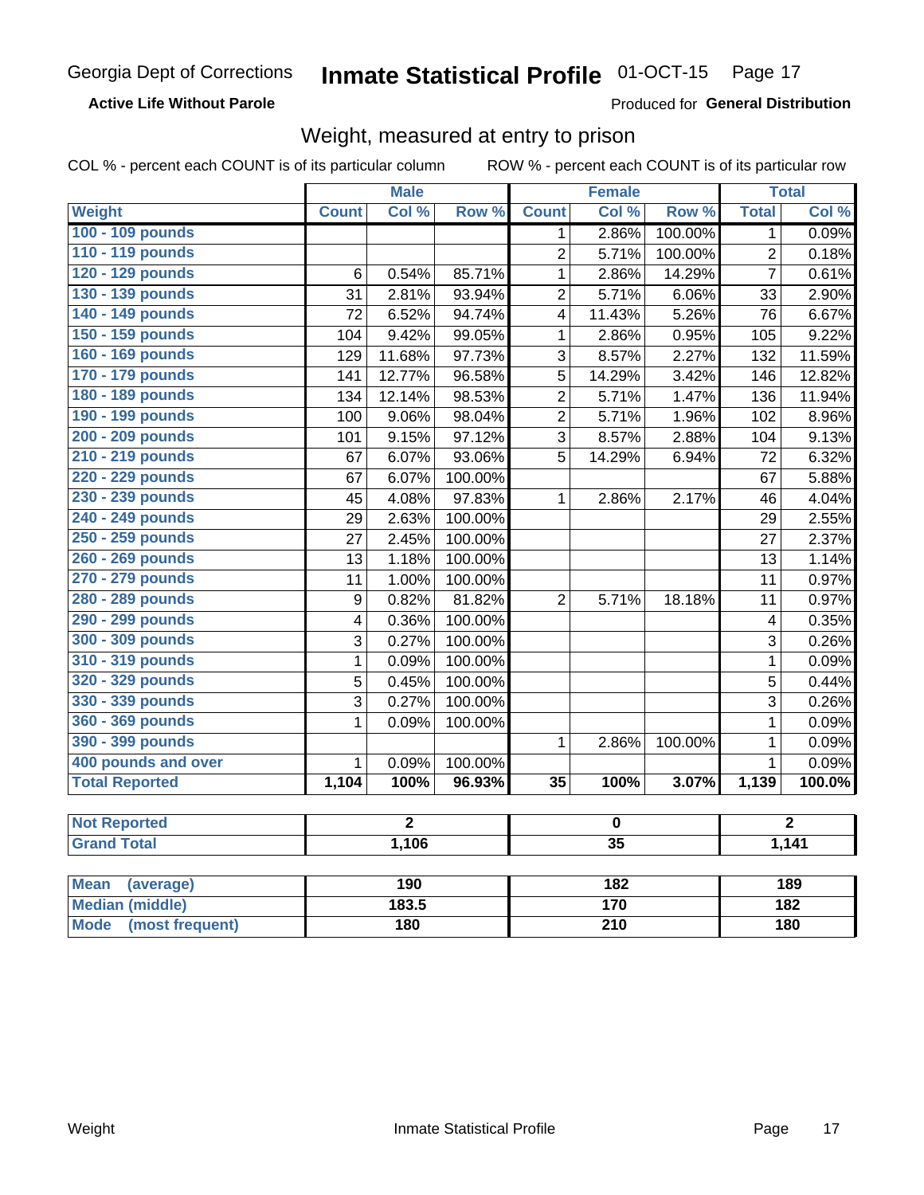Georgia Dept of Corrections **Inmate Statistical Profile** 01-OCT-15 Page 17

**Active Life Without Parole**

Produced for **General Distribution**

## Weight, measured at entry to prison

COL % - percent each COUNT is of its particular column ROW % - percent each COUNT is of its particular row

| | Male | | | Female | | | Total | |
|---|---|---|---|---|---|---|---|---|
| **Weight** | **Count** | **Col %** | **Row %** | **Count** | **Col %** | **Row %** | **Total** | **Col %** |
| 100 - 109 pounds | | | | 1 | 2.86% | 100.00% | 1 | 0.09% |
| 110 - 119 pounds | | | | 2 | 5.71% | 100.00% | 2 | 0.18% |
| 120 - 129 pounds | 6 | 0.54% | 85.71% | 1 | 2.86% | 14.29% | 7 | 0.61% |
| 130 - 139 pounds | 31 | 2.81% | 93.94% | 2 | 5.71% | 6.06% | 33 | 2.90% |
| 140 - 149 pounds | 72 | 6.52% | 94.74% | 4 | 11.43% | 5.26% | 76 | 6.67% |
| 150 - 159 pounds | 104 | 9.42% | 99.05% | 1 | 2.86% | 0.95% | 105 | 9.22% |
| 160 - 169 pounds | 129 | 11.68% | 97.73% | 3 | 8.57% | 2.27% | 132 | 11.59% |
| 170 - 179 pounds | 141 | 12.77% | 96.58% | 5 | 14.29% | 3.42% | 146 | 12.82% |
| 180 - 189 pounds | 134 | 12.14% | 98.53% | 2 | 5.71% | 1.47% | 136 | 11.94% |
| 190 - 199 pounds | 100 | 9.06% | 98.04% | 2 | 5.71% | 1.96% | 102 | 8.96% |
| 200 - 209 pounds | 101 | 9.15% | 97.12% | 3 | 8.57% | 2.88% | 104 | 9.13% |
| 210 - 219 pounds | 67 | 6.07% | 93.06% | 5 | 14.29% | 6.94% | 72 | 6.32% |
| 220 - 229 pounds | 67 | 6.07% | 100.00% | | | | 67 | 5.88% |
| 230 - 239 pounds | 45 | 4.08% | 97.83% | 1 | 2.86% | 2.17% | 46 | 4.04% |
| 240 - 249 pounds | 29 | 2.63% | 100.00% | | | | 29 | 2.55% |
| 250 - 259 pounds | 27 | 2.45% | 100.00% | | | | 27 | 2.37% |
| 260 - 269 pounds | 13 | 1.18% | 100.00% | | | | 13 | 1.14% |
| 270 - 279 pounds | 11 | 1.00% | 100.00% | | | | 11 | 0.97% |
| 280 - 289 pounds | 9 | 0.82% | 81.82% | 2 | 5.71% | 18.18% | 11 | 0.97% |
| 290 - 299 pounds | 4 | 0.36% | 100.00% | | | | 4 | 0.35% |
| 300 - 309 pounds | 3 | 0.27% | 100.00% | | | | 3 | 0.26% |
| 310 - 319 pounds | 1 | 0.09% | 100.00% | | | | 1 | 0.09% |
| 320 - 329 pounds | 5 | 0.45% | 100.00% | | | | 5 | 0.44% |
| 330 - 339 pounds | 3 | 0.27% | 100.00% | | | | 3 | 0.26% |
| 360 - 369 pounds | 1 | 0.09% | 100.00% | | | | 1 | 0.09% |
| 390 - 399 pounds | | | | 1 | 2.86% | 100.00% | 1 | 0.09% |
| 400 pounds and over | 1 | 0.09% | 100.00% | | | | 1 | 0.09% |
| **Total Reported** | **1,104** | **100%** | **96.93%** | **35** | **100%** | **3.07%** | **1,139** | **100.0%** |

| | Male | Female | Total |
|---|---|---|---|
| **Not Reported** | **2** | **0** | **2** |
| **Grand Total** | **1,106** | **35** | **1,141** |

| | Male | Female | Total |
|---|---|---|---|
| **Mean (average)** | **190** | **182** | **189** |
| **Median (middle)** | **183.5** | **170** | **182** |
| **Mode (most frequent)** | **180** | **210** | **180** |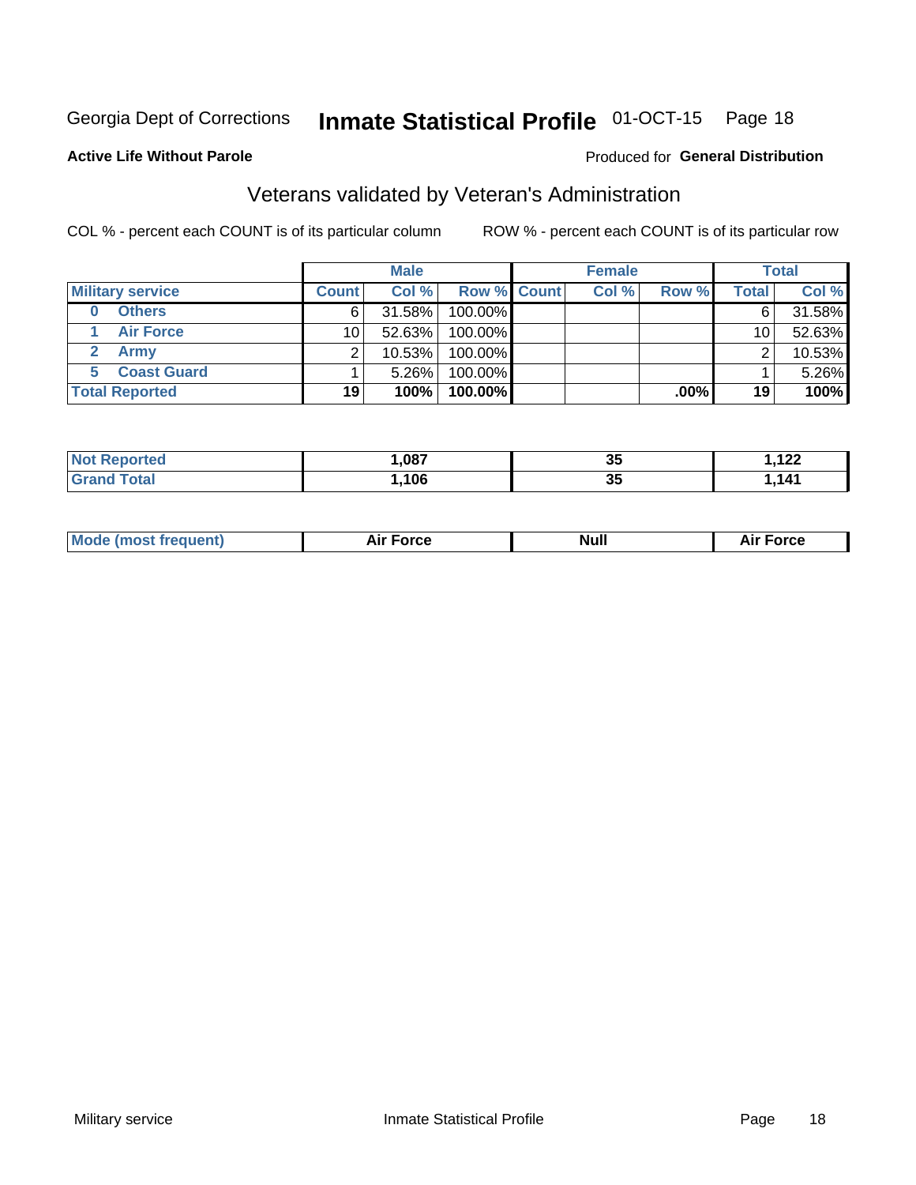Georgia Dept of Corrections **Inmate Statistical Profile** 01-OCT-15

**Active Life Without Parole**

Produced for **General Distribution**

## Veterans validated by Veteran's Administration

COL % - percent each COUNT is of its particular column

ROW % - percent each COUNT is of its particular row

| | Male | | | Female | | | Total | |
|---|---|---|---|---|---|---|---|---|
| **Military service** | **Count** | **Col %** | **Row %** | **Count** | **Col %** | **Row %** | **Total** | **Col %** |
| **0 Others** | 6 | 31.58% | 100.00% | | | | 6 | 31.58% |
| **1 Air Force** | 10 | 52.63% | 100.00% | | | | 10 | 52.63% |
| **2 Army** | 2 | 10.53% | 100.00% | | | | 2 | 10.53% |
| **5 Coast Guard** | 1 | 5.26% | 100.00% | | | | 1 | 5.26% |
| **Total Reported** | **19** | **100%** | **100.00%** | | | **.00%** | **19** | **100%** |

| | Male | Female | Total |
|---|---|---|---|
| **Not Reported** | **1,087** | **35** | **1,122** |
| **Grand Total** | **1,106** | **35** | **1,141** |

| | Male | Female | Total |
|---|---|---|---|
| **Mode (most frequent)** | **Air Force** | **Null** | **Air Force** |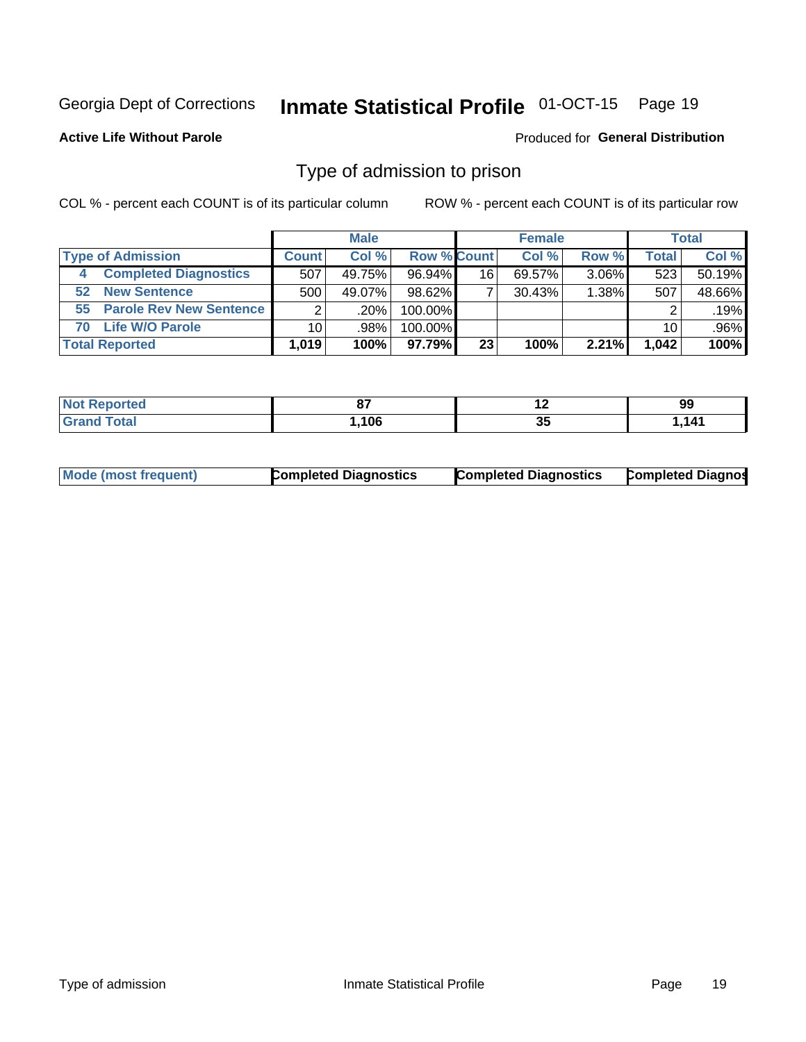Georgia Dept of Corrections **Inmate Statistical Profile** 01-OCT-15

**Active Life Without Parole**

Produced for **General Distribution**

## Type of admission to prison

COL % - percent each COUNT is of its particular column

ROW % - percent each COUNT is of its particular row

| | Male | | | Female | | | Total | |
|---|---|---|---|---|---|---|---|---|
| Type of Admission | Count | Col % | Row % | Count | Col % | Row % | Total | Col % |
| 4 Completed Diagnostics | 507 | 49.75% | 96.94% | 16 | 69.57% | 3.06% | 523 | 50.19% |
| 52 New Sentence | 500 | 49.07% | 98.62% | 7 | 30.43% | 1.38% | 507 | 48.66% |
| 55 Parole Rev New Sentence | 2 | .20% | 100.00% | | | | 2 | .19% |
| 70 Life W/O Parole | 10 | .98% | 100.00% | | | | 10 | .96% |
| **Total Reported** | **1,019** | **100%** | **97.79%** | **23** | **100%** | **2.21%** | **1,042** | **100%** |

| | Male | Female | Total |
|---|---|---|---|
| Not Reported | 87 | 12 | 99 |
| Grand Total | 1,106 | 35 | 1,141 |

| | Male | Female | Total |
|---|---|---|---|
| Mode (most frequent) | Completed Diagnostics | Completed Diagnostics | Completed Diagnos |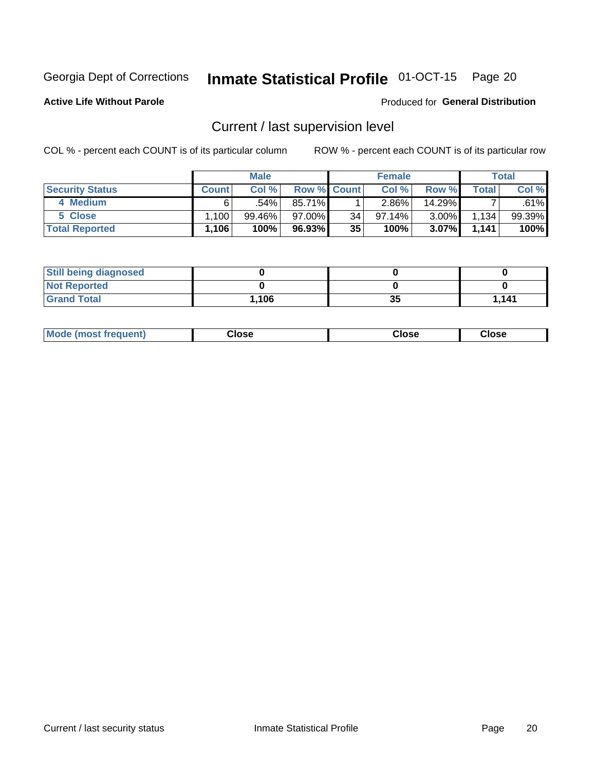Georgia Dept of Corrections **Inmate Statistical Profile** 01-OCT-15

**Active Life Without Parole**

Produced for **General Distribution**

## Current / last supervision level

COL % - percent each COUNT is of its particular column ROW % - percent each COUNT is of its particular row

| | Male | | | Female | | | Total | |
|---|---|---|---|---|---|---|---|---|
| **Security Status** | **Count** | **Col %** | **Row %** | **Count** | **Col %** | **Row %** | **Total** | **Col %** |
| 4 Medium | 6 | .54% | 85.71% | 1 | 2.86% | 14.29% | 7 | .61% |
| 5 Close | 1,100 | 99.46% | 97.00% | 34 | 97.14% | 3.00% | 1,134 | 99.39% |
| **Total Reported** | **1,106** | **100%** | **96.93%** | **35** | **100%** | **3.07%** | **1,141** | **100%** |

| | Male | Female | Total |
|---|---|---|---|
| **Still being diagnosed** | **0** | **0** | **0** |
| **Not Reported** | **0** | **0** | **0** |
| **Grand Total** | **1,106** | **35** | **1,141** |

| | Male | Female | Total |
|---|---|---|---|
| **Mode (most frequent)** | **Close** | **Close** | **Close** |

Current / last security status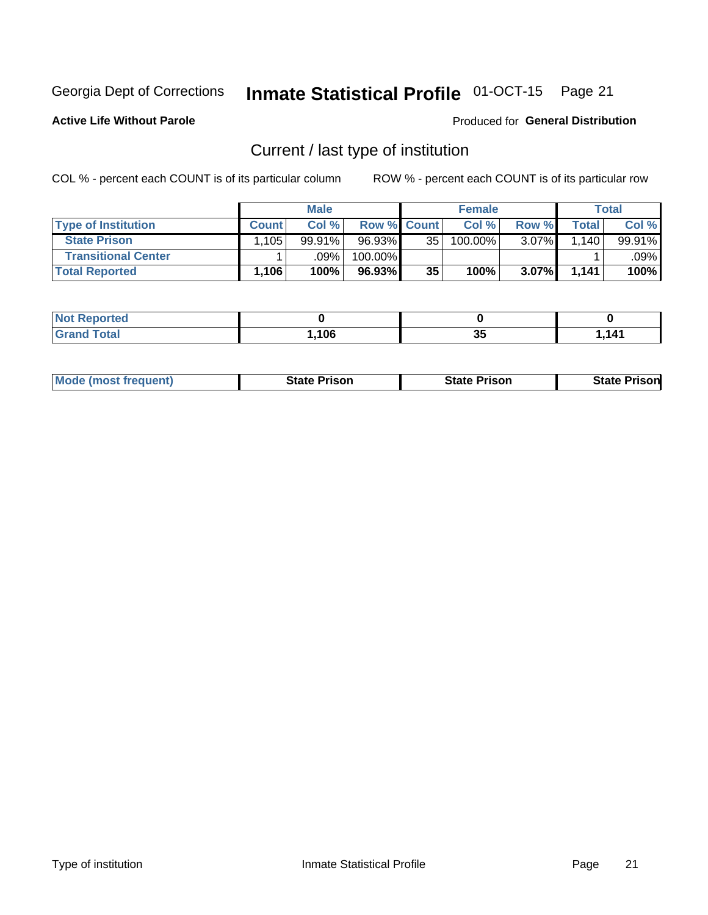Georgia Dept of Corrections **Inmate Statistical Profile** 01-OCT-15

**Active Life Without Parole**

Produced for **General Distribution**

## Current / last type of institution

COL % - percent each COUNT is of its particular column

ROW % - percent each COUNT is of its particular row

| | Male | | | Female | | | Total | |
|---|---|---|---|---|---|---|---|---|
| **Type of Institution** | **Count** | **Col %** | **Row %** | **Count** | **Col %** | **Row %** | **Total** | **Col %** |
| **State Prison** | 1,105 | 99.91% | 96.93% | 35 | 100.00% | 3.07% | 1,140 | 99.91% |
| **Transitional Center** | 1 | .09% | 100.00% | | | | 1 | .09% |
| **Total Reported** | **1,106** | **100%** | **96.93%** | **35** | **100%** | **3.07%** | **1,141** | **100%** |

| | Male | Female | Total |
|---|---|---|---|
| **Not Reported** | **0** | **0** | **0** |
| **Grand Total** | **1,106** | **35** | **1,141** |

| | Male | Female | Total |
|---|---|---|---|
| **Mode (most frequent)** | **State Prison** | **State Prison** | **State Prison** |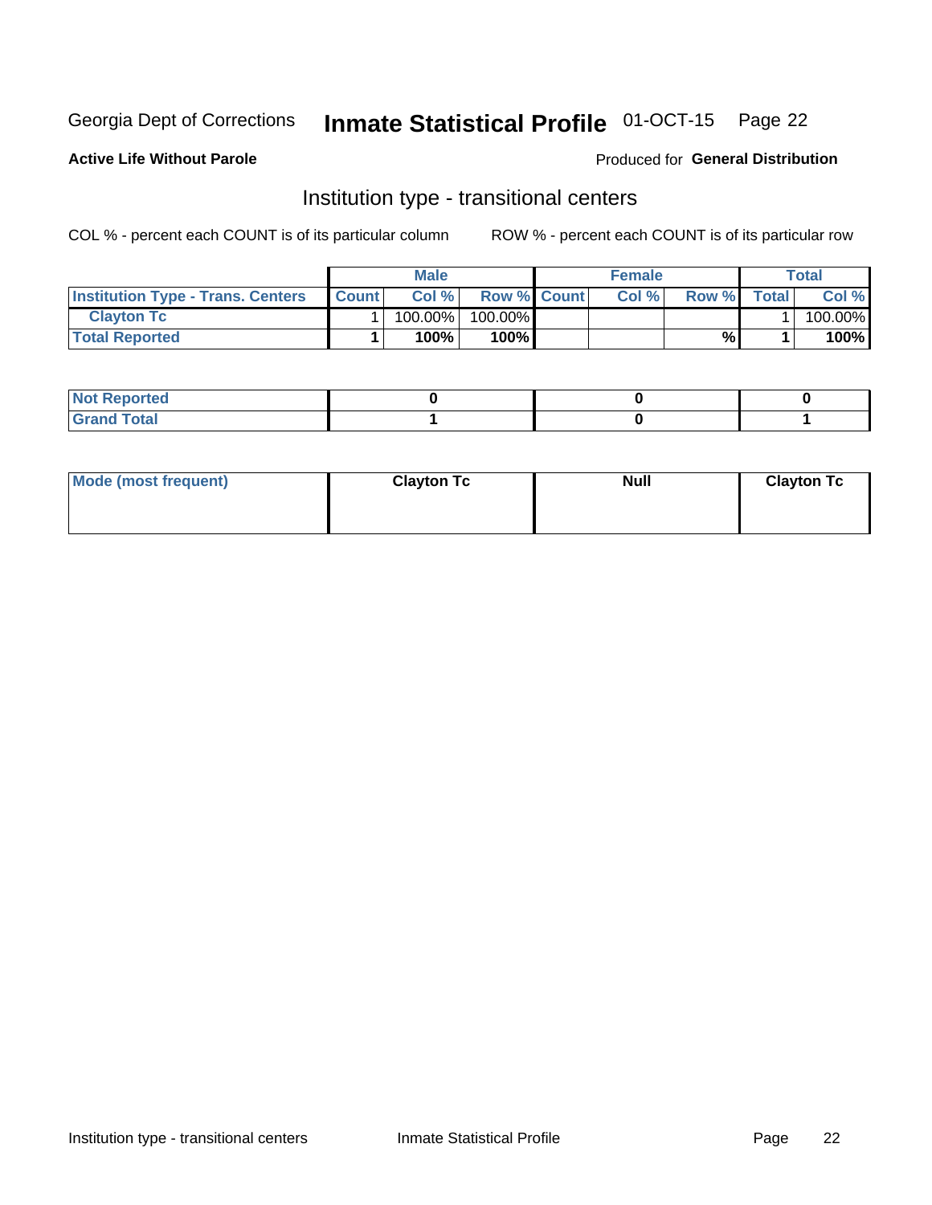Georgia Dept of Corrections **Inmate Statistical Profile** 01-OCT-15 Page 22

**Active Life Without Parole**

Produced for **General Distribution**

## Institution type - transitional centers

COL % - percent each COUNT is of its particular column ROW % - percent each COUNT is of its particular row

| | Male | | | Female | | | Total | |
|---|---|---|---|---|---|---|---|---|
| **Institution Type - Trans. Centers** | **Count** | **Col %** | **Row %** | **Count** | **Col %** | **Row %** | **Total** | **Col %** |
| **Clayton Tc** | 1 | 100.00% | 100.00% | | | | 1 | 100.00% |
| **Total Reported** | **1** | **100%** | **100%** | | | **%** | **1** | **100%** |

| | Male | Female | Total |
|---|---|---|---|
| **Not Reported** | **0** | **0** | **0** |
| **Grand Total** | **1** | **0** | **1** |

| | Male | Female | Total |
|---|---|---|---|
| **Mode (most frequent)** | **Clayton Tc** | **Null** | **Clayton Tc** |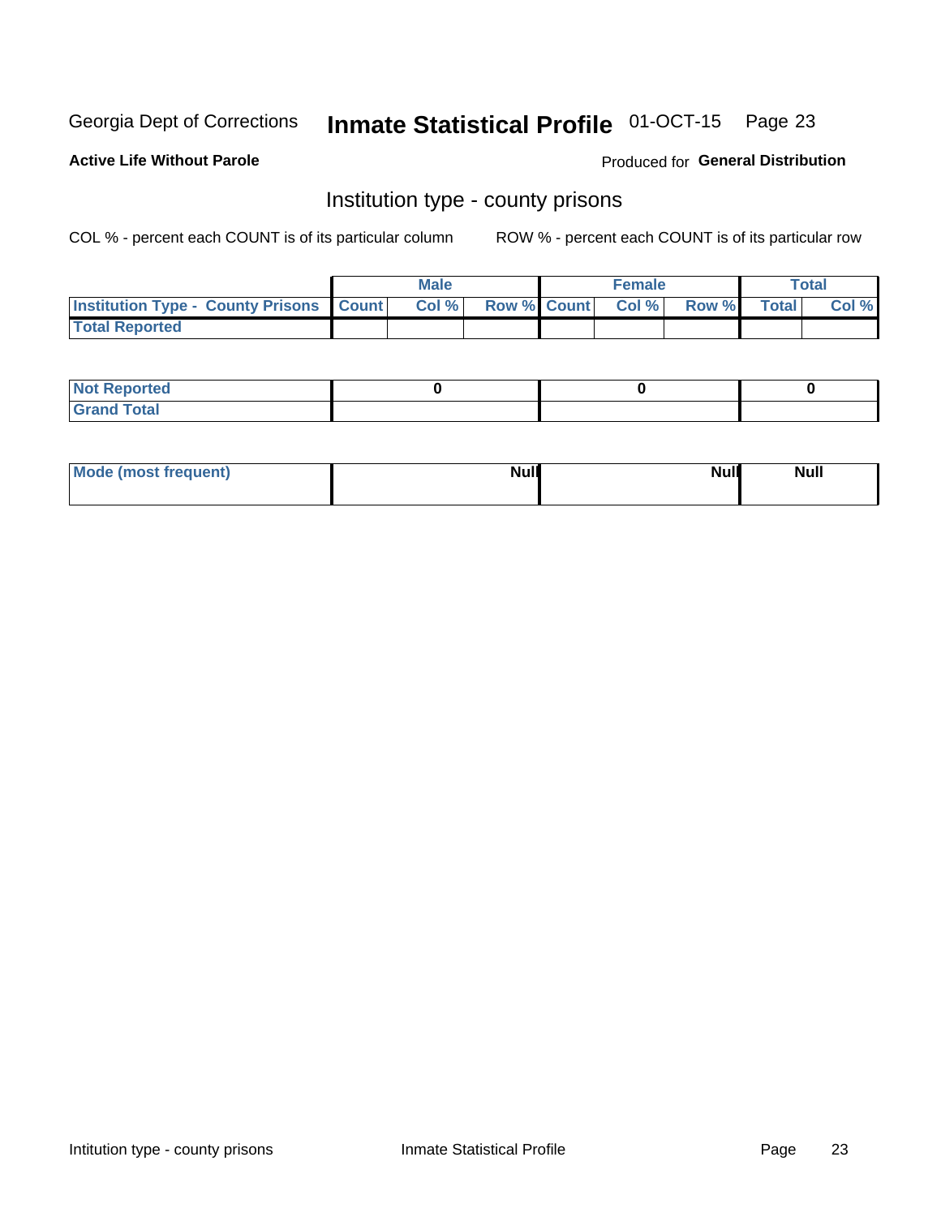Georgia Dept of Corrections **Inmate Statistical Profile** 01-OCT-15 Page 23

**Active Life Without Parole**

Produced for **General Distribution**

## Institution type - county prisons

COL % - percent each COUNT is of its particular column ROW % - percent each COUNT is of its particular row

| | Male | | | Female | | | Total | |
|---|---|---|---|---|---|---|---|---|
| Institution Type - County Prisons | Count | Col % | Row % | Count | Col % | Row % | Total | Col % |
| Total Reported | | | | | | | | |

| | Male | Female | Total |
|---|---|---|---|
| Not Reported | 0 | 0 | 0 |
| Grand Total | | | |

| | Male | Female | Total |
|---|---|---|---|
| Mode (most frequent) | Null | Null | Null |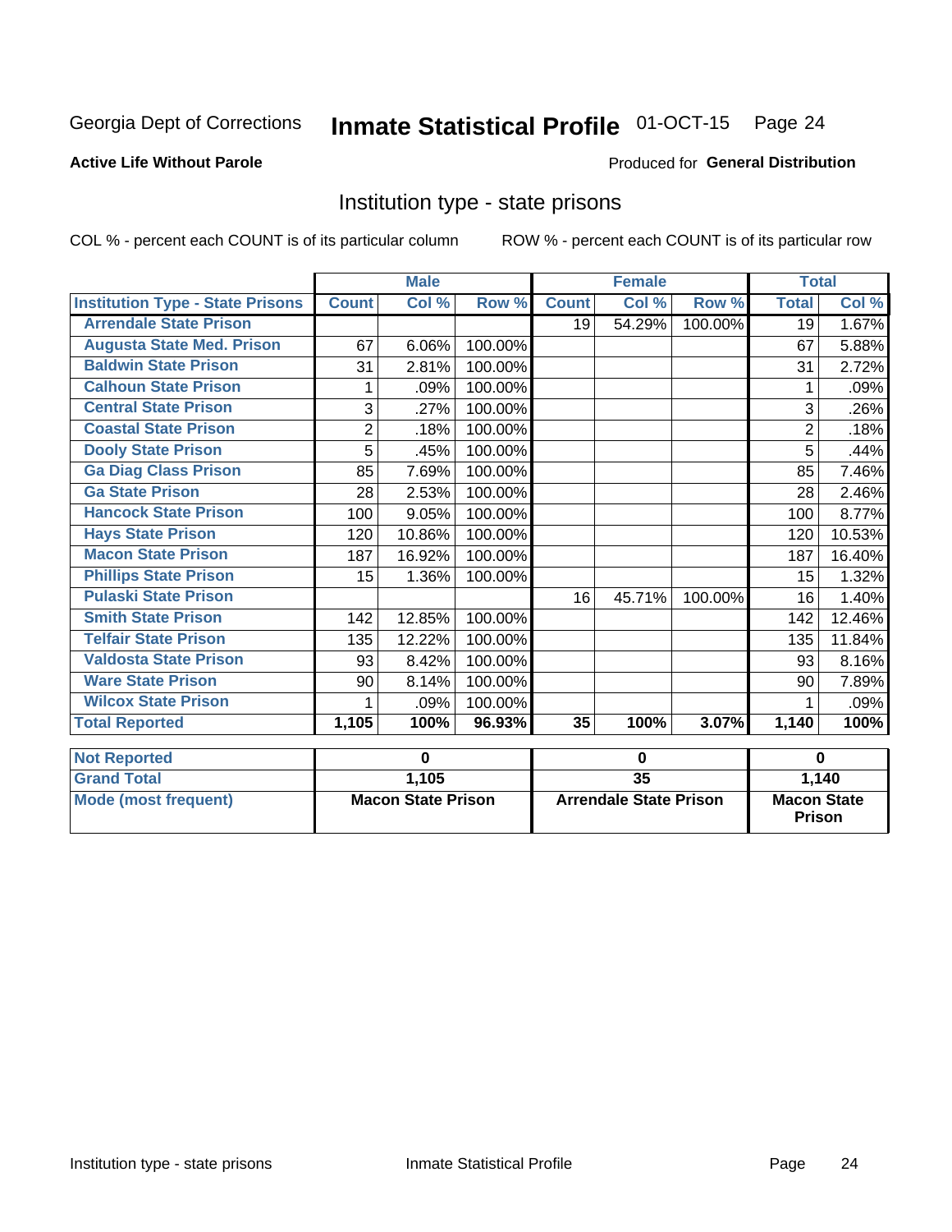Georgia Dept of Corrections **Inmate Statistical Profile** 01-OCT-15

**Active Life Without Parole**

Produced for **General Distribution**

## Institution type - state prisons

COL % - percent each COUNT is of its particular column

ROW % - percent each COUNT is of its particular row

| | Male | | | Female | | | Total | |
|---|---|---|---|---|---|---|---|---|
| **Institution Type - State Prisons** | **Count** | **Col %** | **Row %** | **Count** | **Col %** | **Row %** | **Total** | **Col %** |
| **Arrendale State Prison** | | | | 19 | 54.29% | 100.00% | 19 | 1.67% |
| **Augusta State Med. Prison** | 67 | 6.06% | 100.00% | | | | 67 | 5.88% |
| **Baldwin State Prison** | 31 | 2.81% | 100.00% | | | | 31 | 2.72% |
| **Calhoun State Prison** | 1 | .09% | 100.00% | | | | 1 | .09% |
| **Central State Prison** | 3 | .27% | 100.00% | | | | 3 | .26% |
| **Coastal State Prison** | 2 | .18% | 100.00% | | | | 2 | .18% |
| **Dooly State Prison** | 5 | .45% | 100.00% | | | | 5 | .44% |
| **Ga Diag Class Prison** | 85 | 7.69% | 100.00% | | | | 85 | 7.46% |
| **Ga State Prison** | 28 | 2.53% | 100.00% | | | | 28 | 2.46% |
| **Hancock State Prison** | 100 | 9.05% | 100.00% | | | | 100 | 8.77% |
| **Hays State Prison** | 120 | 10.86% | 100.00% | | | | 120 | 10.53% |
| **Macon State Prison** | 187 | 16.92% | 100.00% | | | | 187 | 16.40% |
| **Phillips State Prison** | 15 | 1.36% | 100.00% | | | | 15 | 1.32% |
| **Pulaski State Prison** | | | | 16 | 45.71% | 100.00% | 16 | 1.40% |
| **Smith State Prison** | 142 | 12.85% | 100.00% | | | | 142 | 12.46% |
| **Telfair State Prison** | 135 | 12.22% | 100.00% | | | | 135 | 11.84% |
| **Valdosta State Prison** | 93 | 8.42% | 100.00% | | | | 93 | 8.16% |
| **Ware State Prison** | 90 | 8.14% | 100.00% | | | | 90 | 7.89% |
| **Wilcox State Prison** | 1 | .09% | 100.00% | | | | 1 | .09% |
| **Total Reported** | **1,105** | **100%** | **96.93%** | **35** | **100%** | **3.07%** | **1,140** | **100%** |

| | Male | Female | Total |
|---|---|---|---|
| **Not Reported** | **0** | **0** | **0** |
| **Grand Total** | **1,105** | **35** | **1,140** |
| **Mode (most frequent)** | **Macon State Prison** | **Arrendale State Prison** | **Macon State Prison** |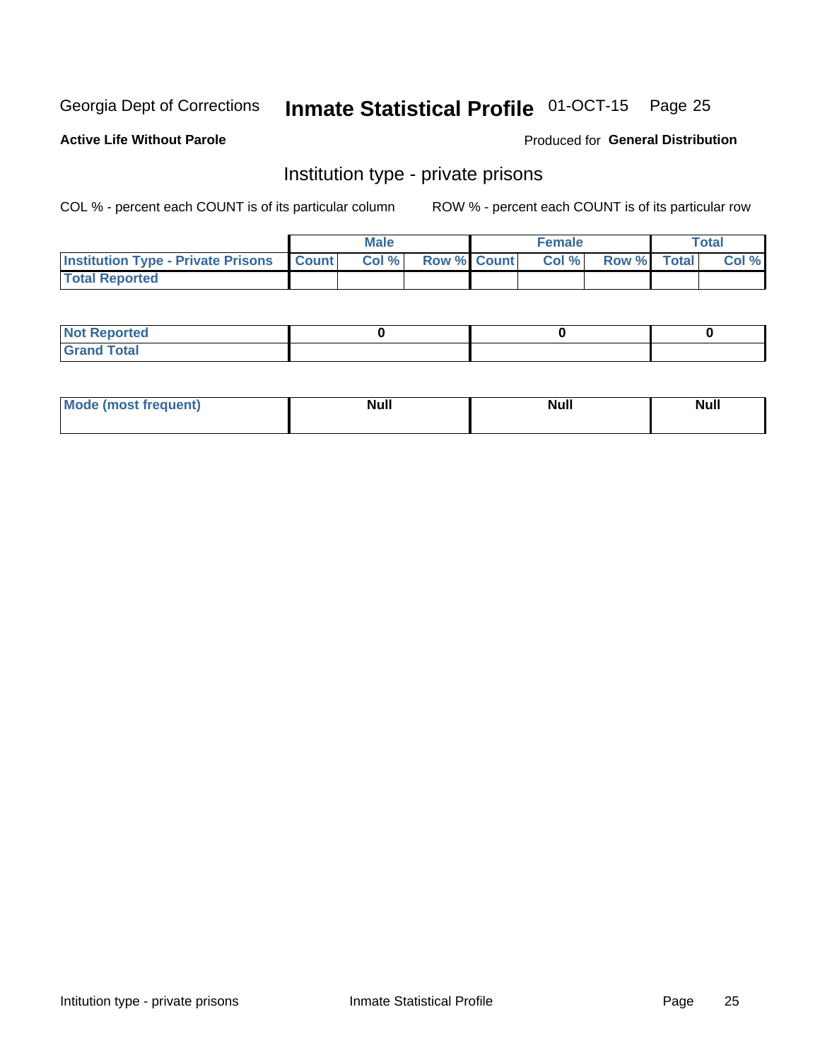Georgia Dept of Corrections **Inmate Statistical Profile** 01-OCT-15

**Active Life Without Parole**

Produced for **General Distribution**

## Institution type - private prisons

COL % - percent each COUNT is of its particular column

ROW % - percent each COUNT is of its particular row

| | Male | | | Female | | | Total | |
|---|---|---|---|---|---|---|---|---|
| **Institution Type - Private Prisons** | **Count** | **Col %** | **Row %** | **Count** | **Col %** | **Row %** | **Total** | **Col %** |
| **Total Reported** | | | | | | | | |

| | Male | Female | Total |
|---|---|---|---|
| **Not Reported** | 0 | 0 | 0 |
| **Grand Total** | | | |

| | Male | Female | Total |
|---|---|---|---|
| **Mode (most frequent)** | Null | Null | Null |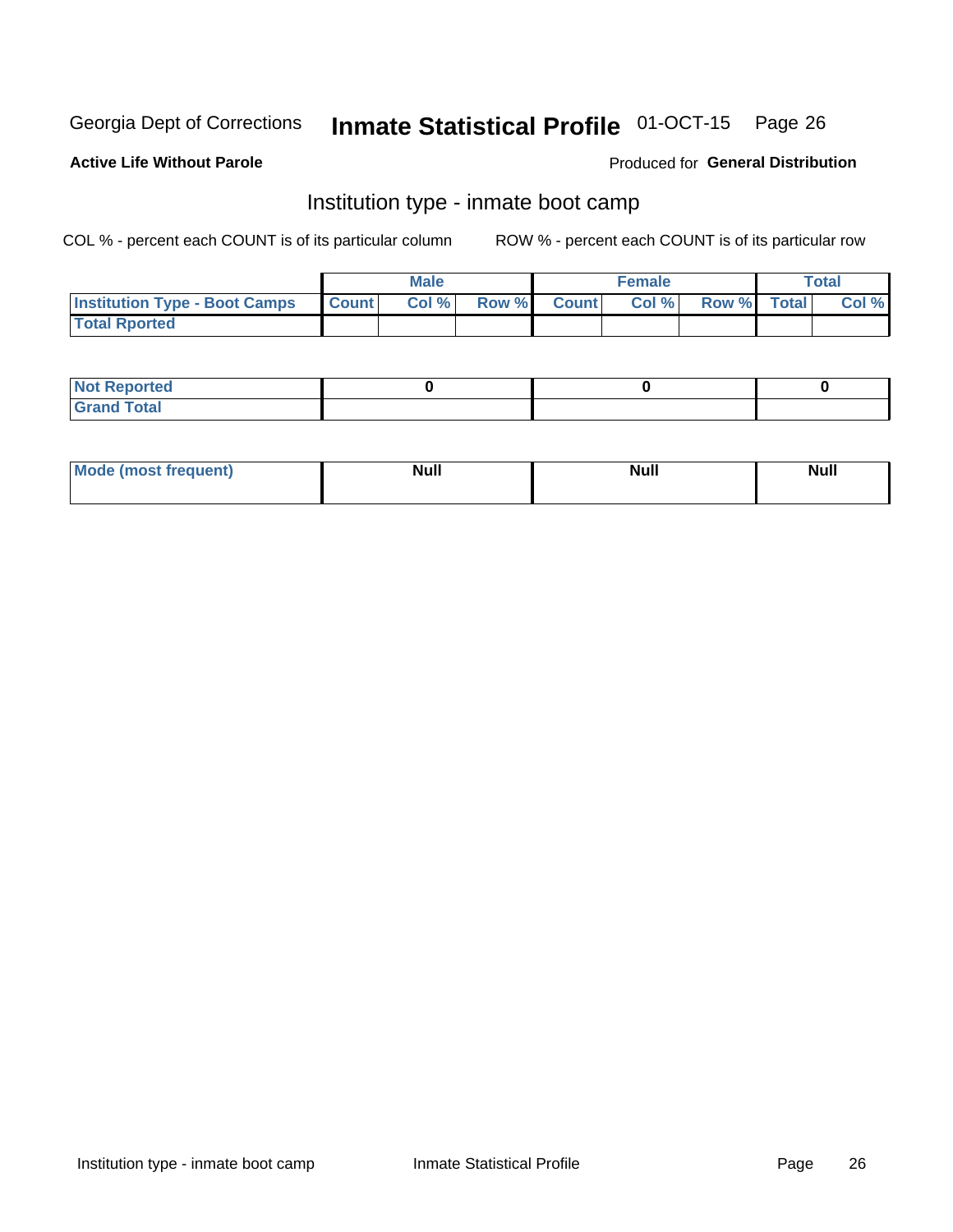Georgia Dept of Corrections **Inmate Statistical Profile** 01-OCT-15

**Active Life Without Parole**

Produced for **General Distribution**

## Institution type - inmate boot camp

COL % - percent each COUNT is of its particular column

ROW % - percent each COUNT is of its particular row

| | Male | | | Female | | | Total | |
|---|---|---|---|---|---|---|---|---|
| **Institution Type - Boot Camps** | **Count** | **Col %** | **Row %** | **Count** | **Col %** | **Row %** | **Total** | **Col %** |
| **Total Rported** | | | | | | | | |

| | Male | Female | Total |
|---|---|---|---|
| **Not Reported** | **0** | **0** | **0** |
| **Grand Total** | | | |

| | Male | Female | Total |
|---|---|---|---|
| **Mode (most frequent)** | **Null** | **Null** | **Null** |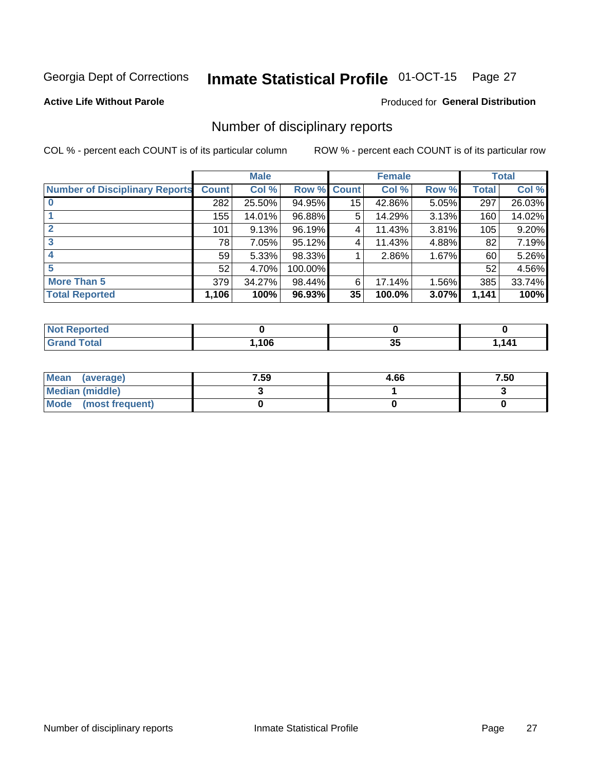Georgia Dept of Corrections **Inmate Statistical Profile** 01-OCT-15 Page 27

**Active Life Without Parole** Produced for **General Distribution**

## Number of disciplinary reports

COL % - percent each COUNT is of its particular column ROW % - percent each COUNT is of its particular row

| | Male | | | Female | | | Total | |
|---|---|---|---|---|---|---|---|---|
| **Number of Disciplinary Reports** | **Count** | **Col %** | **Row %** | **Count** | **Col %** | **Row %** | **Total** | **Col %** |
| **0** | 282 | 25.50% | 94.95% | 15 | 42.86% | 5.05% | 297 | 26.03% |
| **1** | 155 | 14.01% | 96.88% | 5 | 14.29% | 3.13% | 160 | 14.02% |
| **2** | 101 | 9.13% | 96.19% | 4 | 11.43% | 3.81% | 105 | 9.20% |
| **3** | 78 | 7.05% | 95.12% | 4 | 11.43% | 4.88% | 82 | 7.19% |
| **4** | 59 | 5.33% | 98.33% | 1 | 2.86% | 1.67% | 60 | 5.26% |
| **5** | 52 | 4.70% | 100.00% | | | | 52 | 4.56% |
| **More Than 5** | 379 | 34.27% | 98.44% | 6 | 17.14% | 1.56% | 385 | 33.74% |
| **Total Reported** | **1,106** | **100%** | **96.93%** | **35** | **100.0%** | **3.07%** | **1,141** | **100%** |

| | Male | Female | Total |
|---|---|---|---|
| **Not Reported** | **0** | **0** | **0** |
| **Grand Total** | **1,106** | **35** | **1,141** |

| | Male | Female | Total |
|---|---|---|---|
| **Mean (average)** | **7.59** | **4.66** | **7.50** |
| **Median (middle)** | **3** | **1** | **3** |
| **Mode (most frequent)** | **0** | **0** | **0** |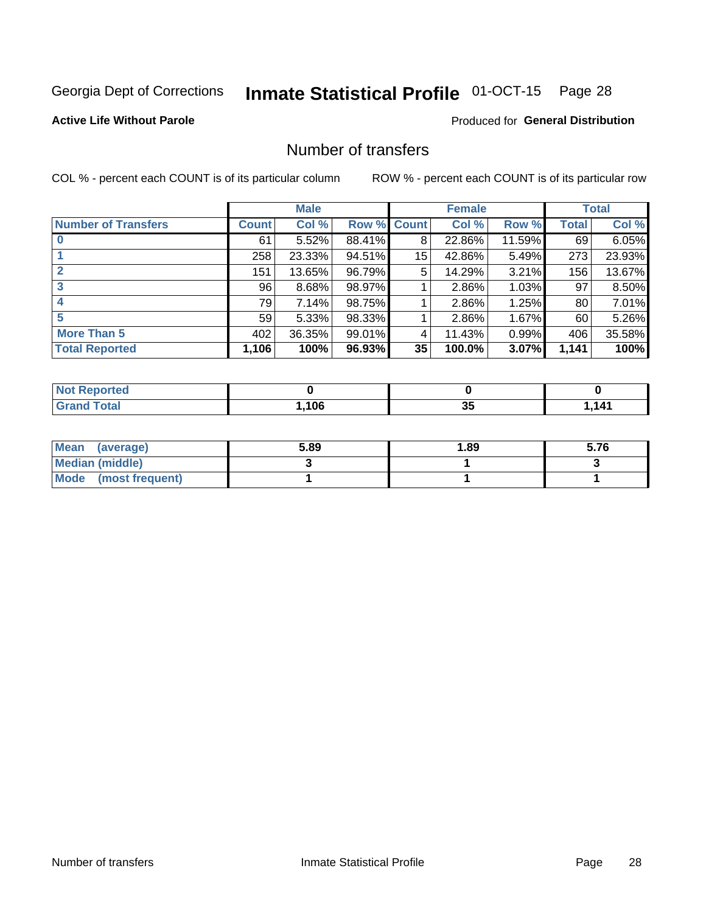Georgia Dept of Corrections **Inmate Statistical Profile** 01-OCT-15 Page 28

**Active Life Without Parole**

Produced for **General Distribution**

## Number of transfers

COL % - percent each COUNT is of its particular column

ROW % - percent each COUNT is of its particular row

| | Male | | | Female | | | Total | |
|---|---|---|---|---|---|---|---|---|
| **Number of Transfers** | **Count** | **Col %** | **Row %** | **Count** | **Col %** | **Row %** | **Total** | **Col %** |
| **0** | 61 | 5.52% | 88.41% | 8 | 22.86% | 11.59% | 69 | 6.05% |
| **1** | 258 | 23.33% | 94.51% | 15 | 42.86% | 5.49% | 273 | 23.93% |
| **2** | 151 | 13.65% | 96.79% | 5 | 14.29% | 3.21% | 156 | 13.67% |
| **3** | 96 | 8.68% | 98.97% | 1 | 2.86% | 1.03% | 97 | 8.50% |
| **4** | 79 | 7.14% | 98.75% | 1 | 2.86% | 1.25% | 80 | 7.01% |
| **5** | 59 | 5.33% | 98.33% | 1 | 2.86% | 1.67% | 60 | 5.26% |
| **More Than 5** | 402 | 36.35% | 99.01% | 4 | 11.43% | 0.99% | 406 | 35.58% |
| **Total Reported** | **1,106** | **100%** | **96.93%** | **35** | **100.0%** | **3.07%** | **1,141** | **100%** |

| | Male | Female | Total |
|---|---|---|---|
| **Not Reported** | **0** | **0** | **0** |
| **Grand Total** | **1,106** | **35** | **1,141** |

| | Male | Female | Total |
|---|---|---|---|
| **Mean (average)** | **5.89** | **1.89** | **5.76** |
| **Median (middle)** | **3** | **1** | **3** |
| **Mode (most frequent)** | **1** | **1** | **1** |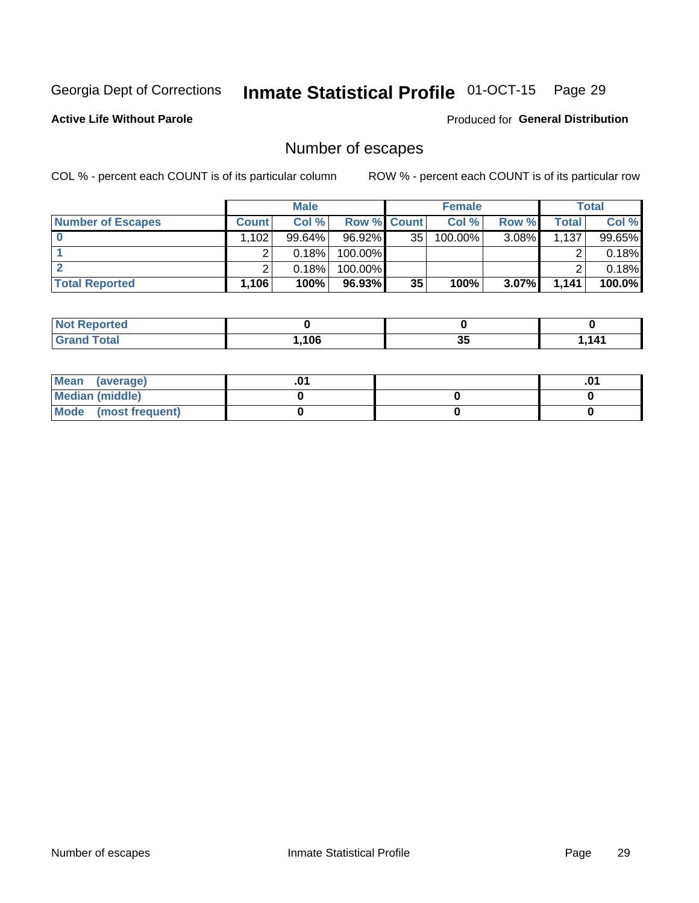Georgia Dept of Corrections **Inmate Statistical Profile** 01-OCT-15

**Active Life Without Parole**

Produced for **General Distribution**

## Number of escapes

COL % - percent each COUNT is of its particular column ROW % - percent each COUNT is of its particular row

| | Male | | | Female | | | Total | |
|---|---|---|---|---|---|---|---|---|
| **Number of Escapes** | **Count** | **Col %** | **Row %** | **Count** | **Col %** | **Row %** | **Total** | **Col %** |
| **0** | 1,102 | 99.64% | 96.92% | 35 | 100.00% | 3.08% | 1,137 | 99.65% |
| **1** | 2 | 0.18% | 100.00% | | | | 2 | 0.18% |
| **2** | 2 | 0.18% | 100.00% | | | | 2 | 0.18% |
| **Total Reported** | **1,106** | **100%** | **96.93%** | **35** | **100%** | **3.07%** | **1,141** | **100.0%** |

| | Male | Female | Total |
|---|---|---|---|
| **Not Reported** | **0** | **0** | **0** |
| **Grand Total** | **1,106** | **35** | **1,141** |

| | Male | Female | Total |
|---|---|---|---|
| **Mean (average)** | **.01** | | **.01** |
| **Median (middle)** | **0** | **0** | **0** |
| **Mode (most frequent)** | **0** | **0** | **0** |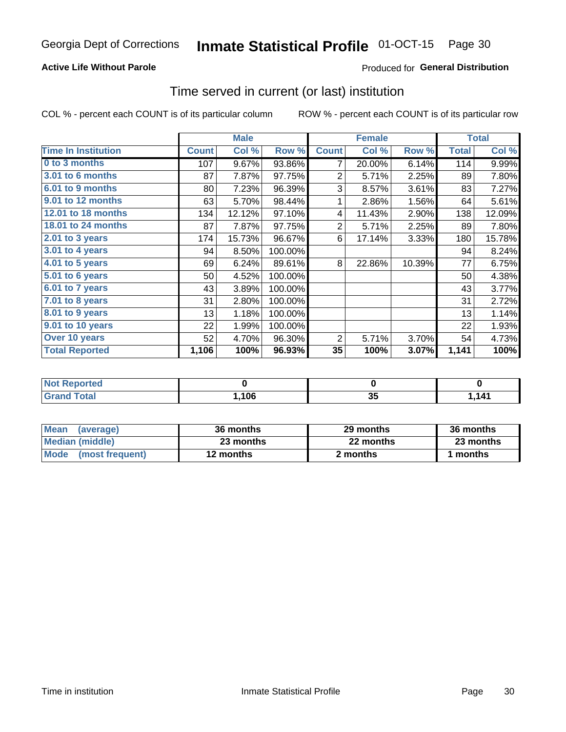Georgia Dept of Corrections **Inmate Statistical Profile** 01-OCT-15

**Active Life Without Parole**

Produced for **General Distribution**

## Time served in current (or last) institution

COL % - percent each COUNT is of its particular column

ROW % - percent each COUNT is of its particular row

| | Male | | | Female | | | Total | |
|---|---|---|---|---|---|---|---|---|
| **Time In Institution** | **Count** | **Col %** | **Row %** | **Count** | **Col %** | **Row %** | **Total** | **Col %** |
| **0 to 3 months** | 107 | 9.67% | 93.86% | 7 | 20.00% | 6.14% | 114 | 9.99% |
| **3.01 to 6 months** | 87 | 7.87% | 97.75% | 2 | 5.71% | 2.25% | 89 | 7.80% |
| **6.01 to 9 months** | 80 | 7.23% | 96.39% | 3 | 8.57% | 3.61% | 83 | 7.27% |
| **9.01 to 12 months** | 63 | 5.70% | 98.44% | 1 | 2.86% | 1.56% | 64 | 5.61% |
| **12.01 to 18 months** | 134 | 12.12% | 97.10% | 4 | 11.43% | 2.90% | 138 | 12.09% |
| **18.01 to 24 months** | 87 | 7.87% | 97.75% | 2 | 5.71% | 2.25% | 89 | 7.80% |
| **2.01 to 3 years** | 174 | 15.73% | 96.67% | 6 | 17.14% | 3.33% | 180 | 15.78% |
| **3.01 to 4 years** | 94 | 8.50% | 100.00% | | | | 94 | 8.24% |
| **4.01 to 5 years** | 69 | 6.24% | 89.61% | 8 | 22.86% | 10.39% | 77 | 6.75% |
| **5.01 to 6 years** | 50 | 4.52% | 100.00% | | | | 50 | 4.38% |
| **6.01 to 7 years** | 43 | 3.89% | 100.00% | | | | 43 | 3.77% |
| **7.01 to 8 years** | 31 | 2.80% | 100.00% | | | | 31 | 2.72% |
| **8.01 to 9 years** | 13 | 1.18% | 100.00% | | | | 13 | 1.14% |
| **9.01 to 10 years** | 22 | 1.99% | 100.00% | | | | 22 | 1.93% |
| **Over 10 years** | 52 | 4.70% | 96.30% | 2 | 5.71% | 3.70% | 54 | 4.73% |
| **Total Reported** | **1,106** | **100%** | **96.93%** | **35** | **100%** | **3.07%** | **1,141** | **100%** |

| | Male | Female | Total |
|---|---|---|---|
| **Not Reported** | **0** | **0** | **0** |
| **Grand Total** | **1,106** | **35** | **1,141** |

| | Male | Female | Total |
|---|---|---|---|
| **Mean (average)** | **36 months** | **29 months** | **36 months** |
| **Median (middle)** | **23 months** | **22 months** | **23 months** |
| **Mode (most frequent)** | **12 months** | **2 months** | **1 months** |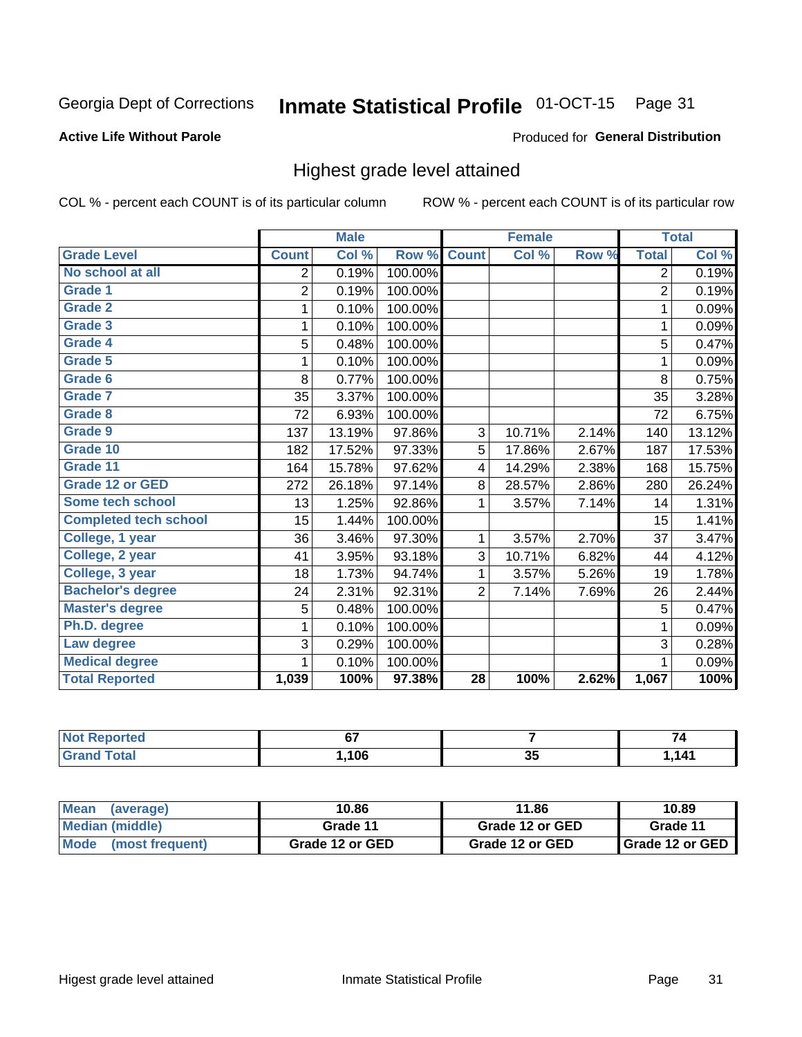Georgia Dept of Corrections **Inmate Statistical Profile** 01-OCT-15

**Active Life Without Parole**

Produced for **General Distribution**

## Highest grade level attained

COL % - percent each COUNT is of its particular column

ROW % - percent each COUNT is of its particular row

| | Male | | | Female | | | Total | |
|---|---|---|---|---|---|---|---|---|
| **Grade Level** | **Count** | **Col %** | **Row %** | **Count** | **Col %** | **Row %** | **Total** | **Col %** |
| No school at all | 2 | 0.19% | 100.00% | | | | 2 | 0.19% |
| Grade 1 | 2 | 0.19% | 100.00% | | | | 2 | 0.19% |
| Grade 2 | 1 | 0.10% | 100.00% | | | | 1 | 0.09% |
| Grade 3 | 1 | 0.10% | 100.00% | | | | 1 | 0.09% |
| Grade 4 | 5 | 0.48% | 100.00% | | | | 5 | 0.47% |
| Grade 5 | 1 | 0.10% | 100.00% | | | | 1 | 0.09% |
| Grade 6 | 8 | 0.77% | 100.00% | | | | 8 | 0.75% |
| Grade 7 | 35 | 3.37% | 100.00% | | | | 35 | 3.28% |
| Grade 8 | 72 | 6.93% | 100.00% | | | | 72 | 6.75% |
| Grade 9 | 137 | 13.19% | 97.86% | 3 | 10.71% | 2.14% | 140 | 13.12% |
| Grade 10 | 182 | 17.52% | 97.33% | 5 | 17.86% | 2.67% | 187 | 17.53% |
| Grade 11 | 164 | 15.78% | 97.62% | 4 | 14.29% | 2.38% | 168 | 15.75% |
| Grade 12 or GED | 272 | 26.18% | 97.14% | 8 | 28.57% | 2.86% | 280 | 26.24% |
| Some tech school | 13 | 1.25% | 92.86% | 1 | 3.57% | 7.14% | 14 | 1.31% |
| Completed tech school | 15 | 1.44% | 100.00% | | | | 15 | 1.41% |
| College, 1 year | 36 | 3.46% | 97.30% | 1 | 3.57% | 2.70% | 37 | 3.47% |
| College, 2 year | 41 | 3.95% | 93.18% | 3 | 10.71% | 6.82% | 44 | 4.12% |
| College, 3 year | 18 | 1.73% | 94.74% | 1 | 3.57% | 5.26% | 19 | 1.78% |
| Bachelor's degree | 24 | 2.31% | 92.31% | 2 | 7.14% | 7.69% | 26 | 2.44% |
| Master's degree | 5 | 0.48% | 100.00% | | | | 5 | 0.47% |
| Ph.D. degree | 1 | 0.10% | 100.00% | | | | 1 | 0.09% |
| Law degree | 3 | 0.29% | 100.00% | | | | 3 | 0.28% |
| Medical degree | 1 | 0.10% | 100.00% | | | | 1 | 0.09% |
| **Total Reported** | **1,039** | **100%** | **97.38%** | **28** | **100%** | **2.62%** | **1,067** | **100%** |

| | Male | Female | Total |
|---|---|---|---|
| Not Reported | 67 | 7 | 74 |
| Grand Total | 1,106 | 35 | 1,141 |

| | Male | Female | Total |
|---|---|---|---|
| Mean (average) | 10.86 | 11.86 | 10.89 |
| Median (middle) | Grade 11 | Grade 12 or GED | Grade 11 |
| Mode (most frequent) | Grade 12 or GED | Grade 12 or GED | Grade 12 or GED |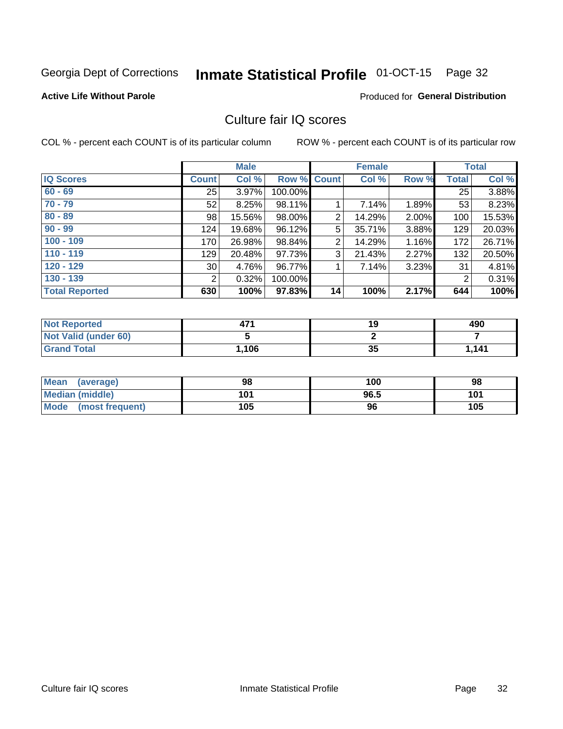Georgia Dept of Corrections **Inmate Statistical Profile** 01-OCT-15 Page 32

**Active Life Without Parole**

Produced for **General Distribution**

## Culture fair IQ scores

COL % - percent each COUNT is of its particular column

ROW % - percent each COUNT is of its particular row

| | Male | | | Female | | | Total | |
|---|---|---|---|---|---|---|---|---|
| **IQ Scores** | **Count** | **Col %** | **Row %** | **Count** | **Col %** | **Row %** | **Total** | **Col %** |
| 60 - 69 | 25 | 3.97% | 100.00% | | | | 25 | 3.88% |
| 70 - 79 | 52 | 8.25% | 98.11% | 1 | 7.14% | 1.89% | 53 | 8.23% |
| 80 - 89 | 98 | 15.56% | 98.00% | 2 | 14.29% | 2.00% | 100 | 15.53% |
| 90 - 99 | 124 | 19.68% | 96.12% | 5 | 35.71% | 3.88% | 129 | 20.03% |
| 100 - 109 | 170 | 26.98% | 98.84% | 2 | 14.29% | 1.16% | 172 | 26.71% |
| 110 - 119 | 129 | 20.48% | 97.73% | 3 | 21.43% | 2.27% | 132 | 20.50% |
| 120 - 129 | 30 | 4.76% | 96.77% | 1 | 7.14% | 3.23% | 31 | 4.81% |
| 130 - 139 | 2 | 0.32% | 100.00% | | | | 2 | 0.31% |
| **Total Reported** | **630** | **100%** | **97.83%** | **14** | **100%** | **2.17%** | **644** | **100%** |

| | Male | Female | Total |
|---|---|---|---|
| Not Reported | 471 | 19 | 490 |
| Not Valid (under 60) | 5 | 2 | 7 |
| Grand Total | 1,106 | 35 | 1,141 |

| | Male | Female | Total |
|---|---|---|---|
| Mean (average) | 98 | 100 | 98 |
| Median (middle) | 101 | 96.5 | 101 |
| Mode (most frequent) | 105 | 96 | 105 |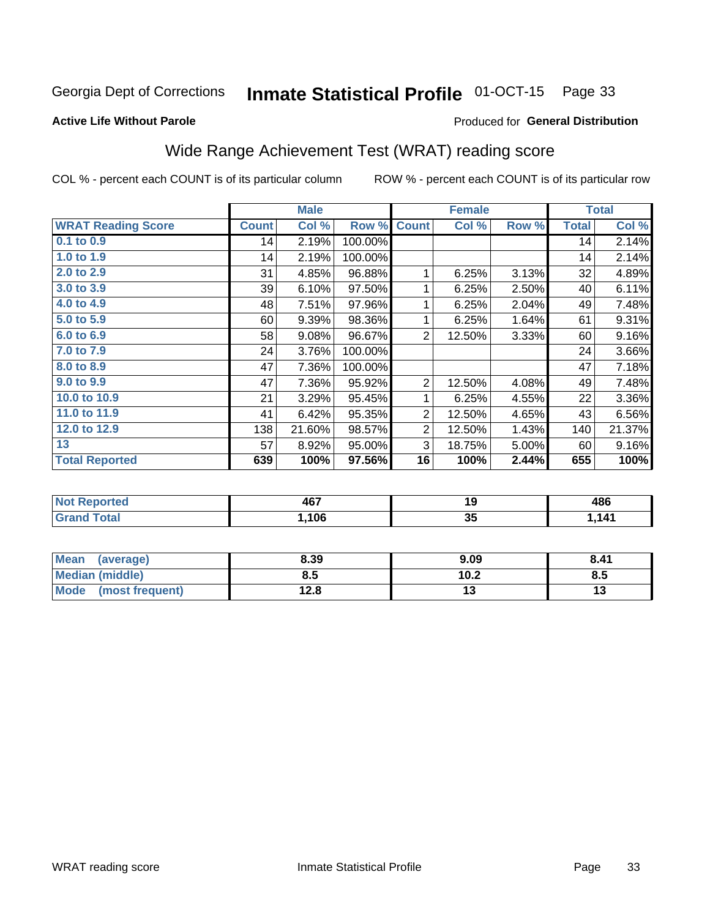Georgia Dept of Corrections **Inmate Statistical Profile** 01-OCT-15

**Active Life Without Parole**

Produced for **General Distribution**

## Wide Range Achievement Test (WRAT) reading score

COL % - percent each COUNT is of its particular column

ROW % - percent each COUNT is of its particular row

| | Male | | | Female | | | Total | |
|---|---|---|---|---|---|---|---|---|
| **WRAT Reading Score** | **Count** | **Col %** | **Row %** | **Count** | **Col %** | **Row %** | **Total** | **Col %** |
| 0.1 to 0.9 | 14 | 2.19% | 100.00% | | | | 14 | 2.14% |
| 1.0 to 1.9 | 14 | 2.19% | 100.00% | | | | 14 | 2.14% |
| 2.0 to 2.9 | 31 | 4.85% | 96.88% | 1 | 6.25% | 3.13% | 32 | 4.89% |
| 3.0 to 3.9 | 39 | 6.10% | 97.50% | 1 | 6.25% | 2.50% | 40 | 6.11% |
| 4.0 to 4.9 | 48 | 7.51% | 97.96% | 1 | 6.25% | 2.04% | 49 | 7.48% |
| 5.0 to 5.9 | 60 | 9.39% | 98.36% | 1 | 6.25% | 1.64% | 61 | 9.31% |
| 6.0 to 6.9 | 58 | 9.08% | 96.67% | 2 | 12.50% | 3.33% | 60 | 9.16% |
| 7.0 to 7.9 | 24 | 3.76% | 100.00% | | | | 24 | 3.66% |
| 8.0 to 8.9 | 47 | 7.36% | 100.00% | | | | 47 | 7.18% |
| 9.0 to 9.9 | 47 | 7.36% | 95.92% | 2 | 12.50% | 4.08% | 49 | 7.48% |
| 10.0 to 10.9 | 21 | 3.29% | 95.45% | 1 | 6.25% | 4.55% | 22 | 3.36% |
| 11.0 to 11.9 | 41 | 6.42% | 95.35% | 2 | 12.50% | 4.65% | 43 | 6.56% |
| 12.0 to 12.9 | 138 | 21.60% | 98.57% | 2 | 12.50% | 1.43% | 140 | 21.37% |
| 13 | 57 | 8.92% | 95.00% | 3 | 18.75% | 5.00% | 60 | 9.16% |
| **Total Reported** | **639** | **100%** | **97.56%** | **16** | **100%** | **2.44%** | **655** | **100%** |

| | Male | Female | Total |
|---|---|---|---|
| **Not Reported** | **467** | **19** | **486** |
| **Grand Total** | **1,106** | **35** | **1,141** |

| | Male | Female | Total |
|---|---|---|---|
| **Mean (average)** | **8.39** | **9.09** | **8.41** |
| **Median (middle)** | **8.5** | **10.2** | **8.5** |
| **Mode (most frequent)** | **12.8** | **13** | **13** |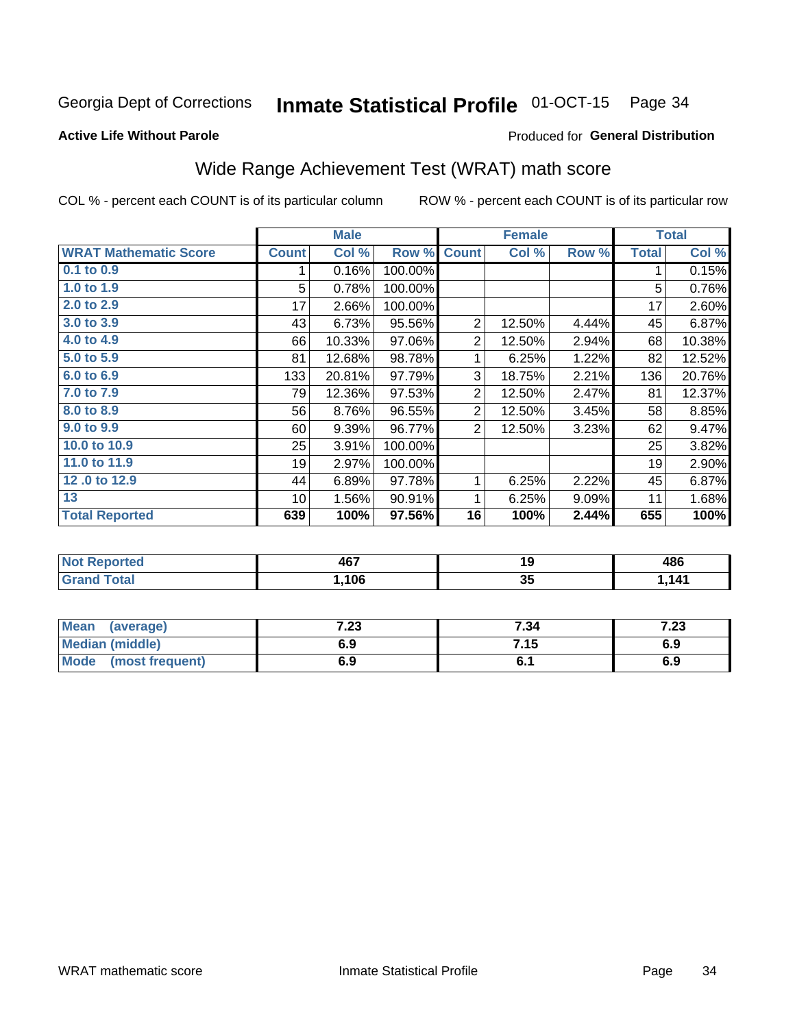Georgia Dept of Corrections **Inmate Statistical Profile** 01-OCT-15 Page 34

**Active Life Without Parole**

Produced for **General Distribution**

## Wide Range Achievement Test (WRAT) math score

COL % - percent each COUNT is of its particular column ROW % - percent each COUNT is of its particular row

| | Male | | | Female | | | Total | |
|---|---|---|---|---|---|---|---|---|
| **WRAT Mathematic Score** | **Count** | **Col %** | **Row %** | **Count** | **Col %** | **Row %** | **Total** | **Col %** |
| 0.1 to 0.9 | 1 | 0.16% | 100.00% | | | | 1 | 0.15% |
| 1.0 to 1.9 | 5 | 0.78% | 100.00% | | | | 5 | 0.76% |
| 2.0 to 2.9 | 17 | 2.66% | 100.00% | | | | 17 | 2.60% |
| 3.0 to 3.9 | 43 | 6.73% | 95.56% | 2 | 12.50% | 4.44% | 45 | 6.87% |
| 4.0 to 4.9 | 66 | 10.33% | 97.06% | 2 | 12.50% | 2.94% | 68 | 10.38% |
| 5.0 to 5.9 | 81 | 12.68% | 98.78% | 1 | 6.25% | 1.22% | 82 | 12.52% |
| 6.0 to 6.9 | 133 | 20.81% | 97.79% | 3 | 18.75% | 2.21% | 136 | 20.76% |
| 7.0 to 7.9 | 79 | 12.36% | 97.53% | 2 | 12.50% | 2.47% | 81 | 12.37% |
| 8.0 to 8.9 | 56 | 8.76% | 96.55% | 2 | 12.50% | 3.45% | 58 | 8.85% |
| 9.0 to 9.9 | 60 | 9.39% | 96.77% | 2 | 12.50% | 3.23% | 62 | 9.47% |
| 10.0 to 10.9 | 25 | 3.91% | 100.00% | | | | 25 | 3.82% |
| 11.0 to 11.9 | 19 | 2.97% | 100.00% | | | | 19 | 2.90% |
| 12 .0 to 12.9 | 44 | 6.89% | 97.78% | 1 | 6.25% | 2.22% | 45 | 6.87% |
| 13 | 10 | 1.56% | 90.91% | 1 | 6.25% | 9.09% | 11 | 1.68% |
| **Total Reported** | **639** | **100%** | **97.56%** | **16** | **100%** | **2.44%** | **655** | **100%** |

| | Male | Female | Total |
|---|---|---|---|
| Not Reported | 467 | 19 | 486 |
| Grand Total | 1,106 | 35 | 1,141 |

| | Male | Female | Total |
|---|---|---|---|
| Mean (average) | 7.23 | 7.34 | 7.23 |
| Median (middle) | 6.9 | 7.15 | 6.9 |
| Mode (most frequent) | 6.9 | 6.1 | 6.9 |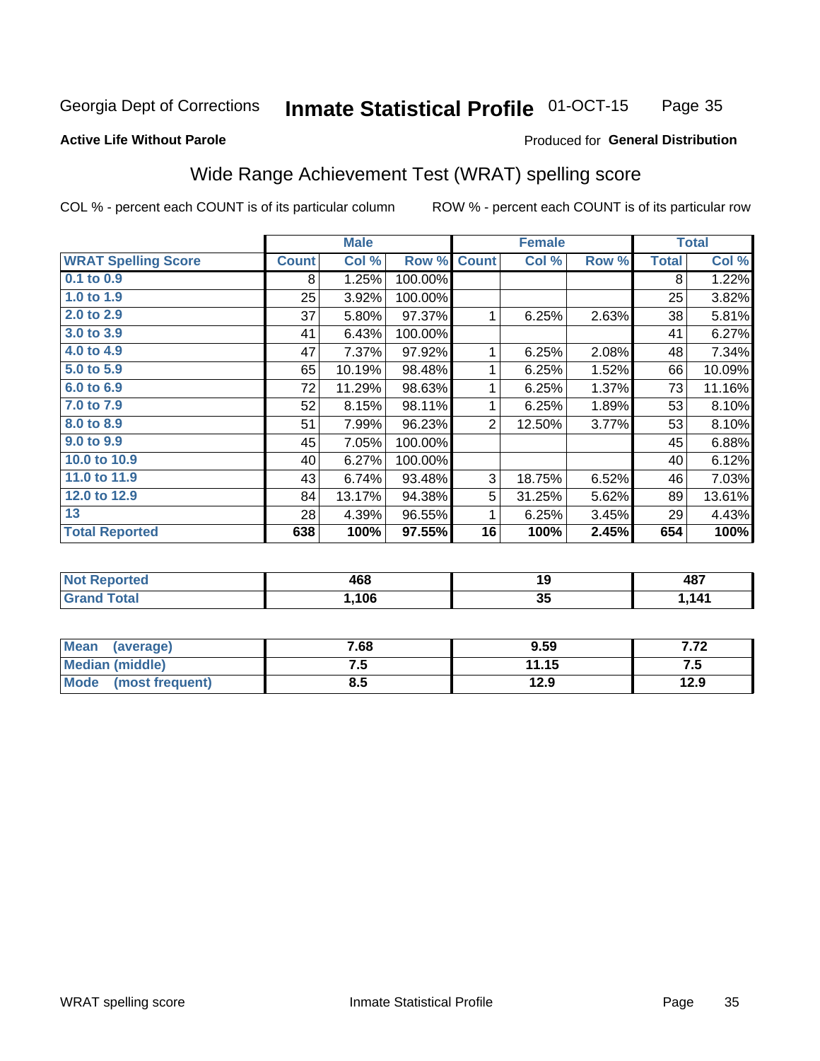Georgia Dept of Corrections **Inmate Statistical Profile** 01-OCT-15

**Active Life Without Parole**

Produced for **General Distribution**

## Wide Range Achievement Test (WRAT) spelling score

COL % - percent each COUNT is of its particular column

ROW % - percent each COUNT is of its particular row

| | Male | | | Female | | | Total | |
|---|---|---|---|---|---|---|---|---|
| **WRAT Spelling Score** | **Count** | **Col %** | **Row %** | **Count** | **Col %** | **Row %** | **Total** | **Col %** |
| 0.1 to 0.9 | 8 | 1.25% | 100.00% | | | | 8 | 1.22% |
| 1.0 to 1.9 | 25 | 3.92% | 100.00% | | | | 25 | 3.82% |
| 2.0 to 2.9 | 37 | 5.80% | 97.37% | 1 | 6.25% | 2.63% | 38 | 5.81% |
| 3.0 to 3.9 | 41 | 6.43% | 100.00% | | | | 41 | 6.27% |
| 4.0 to 4.9 | 47 | 7.37% | 97.92% | 1 | 6.25% | 2.08% | 48 | 7.34% |
| 5.0 to 5.9 | 65 | 10.19% | 98.48% | 1 | 6.25% | 1.52% | 66 | 10.09% |
| 6.0 to 6.9 | 72 | 11.29% | 98.63% | 1 | 6.25% | 1.37% | 73 | 11.16% |
| 7.0 to 7.9 | 52 | 8.15% | 98.11% | 1 | 6.25% | 1.89% | 53 | 8.10% |
| 8.0 to 8.9 | 51 | 7.99% | 96.23% | 2 | 12.50% | 3.77% | 53 | 8.10% |
| 9.0 to 9.9 | 45 | 7.05% | 100.00% | | | | 45 | 6.88% |
| 10.0 to 10.9 | 40 | 6.27% | 100.00% | | | | 40 | 6.12% |
| 11.0 to 11.9 | 43 | 6.74% | 93.48% | 3 | 18.75% | 6.52% | 46 | 7.03% |
| 12.0 to 12.9 | 84 | 13.17% | 94.38% | 5 | 31.25% | 5.62% | 89 | 13.61% |
| 13 | 28 | 4.39% | 96.55% | 1 | 6.25% | 3.45% | 29 | 4.43% |
| **Total Reported** | **638** | **100%** | **97.55%** | **16** | **100%** | **2.45%** | **654** | **100%** |

| | Male | Female | Total |
|---|---|---|---|
| **Not Reported** | **468** | **19** | **487** |
| **Grand Total** | **1,106** | **35** | **1,141** |

| | Male | Female | Total |
|---|---|---|---|
| **Mean (average)** | **7.68** | **9.59** | **7.72** |
| **Median (middle)** | **7.5** | **11.15** | **7.5** |
| **Mode (most frequent)** | **8.5** | **12.9** | **12.9** |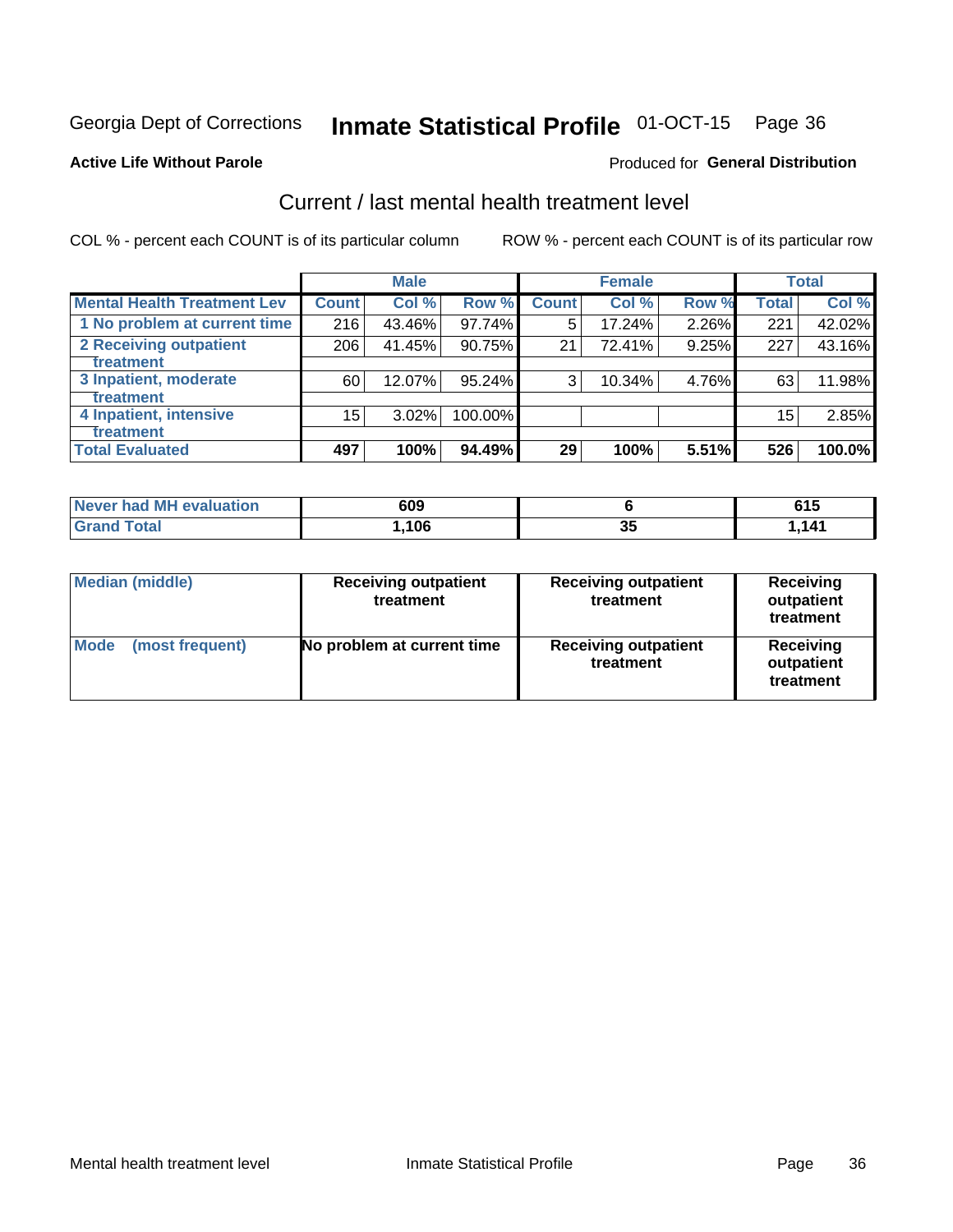Georgia Dept of Corrections **Inmate Statistical Profile** 01-OCT-15

**Active Life Without Parole**

Produced for **General Distribution**

## Current / last mental health treatment level

COL % - percent each COUNT is of its particular column

ROW % - percent each COUNT is of its particular row

| | Male | | | Female | | | Total | |
|---|---|---|---|---|---|---|---|---|
| **Mental Health Treatment Lev** | **Count** | **Col %** | **Row %** | **Count** | **Col %** | **Row %** | **Total** | **Col %** |
| 1 No problem at current time | 216 | 43.46% | 97.74% | 5 | 17.24% | 2.26% | 221 | 42.02% |
| 2 Receiving outpatient treatment | 206 | 41.45% | 90.75% | 21 | 72.41% | 9.25% | 227 | 43.16% |
| 3 Inpatient, moderate treatment | 60 | 12.07% | 95.24% | 3 | 10.34% | 4.76% | 63 | 11.98% |
| 4 Inpatient, intensive treatment | 15 | 3.02% | 100.00% | | | | 15 | 2.85% |
| **Total Evaluated** | **497** | **100%** | **94.49%** | **29** | **100%** | **5.51%** | **526** | **100.0%** |

| | Male | Female | Total |
|---|---|---|---|
| **Never had MH evaluation** | **609** | **6** | **615** |
| **Grand Total** | **1,106** | **35** | **1,141** |

| | Male | Female | Total |
|---|---|---|---|
| **Median (middle)** | **Receiving outpatient treatment** | **Receiving outpatient treatment** | **Receiving outpatient treatment** |
| **Mode (most frequent)** | **No problem at current time** | **Receiving outpatient treatment** | **Receiving outpatient treatment** |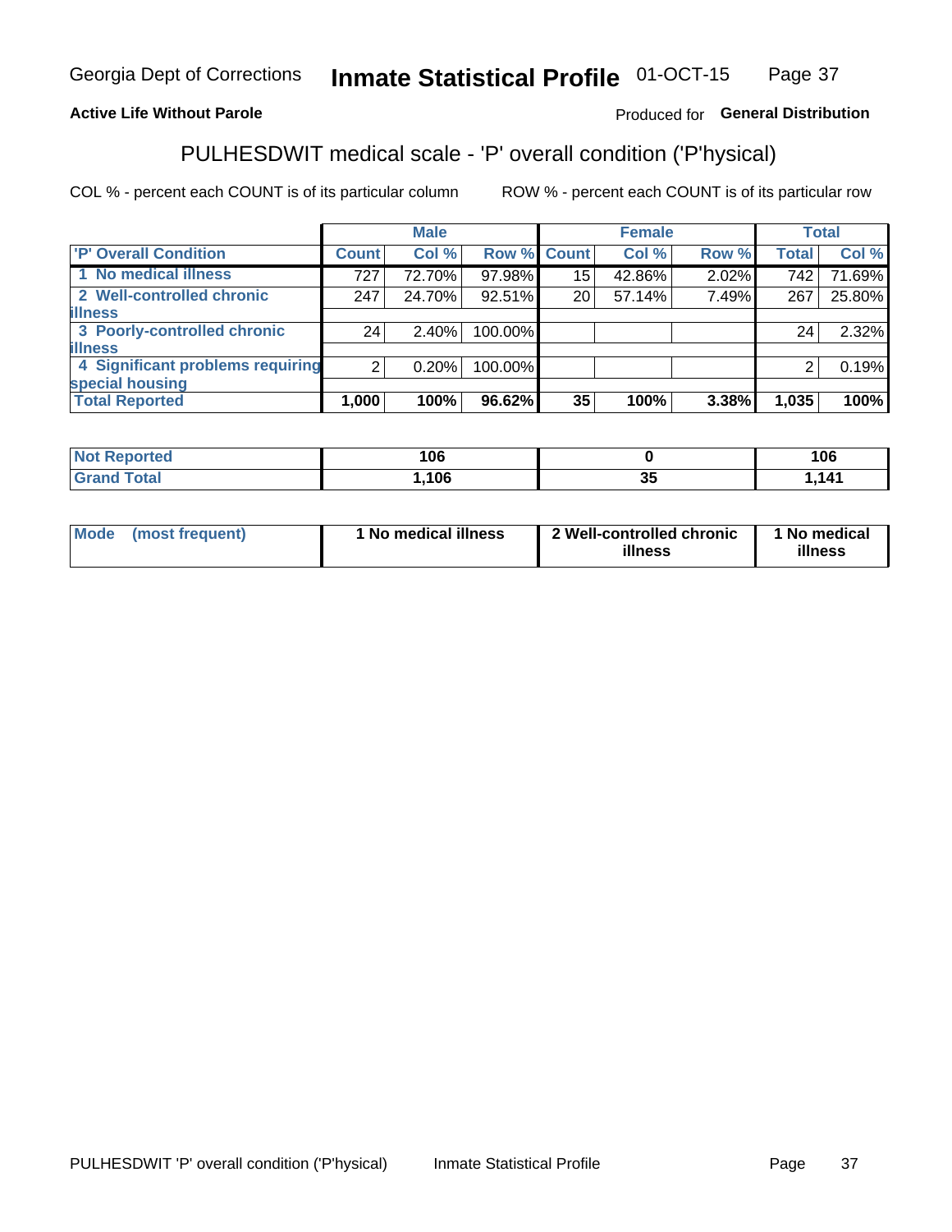Georgia Dept of Corrections **Inmate Statistical Profile** 01-OCT-15

**Active Life Without Parole**

Produced for **General Distribution**

## PULHESDWIT medical scale - 'P' overall condition ('P'hysical)

COL % - percent each COUNT is of its particular column

ROW % - percent each COUNT is of its particular row

| | Male | | | Female | | | Total | |
|---|---|---|---|---|---|---|---|---|
| 'P' Overall Condition | Count | Col % | Row % | Count | Col % | Row % | Total | Col % |
| 1 No medical illness | 727 | 72.70% | 97.98% | 15 | 42.86% | 2.02% | 742 | 71.69% |
| 2 Well-controlled chronic illness | 247 | 24.70% | 92.51% | 20 | 57.14% | 7.49% | 267 | 25.80% |
| 3 Poorly-controlled chronic illness | 24 | 2.40% | 100.00% | | | | 24 | 2.32% |
| 4 Significant problems requiring special housing | 2 | 0.20% | 100.00% | | | | 2 | 0.19% |
| **Total Reported** | **1,000** | **100%** | **96.62%** | **35** | **100%** | **3.38%** | **1,035** | **100%** |

| | Male | Female | Total |
|---|---|---|---|
| Not Reported | 106 | 0 | 106 |
| Grand Total | 1,106 | 35 | 1,141 |

| | Male | Female | Total |
|---|---|---|---|
| Mode (most frequent) | 1 No medical illness | 2 Well-controlled chronic illness | 1 No medical illness |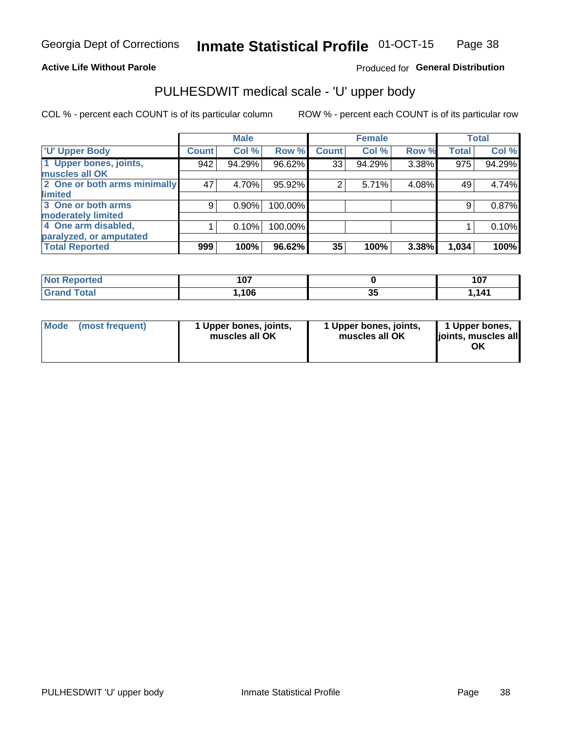Georgia Dept of Corrections **Inmate Statistical Profile** 01-OCT-15

**Active Life Without Parole**

Produced for **General Distribution**

## PULHESDWIT medical scale - 'U' upper body

COL % - percent each COUNT is of its particular column

ROW % - percent each COUNT is of its particular row

| | Male | | | Female | | | Total | |
|---|---|---|---|---|---|---|---|---|
| **'U' Upper Body** | **Count** | **Col %** | **Row %** | **Count** | **Col %** | **Row %** | **Total** | **Col %** |
| **1 Upper bones, joints, muscles all OK** | 942 | 94.29% | 96.62% | 33 | 94.29% | 3.38% | 975 | 94.29% |
| **2 One or both arms minimally limited** | 47 | 4.70% | 95.92% | 2 | 5.71% | 4.08% | 49 | 4.74% |
| **3 One or both arms moderately limited** | 9 | 0.90% | 100.00% | | | | 9 | 0.87% |
| **4 One arm disabled, paralyzed, or amputated** | 1 | 0.10% | 100.00% | | | | 1 | 0.10% |
| **Total Reported** | **999** | **100%** | **96.62%** | **35** | **100%** | **3.38%** | **1,034** | **100%** |

| | Male | Female | Total |
|---|---|---|---|
| **Not Reported** | **107** | **0** | **107** |
| **Grand Total** | **1,106** | **35** | **1,141** |

| | Male | Female | Total |
|---|---|---|---|
| **Mode (most frequent)** | **1 Upper bones, joints, muscles all OK** | **1 Upper bones, joints, muscles all OK** | **1 Upper bones, joints, muscles all OK** |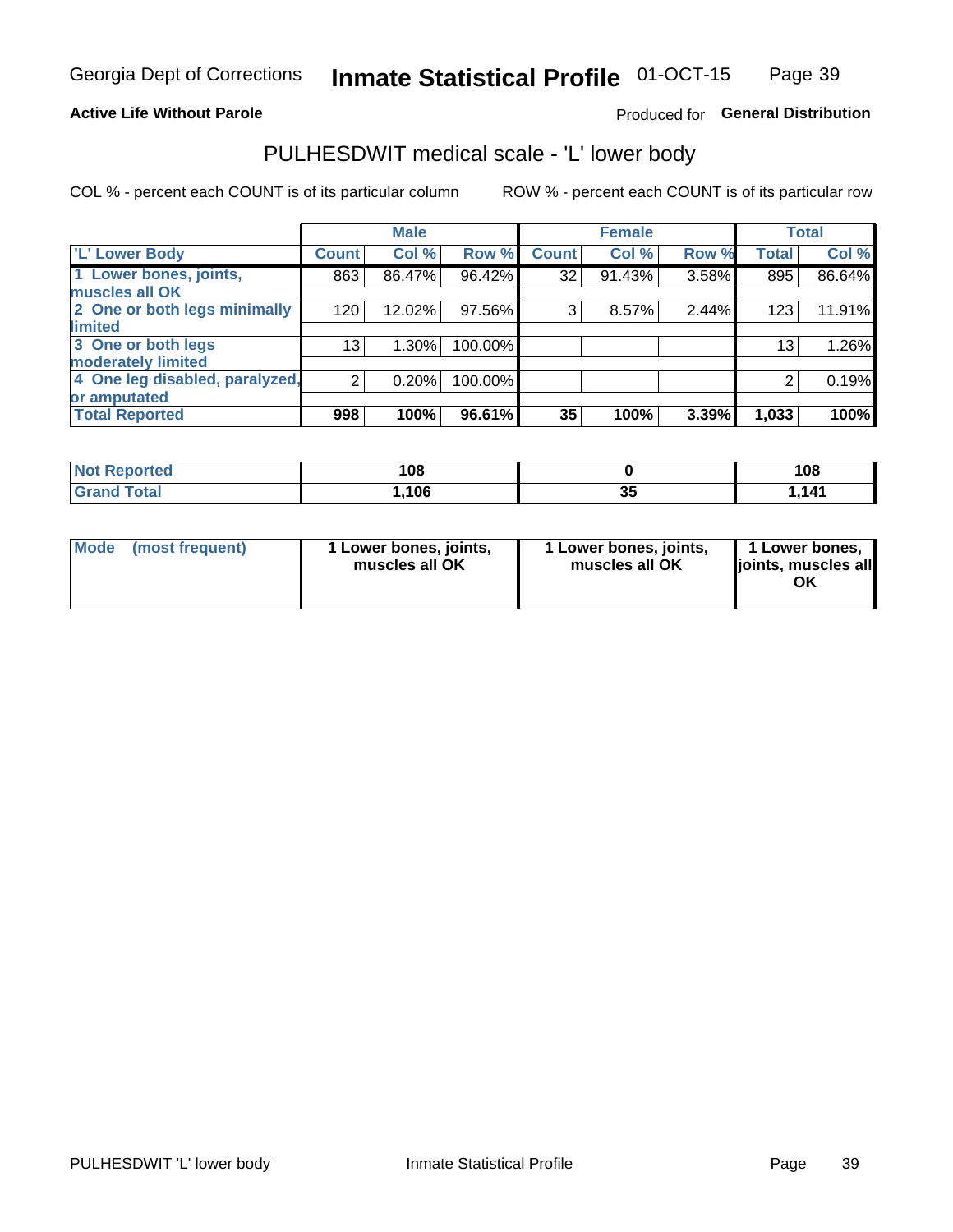**Active Life Without Parole**

Produced for **General Distribution**

# PULHESDWIT medical scale - 'L' lower body

COL % - percent each COUNT is of its particular column

ROW % - percent each COUNT is of its particular row

| | Male | | | Female | | | Total | |
|---|---|---|---|---|---|---|---|---|
| 'L' Lower Body | Count | Col % | Row % | Count | Col % | Row % | Total | Col % |
| 1 Lower bones, joints, muscles all OK | 863 | 86.47% | 96.42% | 32 | 91.43% | 3.58% | 895 | 86.64% |
| 2 One or both legs minimally limited | 120 | 12.02% | 97.56% | 3 | 8.57% | 2.44% | 123 | 11.91% |
| 3 One or both legs moderately limited | 13 | 1.30% | 100.00% | | | | 13 | 1.26% |
| 4 One leg disabled, paralyzed, or amputated | 2 | 0.20% | 100.00% | | | | 2 | 0.19% |
| **Total Reported** | **998** | **100%** | **96.61%** | **35** | **100%** | **3.39%** | **1,033** | **100%** |

| | Male | Female | Total |
|---|---|---|---|
| Not Reported | 108 | 0 | 108 |
| Grand Total | 1,106 | 35 | 1,141 |

| | Male | Female | Total |
|---|---|---|---|
| Mode (most frequent) | 1 Lower bones, joints, muscles all OK | 1 Lower bones, joints, muscles all OK | 1 Lower bones, joints, muscles all OK |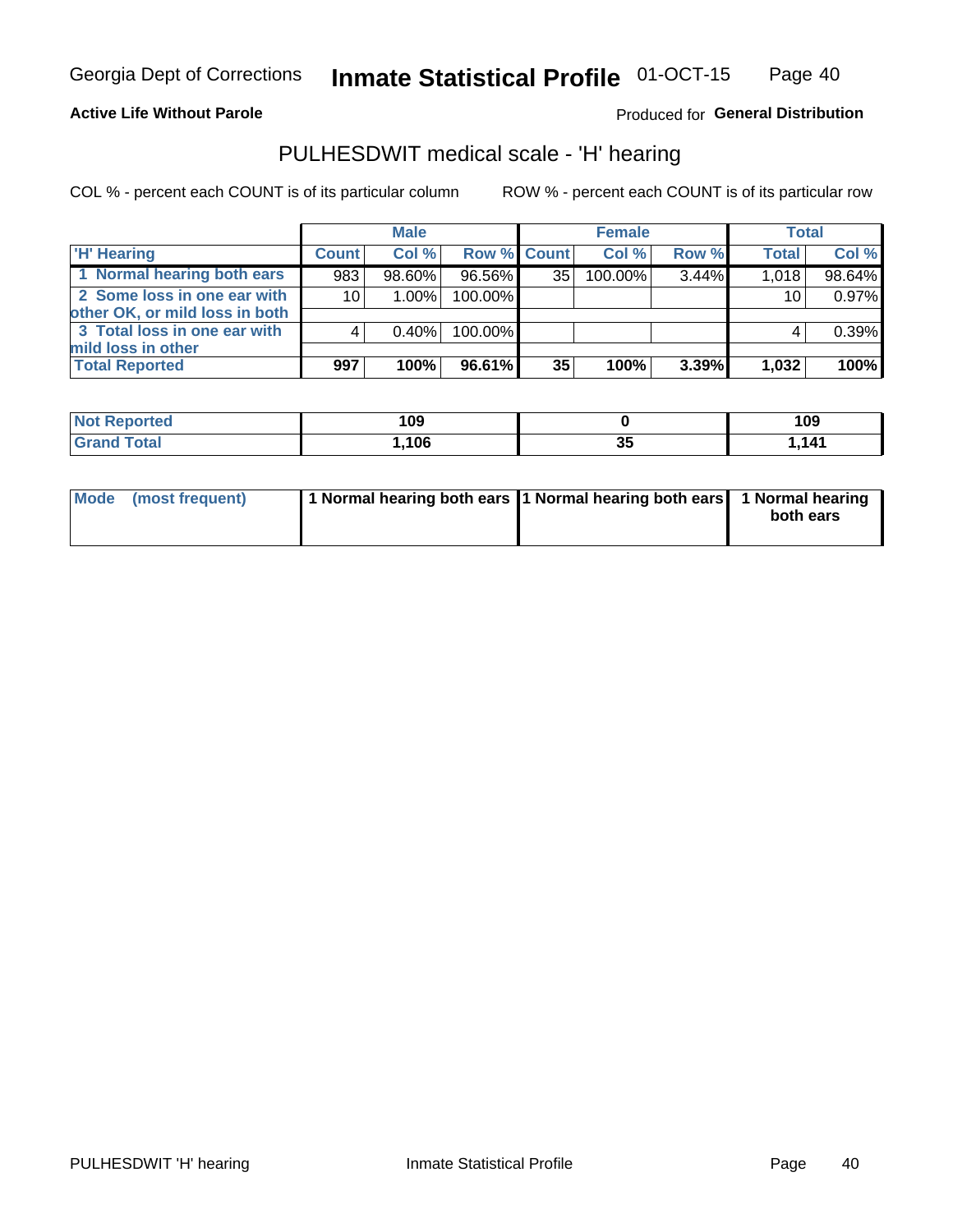Georgia Dept of Corrections **Inmate Statistical Profile** 01-OCT-15

**Active Life Without Parole**

Produced for **General Distribution**

## PULHESDWIT medical scale - 'H' hearing

COL % - percent each COUNT is of its particular column

ROW % - percent each COUNT is of its particular row

| | Male | | | Female | | | Total | |
|---|---|---|---|---|---|---|---|---|
| 'H' Hearing | Count | Col % | Row % | Count | Col % | Row % | Total | Col % |
| 1 Normal hearing both ears | 983 | 98.60% | 96.56% | 35 | 100.00% | 3.44% | 1,018 | 98.64% |
| 2 Some loss in one ear with other OK, or mild loss in both | 10 | 1.00% | 100.00% | | | | 10 | 0.97% |
| 3 Total loss in one ear with mild loss in other | 4 | 0.40% | 100.00% | | | | 4 | 0.39% |
| **Total Reported** | **997** | **100%** | **96.61%** | **35** | **100%** | **3.39%** | **1,032** | **100%** |

| | Male | Female | Total |
|---|---|---|---|
| Not Reported | 109 | 0 | 109 |
| Grand Total | 1,106 | 35 | 1,141 |

| | Male | Female | Total |
|---|---|---|---|
| Mode (most frequent) | 1 Normal hearing both ears | 1 Normal hearing both ears | 1 Normal hearing both ears |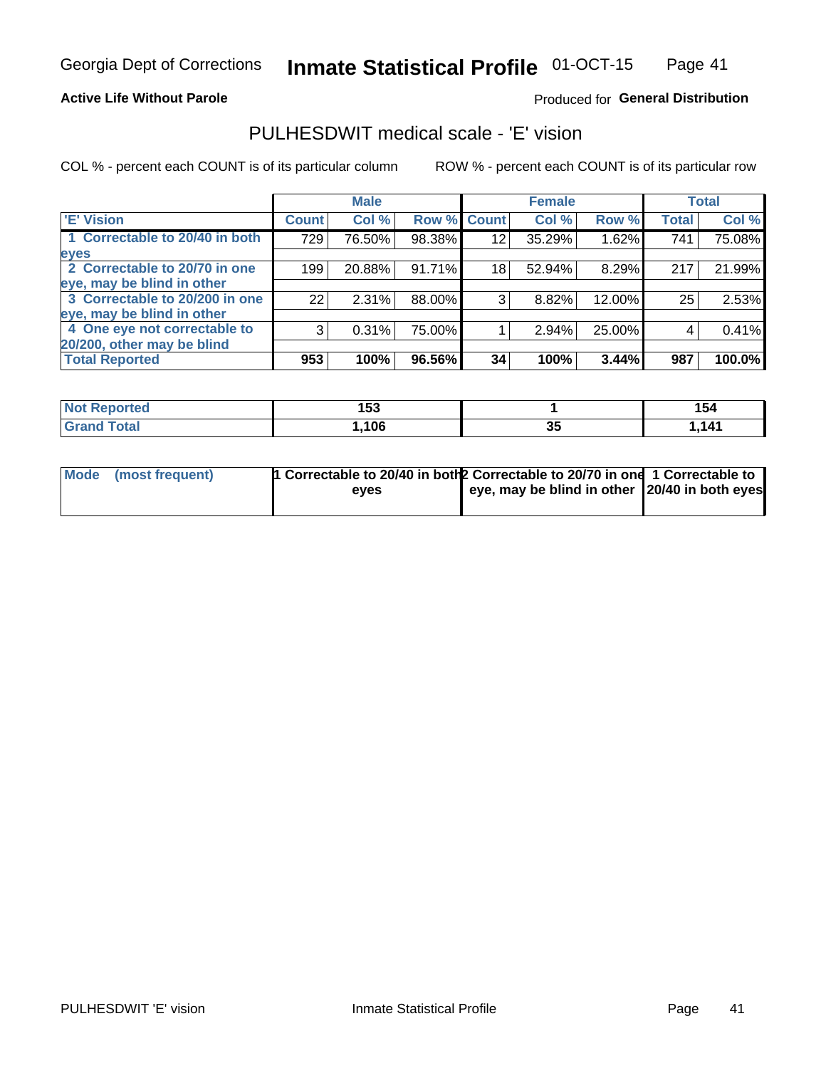Georgia Dept of Corrections **Inmate Statistical Profile** 01-OCT-15

**Active Life Without Parole**

Produced for **General Distribution**

## PULHESDWIT medical scale - 'E' vision

COL % - percent each COUNT is of its particular column    ROW % - percent each COUNT is of its particular row

| | Male | | | Female | | | Total | |
|---|---|---|---|---|---|---|---|---|
| 'E' Vision | Count | Col % | Row % | Count | Col % | Row % | Total | Col % |
| 1 Correctable to 20/40 in both eyes | 729 | 76.50% | 98.38% | 12 | 35.29% | 1.62% | 741 | 75.08% |
| 2 Correctable to 20/70 in one eye, may be blind in other | 199 | 20.88% | 91.71% | 18 | 52.94% | 8.29% | 217 | 21.99% |
| 3 Correctable to 20/200 in one eye, may be blind in other | 22 | 2.31% | 88.00% | 3 | 8.82% | 12.00% | 25 | 2.53% |
| 4 One eye not correctable to 20/200, other may be blind | 3 | 0.31% | 75.00% | 1 | 2.94% | 25.00% | 4 | 0.41% |
| **Total Reported** | **953** | **100%** | **96.56%** | **34** | **100%** | **3.44%** | **987** | **100.0%** |

| | Male | Female | Total |
|---|---|---|---|
| Not Reported | 153 | 1 | 154 |
| Grand Total | 1,106 | 35 | 1,141 |

| | Male | Female | Total |
|---|---|---|---|
| Mode (most frequent) | 1 Correctable to 20/40 in both eyes | 2 Correctable to 20/70 in one eye, may be blind in other | 1 Correctable to 20/40 in both eyes |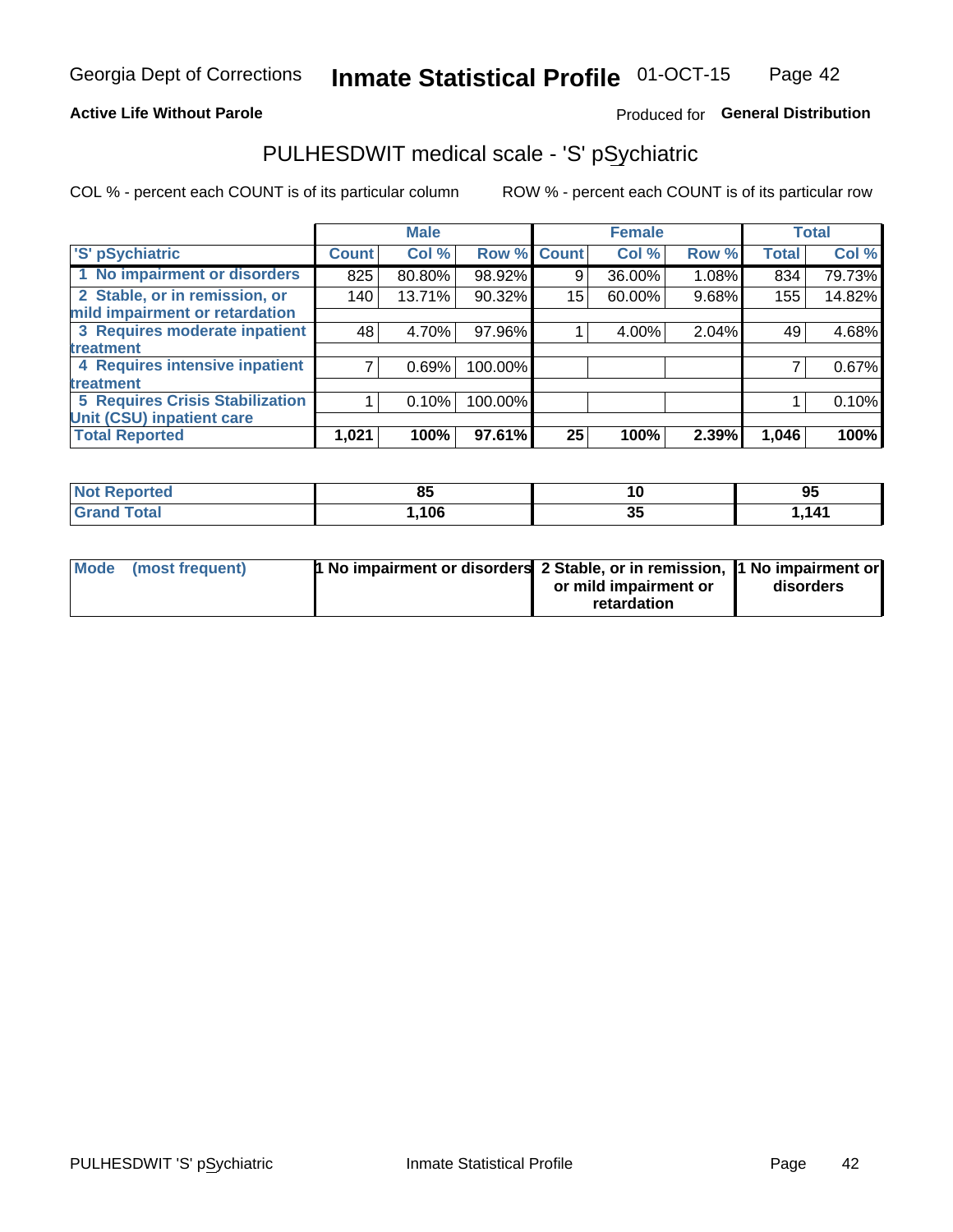Georgia Dept of Corrections **Inmate Statistical Profile** 01-OCT-15

**Active Life Without Parole**

Produced for **General Distribution**

## PULHESDWIT medical scale - 'S' pSychiatric

COL % - percent each COUNT is of its particular column

ROW % - percent each COUNT is of its particular row

| | Male | | | Female | | | Total | |
|---|---|---|---|---|---|---|---|---|
| 'S' pSychiatric | Count | Col % | Row % | Count | Col % | Row % | Total | Col % |
| 1 No impairment or disorders | 825 | 80.80% | 98.92% | 9 | 36.00% | 1.08% | 834 | 79.73% |
| 2 Stable, or in remission, or mild impairment or retardation | 140 | 13.71% | 90.32% | 15 | 60.00% | 9.68% | 155 | 14.82% |
| 3 Requires moderate inpatient treatment | 48 | 4.70% | 97.96% | 1 | 4.00% | 2.04% | 49 | 4.68% |
| 4 Requires intensive inpatient treatment | 7 | 0.69% | 100.00% | | | | 7 | 0.67% |
| 5 Requires Crisis Stabilization Unit (CSU) inpatient care | 1 | 0.10% | 100.00% | | | | 1 | 0.10% |
| **Total Reported** | **1,021** | **100%** | **97.61%** | **25** | **100%** | **2.39%** | **1,046** | **100%** |

| | Male | Female | Total |
|---|---|---|---|
| Not Reported | 85 | 10 | 95 |
| Grand Total | 1,106 | 35 | 1,141 |

| | Male | Female | Total |
|---|---|---|---|
| Mode (most frequent) | 1 No impairment or disorders | 2 Stable, or in remission, or mild impairment or retardation | 1 No impairment or disorders |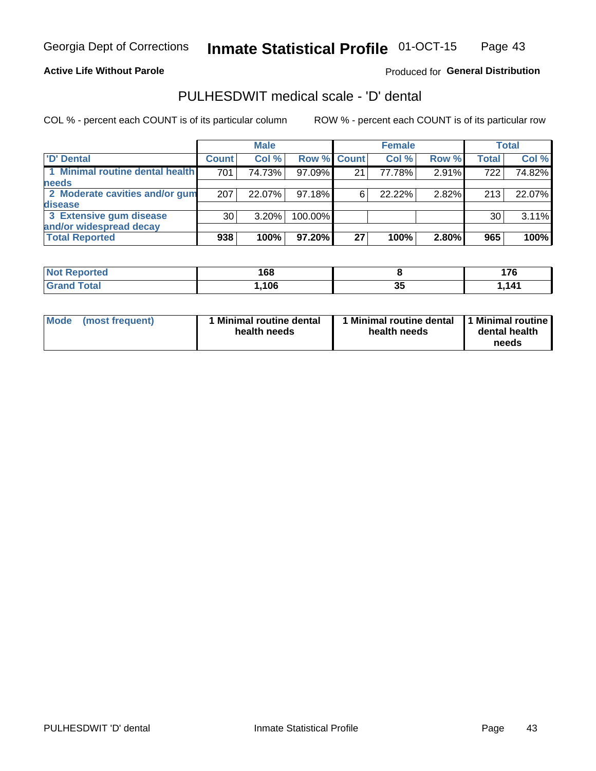**Active Life Without Parole**

Produced for **General Distribution**

## PULHESDWIT medical scale - 'D' dental

COL % - percent each COUNT is of its particular column

ROW % - percent each COUNT is of its particular row

| | Male | | | Female | | | Total | |
|---|---|---|---|---|---|---|---|---|
| 'D' Dental | Count | Col % | Row % | Count | Col % | Row % | Total | Col % |
| 1 Minimal routine dental health needs | 701 | 74.73% | 97.09% | 21 | 77.78% | 2.91% | 722 | 74.82% |
| 2 Moderate cavities and/or gum disease | 207 | 22.07% | 97.18% | 6 | 22.22% | 2.82% | 213 | 22.07% |
| 3 Extensive gum disease and/or widespread decay | 30 | 3.20% | 100.00% | | | | 30 | 3.11% |
| **Total Reported** | **938** | **100%** | **97.20%** | **27** | **100%** | **2.80%** | **965** | **100%** |

| | Male | Female | Total |
|---|---|---|---|
| Not Reported | 168 | 8 | 176 |
| Grand Total | 1,106 | 35 | 1,141 |

| | Male | Female | Total |
|---|---|---|---|
| Mode (most frequent) | 1 Minimal routine dental health needs | 1 Minimal routine dental health needs | 1 Minimal routine dental health needs |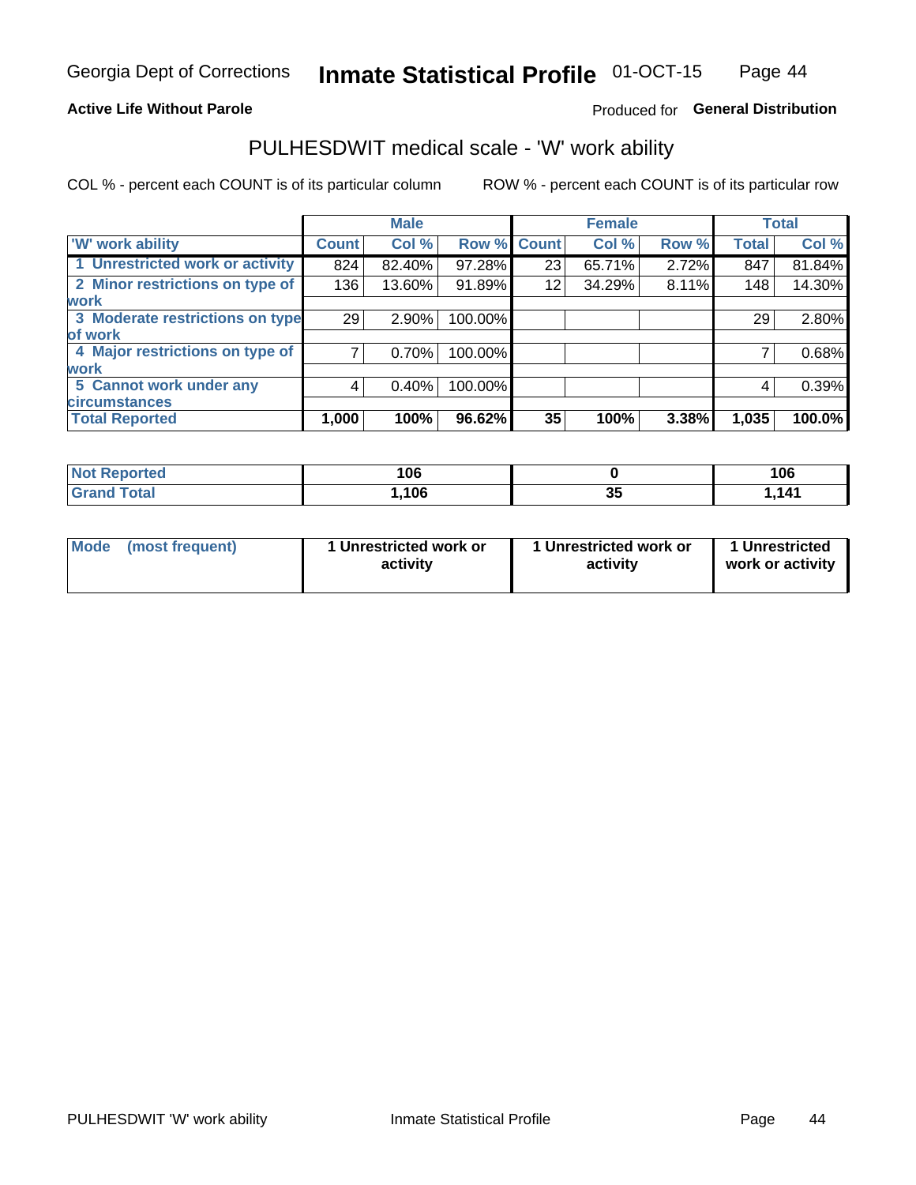Georgia Dept of Corrections **Inmate Statistical Profile** 01-OCT-15

**Active Life Without Parole**

Produced for **General Distribution**

## PULHESDWIT medical scale - 'W' work ability

COL % - percent each COUNT is of its particular column     ROW % - percent each COUNT is of its particular row

| | Male | | | Female | | | Total | |
|---|---|---|---|---|---|---|---|---|
| 'W' work ability | Count | Col % | Row % | Count | Col % | Row % | Total | Col % |
| 1 Unrestricted work or activity | 824 | 82.40% | 97.28% | 23 | 65.71% | 2.72% | 847 | 81.84% |
| 2 Minor restrictions on type of work | 136 | 13.60% | 91.89% | 12 | 34.29% | 8.11% | 148 | 14.30% |
| 3 Moderate restrictions on type of work | 29 | 2.90% | 100.00% | | | | 29 | 2.80% |
| 4 Major restrictions on type of work | 7 | 0.70% | 100.00% | | | | 7 | 0.68% |
| 5 Cannot work under any circumstances | 4 | 0.40% | 100.00% | | | | 4 | 0.39% |
| **Total Reported** | **1,000** | **100%** | **96.62%** | **35** | **100%** | **3.38%** | **1,035** | **100.0%** |

| | Male | Female | Total |
|---|---|---|---|
| Not Reported | 106 | 0 | 106 |
| Grand Total | 1,106 | 35 | 1,141 |

| | Male | Female | Total |
|---|---|---|---|
| Mode (most frequent) | 1 Unrestricted work or activity | 1 Unrestricted work or activity | 1 Unrestricted work or activity |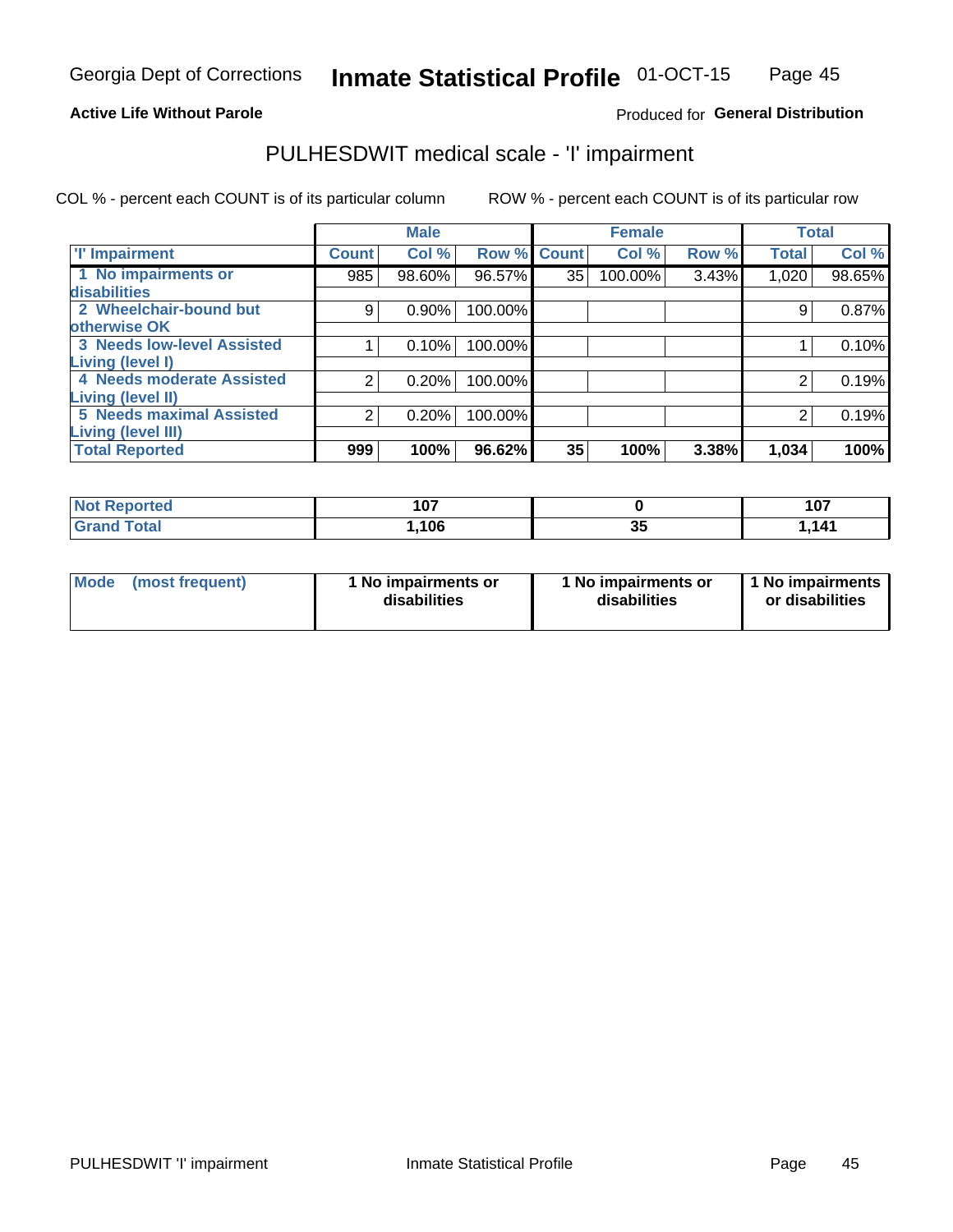Georgia Dept of Corrections **Inmate Statistical Profile** 01-OCT-15

**Active Life Without Parole**

Produced for **General Distribution**

## PULHESDWIT medical scale - 'I' impairment

COL % - percent each COUNT is of its particular column ROW % - percent each COUNT is of its particular row

| | Male | | | Female | | | Total | |
|---|---|---|---|---|---|---|---|---|
| 'I' Impairment | Count | Col % | Row % | Count | Col % | Row % | Total | Col % |
| 1 No impairments or disabilities | 985 | 98.60% | 96.57% | 35 | 100.00% | 3.43% | 1,020 | 98.65% |
| 2 Wheelchair-bound but otherwise OK | 9 | 0.90% | 100.00% | | | | 9 | 0.87% |
| 3 Needs low-level Assisted Living (level I) | 1 | 0.10% | 100.00% | | | | 1 | 0.10% |
| 4 Needs moderate Assisted Living (level II) | 2 | 0.20% | 100.00% | | | | 2 | 0.19% |
| 5 Needs maximal Assisted Living (level III) | 2 | 0.20% | 100.00% | | | | 2 | 0.19% |
| **Total Reported** | **999** | **100%** | **96.62%** | **35** | **100%** | **3.38%** | **1,034** | **100%** |

| | Male | Female | Total |
|---|---|---|---|
| Not Reported | 107 | 0 | 107 |
| Grand Total | 1,106 | 35 | 1,141 |

| | Male | Female | Total |
|---|---|---|---|
| Mode (most frequent) | 1 No impairments or disabilities | 1 No impairments or disabilities | 1 No impairments or disabilities |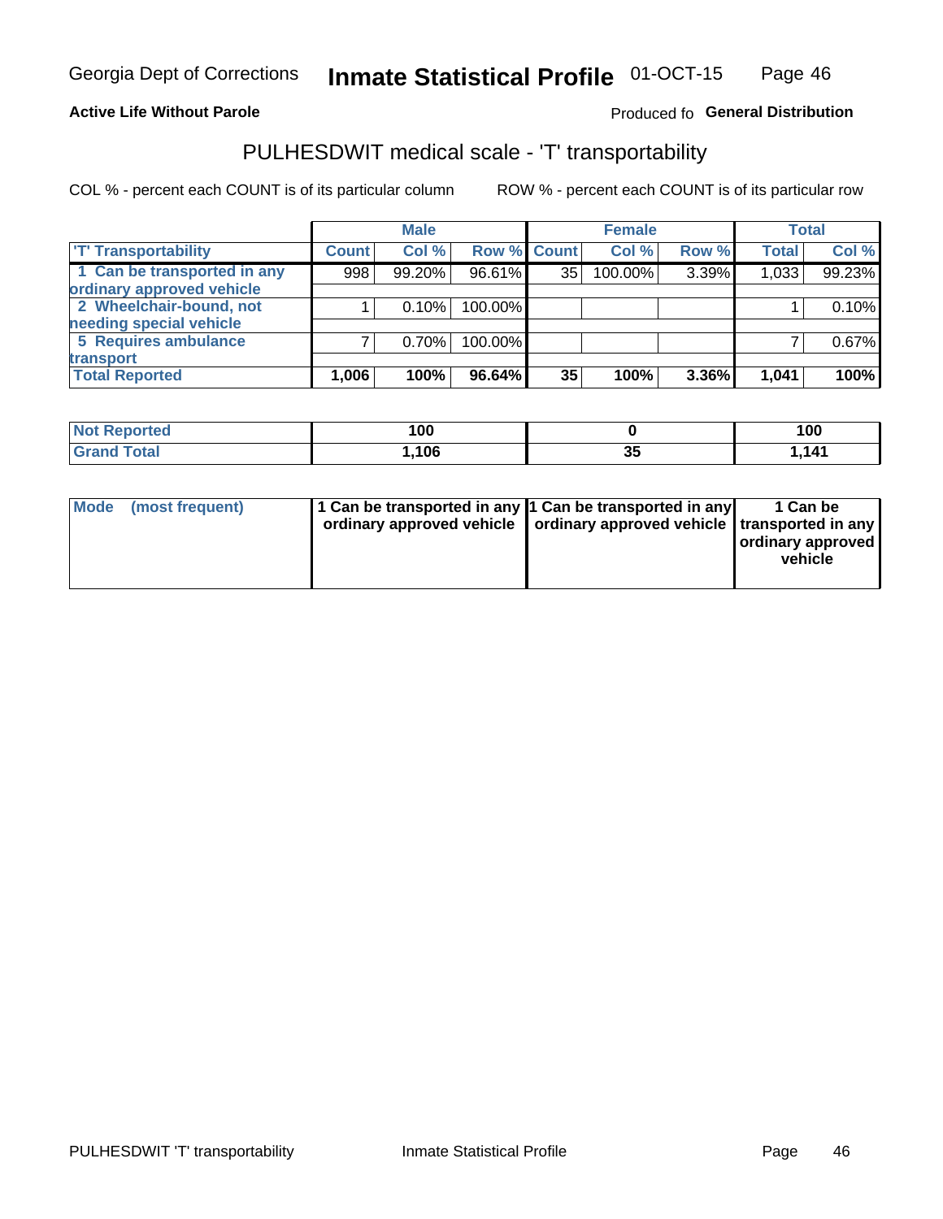Georgia Dept of Corrections **Inmate Statistical Profile** 01-OCT-15

**Active Life Without Parole**

Produced fo **General Distribution**

## PULHESDWIT medical scale - 'T' transportability

COL % - percent each COUNT is of its particular column

ROW % - percent each COUNT is of its particular row

| | Male | | | Female | | | Total | |
|---|---|---|---|---|---|---|---|---|
| 'T' Transportability | Count | Col % | Row % | Count | Col % | Row % | Total | Col % |
| 1 Can be transported in any ordinary approved vehicle | 998 | 99.20% | 96.61% | 35 | 100.00% | 3.39% | 1,033 | 99.23% |
| 2 Wheelchair-bound, not needing special vehicle | 1 | 0.10% | 100.00% | | | | 1 | 0.10% |
| 5 Requires ambulance transport | 7 | 0.70% | 100.00% | | | | 7 | 0.67% |
| **Total Reported** | **1,006** | **100%** | **96.64%** | **35** | **100%** | **3.36%** | **1,041** | **100%** |

| | Male | Female | Total |
|---|---|---|---|
| Not Reported | 100 | 0 | 100 |
| Grand Total | 1,106 | 35 | 1,141 |

| | Male | Female | Total |
|---|---|---|---|
| Mode (most frequent) | 1 Can be transported in any ordinary approved vehicle | 1 Can be transported in any ordinary approved vehicle | 1 Can be transported in any ordinary approved vehicle |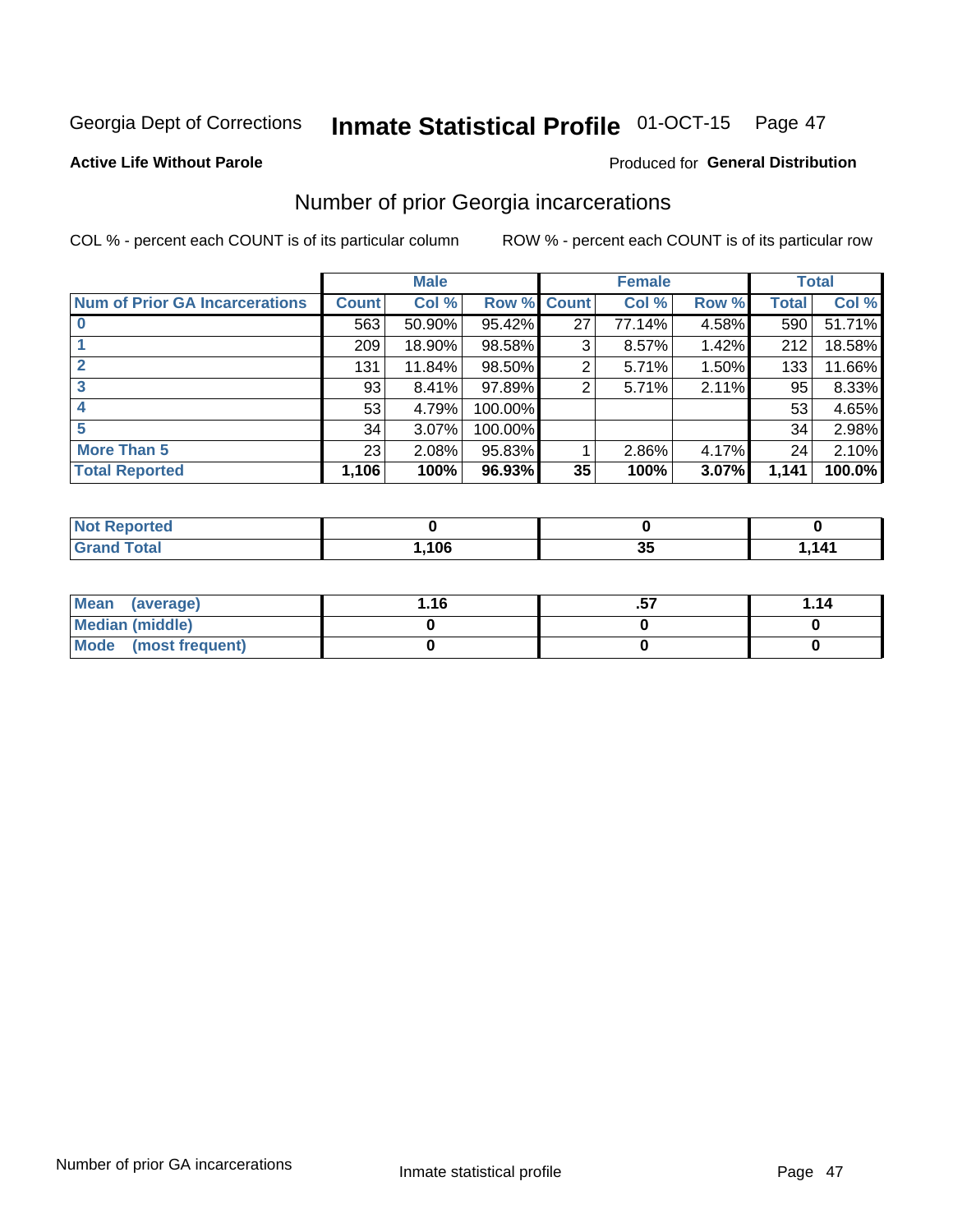Georgia Dept of Corrections **Inmate Statistical Profile** 01-OCT-15

**Active Life Without Parole**

Produced for **General Distribution**

## Number of prior Georgia incarcerations

COL % - percent each COUNT is of its particular column

ROW % - percent each COUNT is of its particular row

| | Male | | | Female | | | Total | |
|---|---|---|---|---|---|---|---|---|
| **Num of Prior GA Incarcerations** | **Count** | **Col %** | **Row %** | **Count** | **Col %** | **Row %** | **Total** | **Col %** |
| **0** | 563 | 50.90% | 95.42% | 27 | 77.14% | 4.58% | 590 | 51.71% |
| **1** | 209 | 18.90% | 98.58% | 3 | 8.57% | 1.42% | 212 | 18.58% |
| **2** | 131 | 11.84% | 98.50% | 2 | 5.71% | 1.50% | 133 | 11.66% |
| **3** | 93 | 8.41% | 97.89% | 2 | 5.71% | 2.11% | 95 | 8.33% |
| **4** | 53 | 4.79% | 100.00% | | | | 53 | 4.65% |
| **5** | 34 | 3.07% | 100.00% | | | | 34 | 2.98% |
| **More Than 5** | 23 | 2.08% | 95.83% | 1 | 2.86% | 4.17% | 24 | 2.10% |
| **Total Reported** | **1,106** | **100%** | **96.93%** | **35** | **100%** | **3.07%** | **1,141** | **100.0%** |

| | Male | Female | Total |
|---|---|---|---|
| **Not Reported** | **0** | **0** | **0** |
| **Grand Total** | **1,106** | **35** | **1,141** |

| | Male | Female | Total |
|---|---|---|---|
| **Mean (average)** | **1.16** | **.57** | **1.14** |
| **Median (middle)** | **0** | **0** | **0** |
| **Mode (most frequent)** | **0** | **0** | **0** |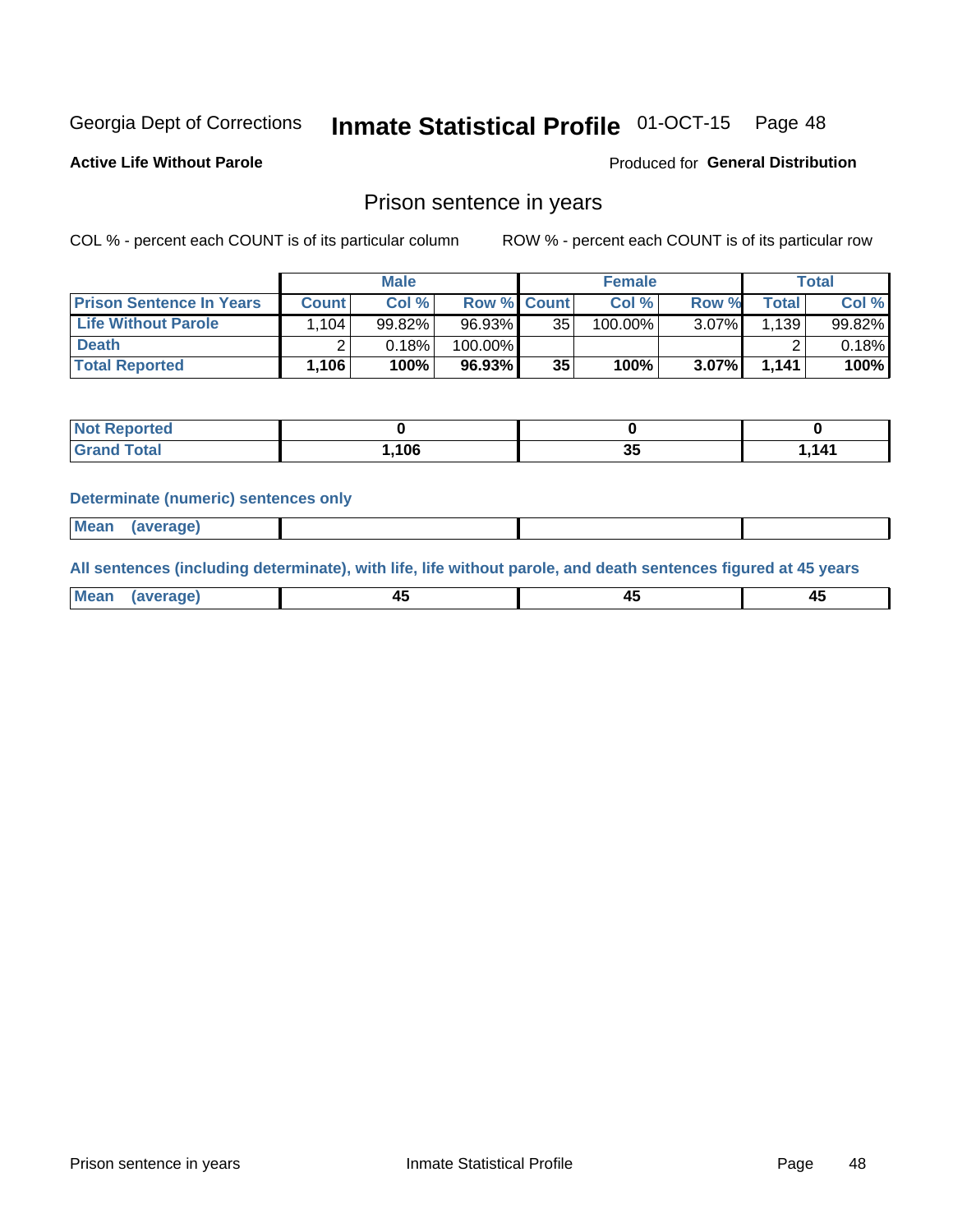Georgia Dept of Corrections **Inmate Statistical Profile** 01-OCT-15

**Active Life Without Parole**

Produced for **General Distribution**

## Prison sentence in years

COL % - percent each COUNT is of its particular column    ROW % - percent each COUNT is of its particular row

| | Male | | | Female | | | Total | |
|---|---|---|---|---|---|---|---|---|
| **Prison Sentence In Years** | **Count** | **Col %** | **Row %** | **Count** | **Col %** | **Row %** | **Total** | **Col %** |
| **Life Without Parole** | 1,104 | 99.82% | 96.93% | 35 | 100.00% | 3.07% | 1,139 | 99.82% |
| **Death** | 2 | 0.18% | 100.00% | | | | 2 | 0.18% |
| **Total Reported** | **1,106** | **100%** | **96.93%** | **35** | **100%** | **3.07%** | **1,141** | **100%** |

| | Male | Female | Total |
|---|---|---|---|
| **Not Reported** | **0** | **0** | **0** |
| **Grand Total** | **1,106** | **35** | **1,141** |

**Determinate (numeric) sentences only**

| | Male | Female | Total |
|---|---|---|---|
| **Mean (average)** | | | |

**All sentences (including determinate), with life, life without parole, and death sentences figured at 45 years**

| | Male | Female | Total |
|---|---|---|---|
| **Mean (average)** | **45** | **45** | **45** |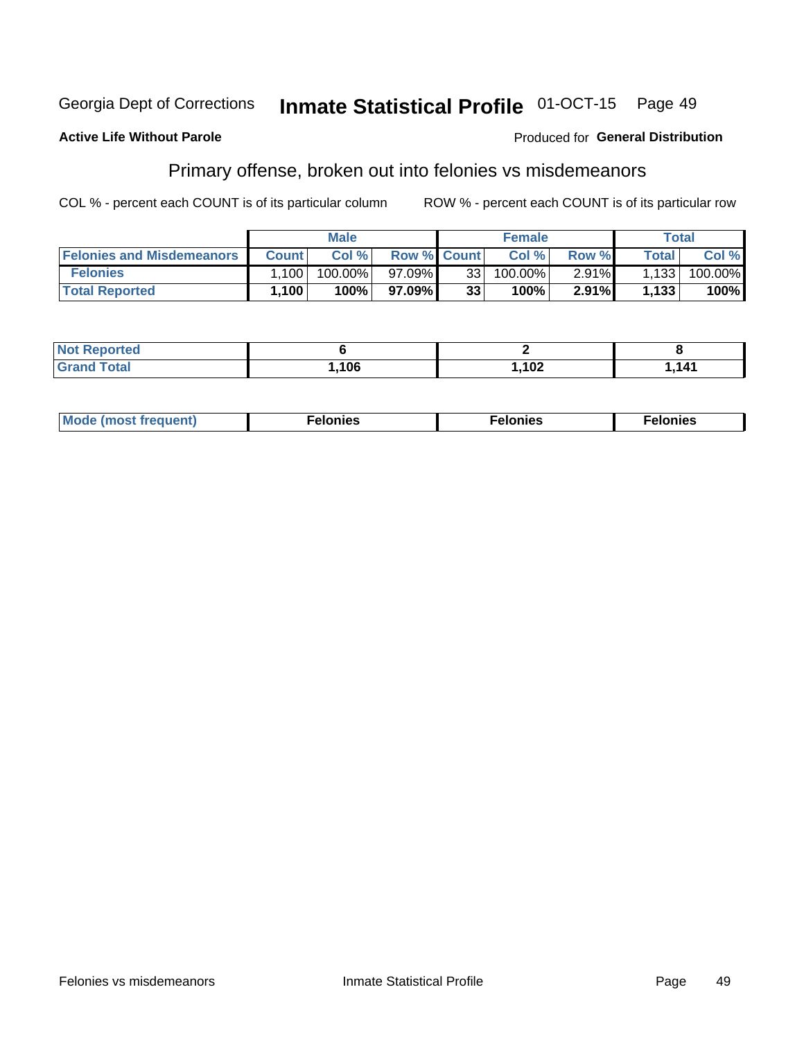Georgia Dept of Corrections **Inmate Statistical Profile** 01-OCT-15 Page 49

**Active Life Without Parole** Produced for **General Distribution**

## Primary offense, broken out into felonies vs misdemeanors

COL % - percent each COUNT is of its particular column ROW % - percent each COUNT is of its particular row

| | Male | | | Female | | | Total | |
|---|---|---|---|---|---|---|---|---|
| **Felonies and Misdemeanors** | **Count** | **Col %** | **Row %** | **Count** | **Col %** | **Row %** | **Total** | **Col %** |
| **Felonies** | 1,100 | 100.00% | 97.09% | 33 | 100.00% | 2.91% | 1,133 | 100.00% |
| **Total Reported** | **1,100** | **100%** | **97.09%** | **33** | **100%** | **2.91%** | **1,133** | **100%** |

| | Male | Female | Total |
|---|---|---|---|
| **Not Reported** | **6** | **2** | **8** |
| **Grand Total** | **1,106** | **1,102** | **1,141** |

| | Male | Female | Total |
|---|---|---|---|
| **Mode (most frequent)** | **Felonies** | **Felonies** | **Felonies** |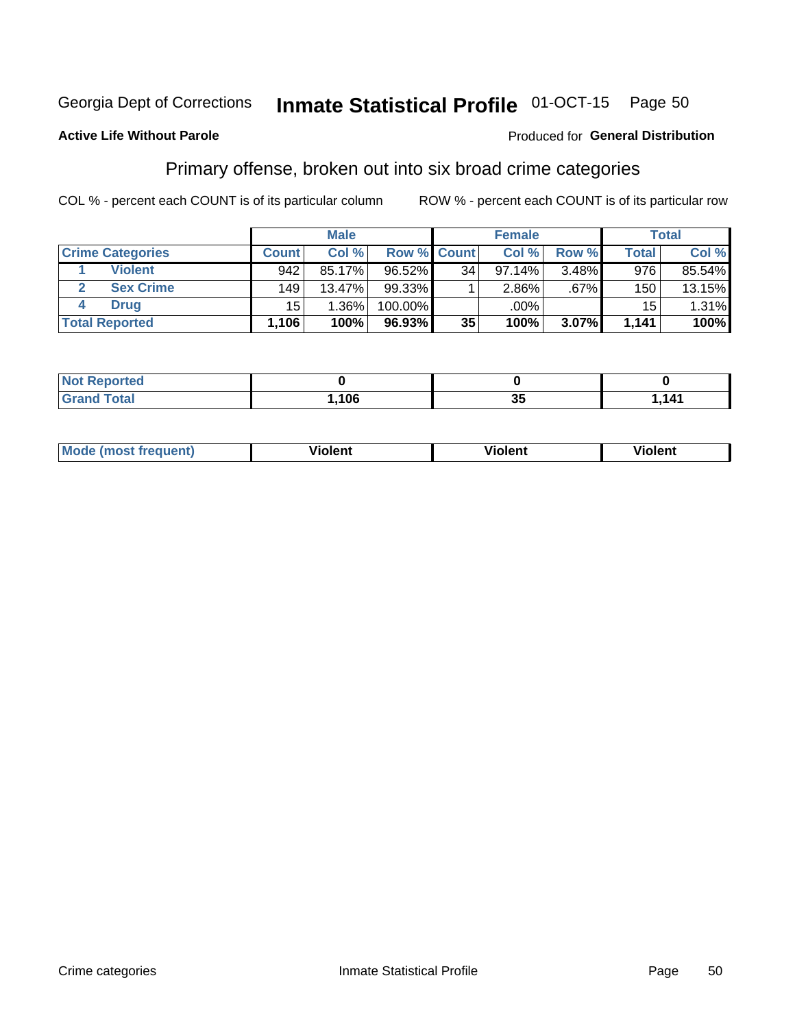Georgia Dept of Corrections **Inmate Statistical Profile** 01-OCT-15

**Active Life Without Parole**

Produced for **General Distribution**

## Primary offense, broken out into six broad crime categories

COL % - percent each COUNT is of its particular column     ROW % - percent each COUNT is of its particular row

| | | Male | | | Female | | | Total | |
|---|---|---|---|---|---|---|---|---|---|
| Crime Categories | | Count | Col % | Row % | Count | Col % | Row % | Total | Col % |
| 1 | Violent | 942 | 85.17% | 96.52% | 34 | 97.14% | 3.48% | 976 | 85.54% |
| 2 | Sex Crime | 149 | 13.47% | 99.33% | 1 | 2.86% | .67% | 150 | 13.15% |
| 4 | Drug | 15 | 1.36% | 100.00% | | .00% | | 15 | 1.31% |
| **Total Reported** | | **1,106** | **100%** | **96.93%** | **35** | **100%** | **3.07%** | **1,141** | **100%** |

| | Male | Female | Total |
|---|---|---|---|
| Not Reported | 0 | 0 | 0 |
| Grand Total | 1,106 | 35 | 1,141 |

| | Male | Female | Total |
|---|---|---|---|
| Mode (most frequent) | Violent | Violent | Violent |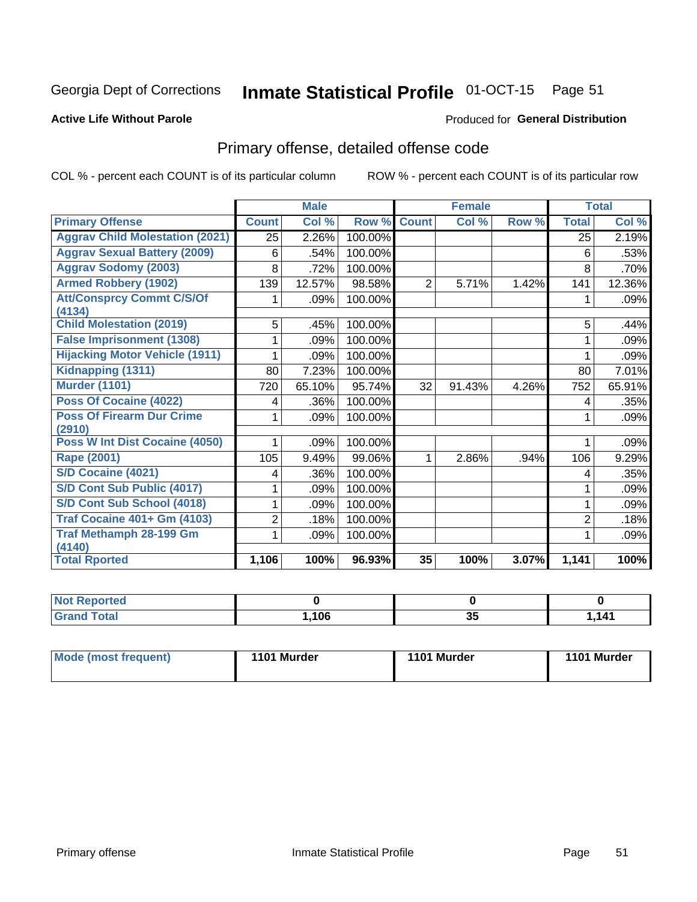Georgia Dept of Corrections **Inmate Statistical Profile** 01-OCT-15

**Active Life Without Parole**

Produced for **General Distribution**

## Primary offense, detailed offense code

COL % - percent each COUNT is of its particular column

ROW % - percent each COUNT is of its particular row

| | Male | | | Female | | | Total | |
|---|---|---|---|---|---|---|---|---|
| **Primary Offense** | **Count** | **Col %** | **Row %** | **Count** | **Col %** | **Row %** | **Total** | **Col %** |
| Aggrav Child Molestation (2021) | 25 | 2.26% | 100.00% | | | | 25 | 2.19% |
| Aggrav Sexual Battery (2009) | 6 | .54% | 100.00% | | | | 6 | .53% |
| Aggrav Sodomy (2003) | 8 | .72% | 100.00% | | | | 8 | .70% |
| Armed Robbery (1902) | 139 | 12.57% | 98.58% | 2 | 5.71% | 1.42% | 141 | 12.36% |
| Att/Consprcy Commt C/S/Of (4134) | 1 | .09% | 100.00% | | | | 1 | .09% |
| Child Molestation (2019) | 5 | .45% | 100.00% | | | | 5 | .44% |
| False Imprisonment (1308) | 1 | .09% | 100.00% | | | | 1 | .09% |
| Hijacking Motor Vehicle (1911) | 1 | .09% | 100.00% | | | | 1 | .09% |
| Kidnapping (1311) | 80 | 7.23% | 100.00% | | | | 80 | 7.01% |
| Murder (1101) | 720 | 65.10% | 95.74% | 32 | 91.43% | 4.26% | 752 | 65.91% |
| Poss Of Cocaine (4022) | 4 | .36% | 100.00% | | | | 4 | .35% |
| Poss Of Firearm Dur Crime (2910) | 1 | .09% | 100.00% | | | | 1 | .09% |
| Poss W Int Dist Cocaine (4050) | 1 | .09% | 100.00% | | | | 1 | .09% |
| Rape (2001) | 105 | 9.49% | 99.06% | 1 | 2.86% | .94% | 106 | 9.29% |
| S/D Cocaine (4021) | 4 | .36% | 100.00% | | | | 4 | .35% |
| S/D Cont Sub Public (4017) | 1 | .09% | 100.00% | | | | 1 | .09% |
| S/D Cont Sub School (4018) | 1 | .09% | 100.00% | | | | 1 | .09% |
| Traf Cocaine 401+ Gm (4103) | 2 | .18% | 100.00% | | | | 2 | .18% |
| Traf Methamph 28-199 Gm (4140) | 1 | .09% | 100.00% | | | | 1 | .09% |
| **Total Rported** | **1,106** | **100%** | **96.93%** | **35** | **100%** | **3.07%** | **1,141** | **100%** |

| | Male | Female | Total |
|---|---|---|---|
| Not Reported | 0 | 0 | 0 |
| Grand Total | 1,106 | 35 | 1,141 |

| | Male | Female | Total |
|---|---|---|---|
| Mode (most frequent) | 1101 Murder | 1101 Murder | 1101 Murder |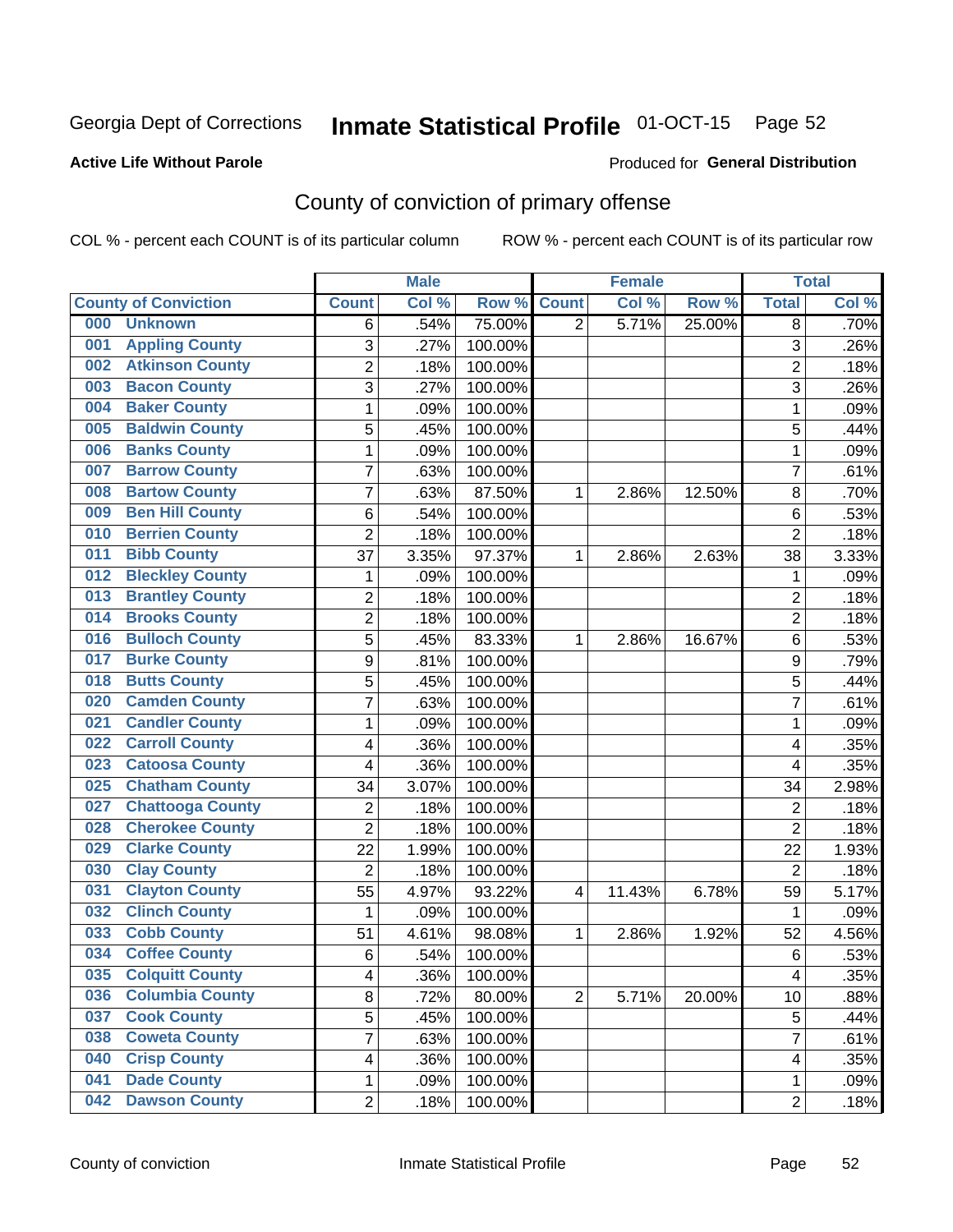Georgia Dept of Corrections **Inmate Statistical Profile** 01-OCT-15

**Active Life Without Parole**

Produced for **General Distribution**

## County of conviction of primary offense

COL % - percent each COUNT is of its particular column ROW % - percent each COUNT is of its particular row

| County of Conviction | Male | | | Female | | | Total | |
|---|---|---|---|---|---|---|---|---|
| | Count | Col % | Row % | Count | Col % | Row % | Total | Col % |
| 000 Unknown | 6 | .54% | 75.00% | 2 | 5.71% | 25.00% | 8 | .70% |
| 001 Appling County | 3 | .27% | 100.00% | | | | 3 | .26% |
| 002 Atkinson County | 2 | .18% | 100.00% | | | | 2 | .18% |
| 003 Bacon County | 3 | .27% | 100.00% | | | | 3 | .26% |
| 004 Baker County | 1 | .09% | 100.00% | | | | 1 | .09% |
| 005 Baldwin County | 5 | .45% | 100.00% | | | | 5 | .44% |
| 006 Banks County | 1 | .09% | 100.00% | | | | 1 | .09% |
| 007 Barrow County | 7 | .63% | 100.00% | | | | 7 | .61% |
| 008 Bartow County | 7 | .63% | 87.50% | 1 | 2.86% | 12.50% | 8 | .70% |
| 009 Ben Hill County | 6 | .54% | 100.00% | | | | 6 | .53% |
| 010 Berrien County | 2 | .18% | 100.00% | | | | 2 | .18% |
| 011 Bibb County | 37 | 3.35% | 97.37% | 1 | 2.86% | 2.63% | 38 | 3.33% |
| 012 Bleckley County | 1 | .09% | 100.00% | | | | 1 | .09% |
| 013 Brantley County | 2 | .18% | 100.00% | | | | 2 | .18% |
| 014 Brooks County | 2 | .18% | 100.00% | | | | 2 | .18% |
| 016 Bulloch County | 5 | .45% | 83.33% | 1 | 2.86% | 16.67% | 6 | .53% |
| 017 Burke County | 9 | .81% | 100.00% | | | | 9 | .79% |
| 018 Butts County | 5 | .45% | 100.00% | | | | 5 | .44% |
| 020 Camden County | 7 | .63% | 100.00% | | | | 7 | .61% |
| 021 Candler County | 1 | .09% | 100.00% | | | | 1 | .09% |
| 022 Carroll County | 4 | .36% | 100.00% | | | | 4 | .35% |
| 023 Catoosa County | 4 | .36% | 100.00% | | | | 4 | .35% |
| 025 Chatham County | 34 | 3.07% | 100.00% | | | | 34 | 2.98% |
| 027 Chattooga County | 2 | .18% | 100.00% | | | | 2 | .18% |
| 028 Cherokee County | 2 | .18% | 100.00% | | | | 2 | .18% |
| 029 Clarke County | 22 | 1.99% | 100.00% | | | | 22 | 1.93% |
| 030 Clay County | 2 | .18% | 100.00% | | | | 2 | .18% |
| 031 Clayton County | 55 | 4.97% | 93.22% | 4 | 11.43% | 6.78% | 59 | 5.17% |
| 032 Clinch County | 1 | .09% | 100.00% | | | | 1 | .09% |
| 033 Cobb County | 51 | 4.61% | 98.08% | 1 | 2.86% | 1.92% | 52 | 4.56% |
| 034 Coffee County | 6 | .54% | 100.00% | | | | 6 | .53% |
| 035 Colquitt County | 4 | .36% | 100.00% | | | | 4 | .35% |
| 036 Columbia County | 8 | .72% | 80.00% | 2 | 5.71% | 20.00% | 10 | .88% |
| 037 Cook County | 5 | .45% | 100.00% | | | | 5 | .44% |
| 038 Coweta County | 7 | .63% | 100.00% | | | | 7 | .61% |
| 040 Crisp County | 4 | .36% | 100.00% | | | | 4 | .35% |
| 041 Dade County | 1 | .09% | 100.00% | | | | 1 | .09% |
| 042 Dawson County | 2 | .18% | 100.00% | | | | 2 | .18% |

County of conviction Inmate Statistical Profile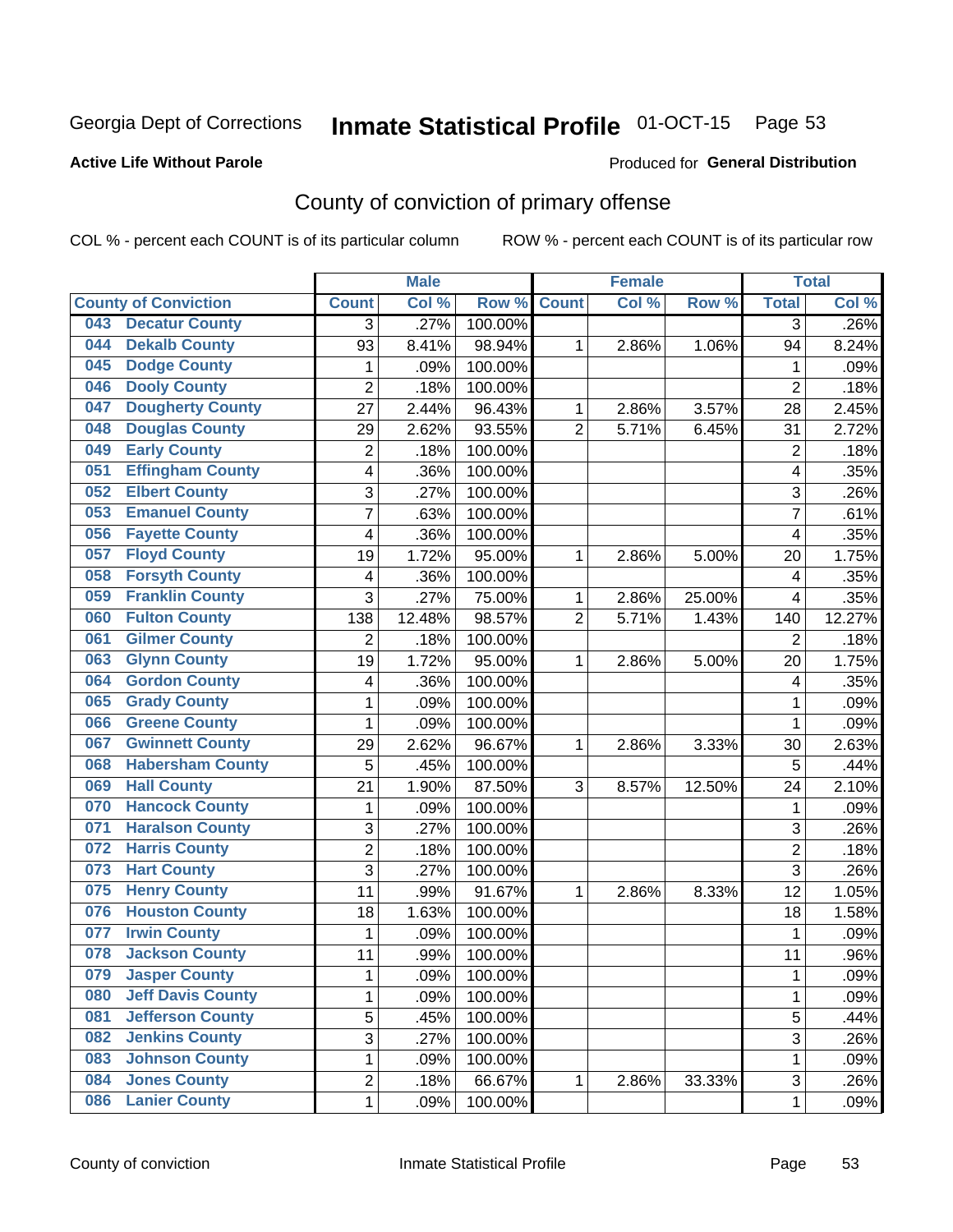Georgia Dept of Corrections **Inmate Statistical Profile** 01-OCT-15

**Active Life Without Parole**

Produced for **General Distribution**

## County of conviction of primary offense

COL % - percent each COUNT is of its particular column ROW % - percent each COUNT is of its particular row

| County of Conviction | | Male | | | Female | | | Total | |
|---|---|---|---|---|---|---|---|---|---|
| | | Count | Col % | Row % | Count | Col % | Row % | Total | Col % |
| 043 | Decatur County | 3 | .27% | 100.00% | | | | 3 | .26% |
| 044 | Dekalb County | 93 | 8.41% | 98.94% | 1 | 2.86% | 1.06% | 94 | 8.24% |
| 045 | Dodge County | 1 | .09% | 100.00% | | | | 1 | .09% |
| 046 | Dooly County | 2 | .18% | 100.00% | | | | 2 | .18% |
| 047 | Dougherty County | 27 | 2.44% | 96.43% | 1 | 2.86% | 3.57% | 28 | 2.45% |
| 048 | Douglas County | 29 | 2.62% | 93.55% | 2 | 5.71% | 6.45% | 31 | 2.72% |
| 049 | Early County | 2 | .18% | 100.00% | | | | 2 | .18% |
| 051 | Effingham County | 4 | .36% | 100.00% | | | | 4 | .35% |
| 052 | Elbert County | 3 | .27% | 100.00% | | | | 3 | .26% |
| 053 | Emanuel County | 7 | .63% | 100.00% | | | | 7 | .61% |
| 056 | Fayette County | 4 | .36% | 100.00% | | | | 4 | .35% |
| 057 | Floyd County | 19 | 1.72% | 95.00% | 1 | 2.86% | 5.00% | 20 | 1.75% |
| 058 | Forsyth County | 4 | .36% | 100.00% | | | | 4 | .35% |
| 059 | Franklin County | 3 | .27% | 75.00% | 1 | 2.86% | 25.00% | 4 | .35% |
| 060 | Fulton County | 138 | 12.48% | 98.57% | 2 | 5.71% | 1.43% | 140 | 12.27% |
| 061 | Gilmer County | 2 | .18% | 100.00% | | | | 2 | .18% |
| 063 | Glynn County | 19 | 1.72% | 95.00% | 1 | 2.86% | 5.00% | 20 | 1.75% |
| 064 | Gordon County | 4 | .36% | 100.00% | | | | 4 | .35% |
| 065 | Grady County | 1 | .09% | 100.00% | | | | 1 | .09% |
| 066 | Greene County | 1 | .09% | 100.00% | | | | 1 | .09% |
| 067 | Gwinnett County | 29 | 2.62% | 96.67% | 1 | 2.86% | 3.33% | 30 | 2.63% |
| 068 | Habersham County | 5 | .45% | 100.00% | | | | 5 | .44% |
| 069 | Hall County | 21 | 1.90% | 87.50% | 3 | 8.57% | 12.50% | 24 | 2.10% |
| 070 | Hancock County | 1 | .09% | 100.00% | | | | 1 | .09% |
| 071 | Haralson County | 3 | .27% | 100.00% | | | | 3 | .26% |
| 072 | Harris County | 2 | .18% | 100.00% | | | | 2 | .18% |
| 073 | Hart County | 3 | .27% | 100.00% | | | | 3 | .26% |
| 075 | Henry County | 11 | .99% | 91.67% | 1 | 2.86% | 8.33% | 12 | 1.05% |
| 076 | Houston County | 18 | 1.63% | 100.00% | | | | 18 | 1.58% |
| 077 | Irwin County | 1 | .09% | 100.00% | | | | 1 | .09% |
| 078 | Jackson County | 11 | .99% | 100.00% | | | | 11 | .96% |
| 079 | Jasper County | 1 | .09% | 100.00% | | | | 1 | .09% |
| 080 | Jeff Davis County | 1 | .09% | 100.00% | | | | 1 | .09% |
| 081 | Jefferson County | 5 | .45% | 100.00% | | | | 5 | .44% |
| 082 | Jenkins County | 3 | .27% | 100.00% | | | | 3 | .26% |
| 083 | Johnson County | 1 | .09% | 100.00% | | | | 1 | .09% |
| 084 | Jones County | 2 | .18% | 66.67% | 1 | 2.86% | 33.33% | 3 | .26% |
| 086 | Lanier County | 1 | .09% | 100.00% | | | | 1 | .09% |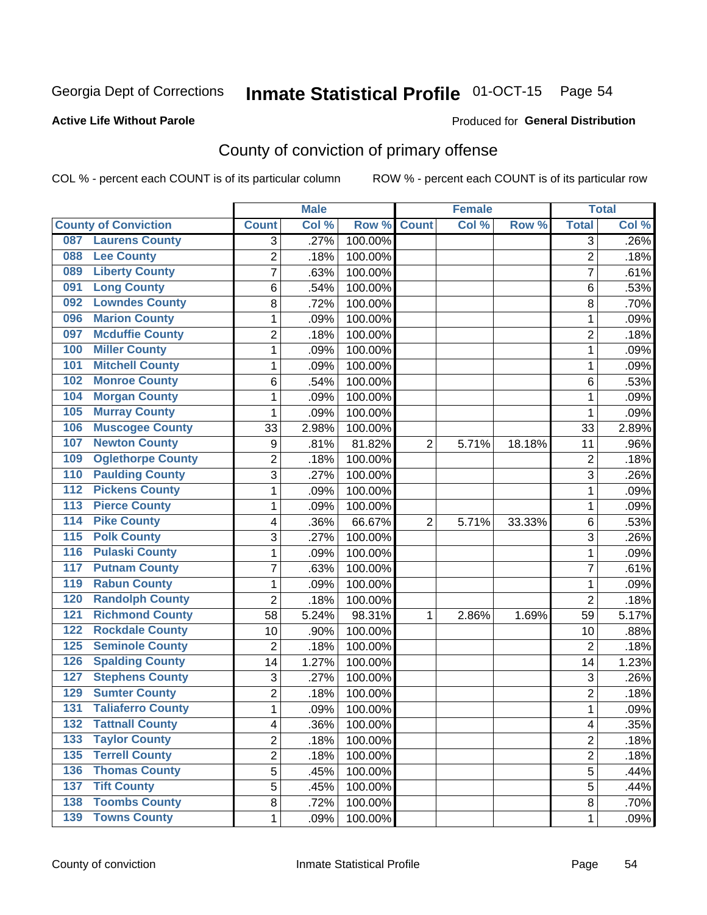Georgia Dept of Corrections **Inmate Statistical Profile** 01-OCT-15

**Active Life Without Parole** Produced for **General Distribution**

## County of conviction of primary offense

COL % - percent each COUNT is of its particular column ROW % - percent each COUNT is of its particular row

| County of Conviction | Male | | | Female | | | Total | |
|---|---|---|---|---|---|---|---|---|
| | Count | Col % | Row % | Count | Col % | Row % | Total | Col % |
| 087 Laurens County | 3 | .27% | 100.00% | | | | 3 | .26% |
| 088 Lee County | 2 | .18% | 100.00% | | | | 2 | .18% |
| 089 Liberty County | 7 | .63% | 100.00% | | | | 7 | .61% |
| 091 Long County | 6 | .54% | 100.00% | | | | 6 | .53% |
| 092 Lowndes County | 8 | .72% | 100.00% | | | | 8 | .70% |
| 096 Marion County | 1 | .09% | 100.00% | | | | 1 | .09% |
| 097 Mcduffie County | 2 | .18% | 100.00% | | | | 2 | .18% |
| 100 Miller County | 1 | .09% | 100.00% | | | | 1 | .09% |
| 101 Mitchell County | 1 | .09% | 100.00% | | | | 1 | .09% |
| 102 Monroe County | 6 | .54% | 100.00% | | | | 6 | .53% |
| 104 Morgan County | 1 | .09% | 100.00% | | | | 1 | .09% |
| 105 Murray County | 1 | .09% | 100.00% | | | | 1 | .09% |
| 106 Muscogee County | 33 | 2.98% | 100.00% | | | | 33 | 2.89% |
| 107 Newton County | 9 | .81% | 81.82% | 2 | 5.71% | 18.18% | 11 | .96% |
| 109 Oglethorpe County | 2 | .18% | 100.00% | | | | 2 | .18% |
| 110 Paulding County | 3 | .27% | 100.00% | | | | 3 | .26% |
| 112 Pickens County | 1 | .09% | 100.00% | | | | 1 | .09% |
| 113 Pierce County | 1 | .09% | 100.00% | | | | 1 | .09% |
| 114 Pike County | 4 | .36% | 66.67% | 2 | 5.71% | 33.33% | 6 | .53% |
| 115 Polk County | 3 | .27% | 100.00% | | | | 3 | .26% |
| 116 Pulaski County | 1 | .09% | 100.00% | | | | 1 | .09% |
| 117 Putnam County | 7 | .63% | 100.00% | | | | 7 | .61% |
| 119 Rabun County | 1 | .09% | 100.00% | | | | 1 | .09% |
| 120 Randolph County | 2 | .18% | 100.00% | | | | 2 | .18% |
| 121 Richmond County | 58 | 5.24% | 98.31% | 1 | 2.86% | 1.69% | 59 | 5.17% |
| 122 Rockdale County | 10 | .90% | 100.00% | | | | 10 | .88% |
| 125 Seminole County | 2 | .18% | 100.00% | | | | 2 | .18% |
| 126 Spalding County | 14 | 1.27% | 100.00% | | | | 14 | 1.23% |
| 127 Stephens County | 3 | .27% | 100.00% | | | | 3 | .26% |
| 129 Sumter County | 2 | .18% | 100.00% | | | | 2 | .18% |
| 131 Taliaferro County | 1 | .09% | 100.00% | | | | 1 | .09% |
| 132 Tattnall County | 4 | .36% | 100.00% | | | | 4 | .35% |
| 133 Taylor County | 2 | .18% | 100.00% | | | | 2 | .18% |
| 135 Terrell County | 2 | .18% | 100.00% | | | | 2 | .18% |
| 136 Thomas County | 5 | .45% | 100.00% | | | | 5 | .44% |
| 137 Tift County | 5 | .45% | 100.00% | | | | 5 | .44% |
| 138 Toombs County | 8 | .72% | 100.00% | | | | 8 | .70% |
| 139 Towns County | 1 | .09% | 100.00% | | | | 1 | .09% |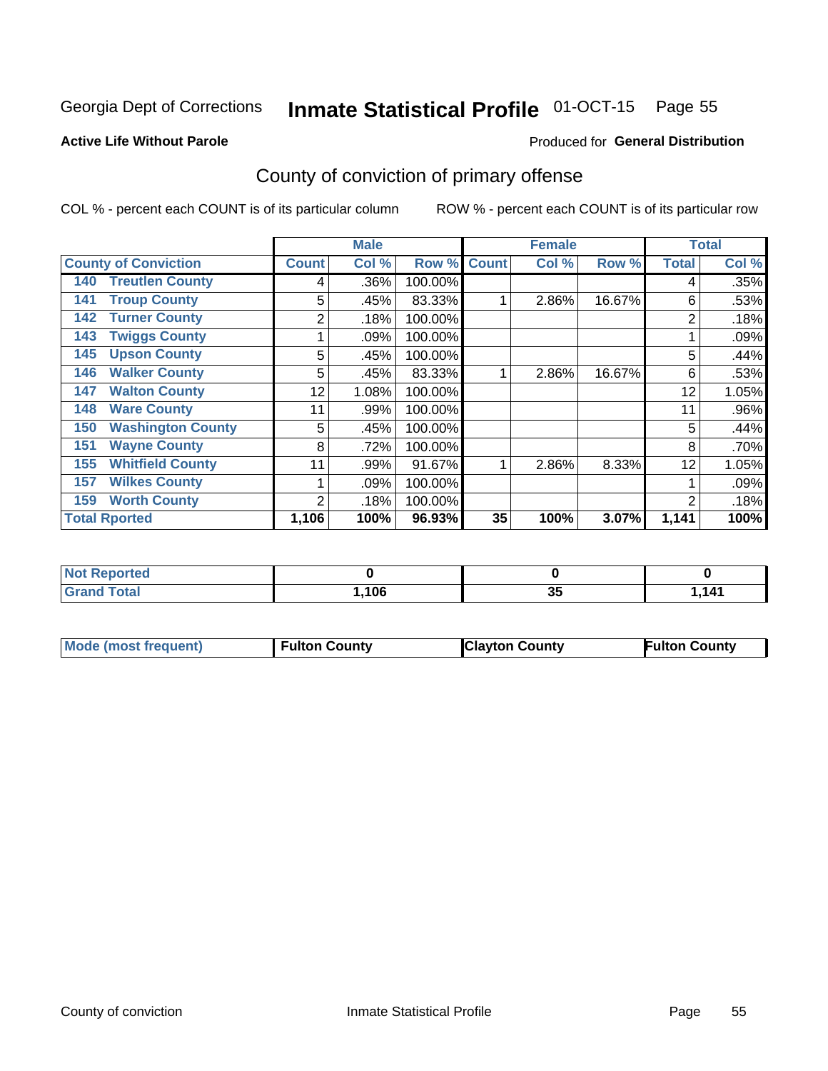Georgia Dept of Corrections **Inmate Statistical Profile** 01-OCT-15 Page 55

**Active Life Without Parole**

Produced for **General Distribution**

# County of conviction of primary offense

COL % - percent each COUNT is of its particular column ROW % - percent each COUNT is of its particular row

| | Male | | | Female | | | Total | |
|---|---|---|---|---|---|---|---|---|
| **County of Conviction** | **Count** | **Col %** | **Row %** | **Count** | **Col %** | **Row %** | **Total** | **Col %** |
| **140 Treutlen County** | 4 | .36% | 100.00% | | | | 4 | .35% |
| **141 Troup County** | 5 | .45% | 83.33% | 1 | 2.86% | 16.67% | 6 | .53% |
| **142 Turner County** | 2 | .18% | 100.00% | | | | 2 | .18% |
| **143 Twiggs County** | 1 | .09% | 100.00% | | | | 1 | .09% |
| **145 Upson County** | 5 | .45% | 100.00% | | | | 5 | .44% |
| **146 Walker County** | 5 | .45% | 83.33% | 1 | 2.86% | 16.67% | 6 | .53% |
| **147 Walton County** | 12 | 1.08% | 100.00% | | | | 12 | 1.05% |
| **148 Ware County** | 11 | .99% | 100.00% | | | | 11 | .96% |
| **150 Washington County** | 5 | .45% | 100.00% | | | | 5 | .44% |
| **151 Wayne County** | 8 | .72% | 100.00% | | | | 8 | .70% |
| **155 Whitfield County** | 11 | .99% | 91.67% | 1 | 2.86% | 8.33% | 12 | 1.05% |
| **157 Wilkes County** | 1 | .09% | 100.00% | | | | 1 | .09% |
| **159 Worth County** | 2 | .18% | 100.00% | | | | 2 | .18% |
| **Total Rported** | **1,106** | **100%** | **96.93%** | **35** | **100%** | **3.07%** | **1,141** | **100%** |

| | Male | Female | Total |
|---|---|---|---|
| **Not Reported** | **0** | **0** | **0** |
| **Grand Total** | **1,106** | **35** | **1,141** |

| | Male | Female | Total |
|---|---|---|---|
| **Mode (most frequent)** | **Fulton County** | **Clayton County** | **Fulton County** |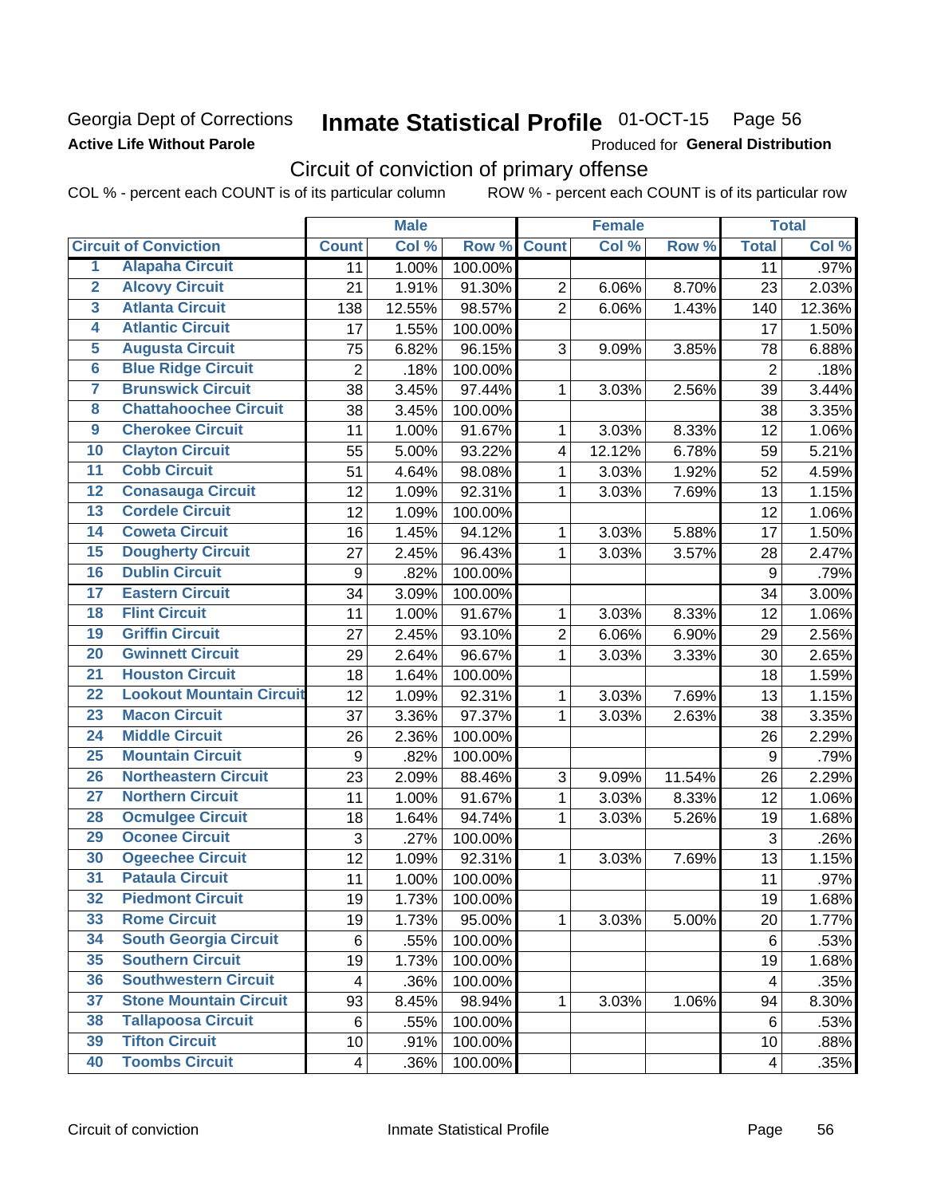Georgia Dept of Corrections **Inmate Statistical Profile** 01-OCT-15 Page 56

**Active Life Without Parole**

Produced for **General Distribution**

## Circuit of conviction of primary offense

COL % - percent each COUNT is of its particular column ROW % - percent each COUNT is of its particular row

| | | Male | | | Female | | | Total | |
|---|---|---|---|---|---|---|---|---|---|
| | **Circuit of Conviction** | **Count** | **Col %** | **Row %** | **Count** | **Col %** | **Row %** | **Total** | **Col %** |
| 1 | Alapaha Circuit | 11 | 1.00% | 100.00% | | | | 11 | .97% |
| 2 | Alcovy Circuit | 21 | 1.91% | 91.30% | 2 | 6.06% | 8.70% | 23 | 2.03% |
| 3 | Atlanta Circuit | 138 | 12.55% | 98.57% | 2 | 6.06% | 1.43% | 140 | 12.36% |
| 4 | Atlantic Circuit | 17 | 1.55% | 100.00% | | | | 17 | 1.50% |
| 5 | Augusta Circuit | 75 | 6.82% | 96.15% | 3 | 9.09% | 3.85% | 78 | 6.88% |
| 6 | Blue Ridge Circuit | 2 | .18% | 100.00% | | | | 2 | .18% |
| 7 | Brunswick Circuit | 38 | 3.45% | 97.44% | 1 | 3.03% | 2.56% | 39 | 3.44% |
| 8 | Chattahoochee Circuit | 38 | 3.45% | 100.00% | | | | 38 | 3.35% |
| 9 | Cherokee Circuit | 11 | 1.00% | 91.67% | 1 | 3.03% | 8.33% | 12 | 1.06% |
| 10 | Clayton Circuit | 55 | 5.00% | 93.22% | 4 | 12.12% | 6.78% | 59 | 5.21% |
| 11 | Cobb Circuit | 51 | 4.64% | 98.08% | 1 | 3.03% | 1.92% | 52 | 4.59% |
| 12 | Conasauga Circuit | 12 | 1.09% | 92.31% | 1 | 3.03% | 7.69% | 13 | 1.15% |
| 13 | Cordele Circuit | 12 | 1.09% | 100.00% | | | | 12 | 1.06% |
| 14 | Coweta Circuit | 16 | 1.45% | 94.12% | 1 | 3.03% | 5.88% | 17 | 1.50% |
| 15 | Dougherty Circuit | 27 | 2.45% | 96.43% | 1 | 3.03% | 3.57% | 28 | 2.47% |
| 16 | Dublin Circuit | 9 | .82% | 100.00% | | | | 9 | .79% |
| 17 | Eastern Circuit | 34 | 3.09% | 100.00% | | | | 34 | 3.00% |
| 18 | Flint Circuit | 11 | 1.00% | 91.67% | 1 | 3.03% | 8.33% | 12 | 1.06% |
| 19 | Griffin Circuit | 27 | 2.45% | 93.10% | 2 | 6.06% | 6.90% | 29 | 2.56% |
| 20 | Gwinnett Circuit | 29 | 2.64% | 96.67% | 1 | 3.03% | 3.33% | 30 | 2.65% |
| 21 | Houston Circuit | 18 | 1.64% | 100.00% | | | | 18 | 1.59% |
| 22 | Lookout Mountain Circuit | 12 | 1.09% | 92.31% | 1 | 3.03% | 7.69% | 13 | 1.15% |
| 23 | Macon Circuit | 37 | 3.36% | 97.37% | 1 | 3.03% | 2.63% | 38 | 3.35% |
| 24 | Middle Circuit | 26 | 2.36% | 100.00% | | | | 26 | 2.29% |
| 25 | Mountain Circuit | 9 | .82% | 100.00% | | | | 9 | .79% |
| 26 | Northeastern Circuit | 23 | 2.09% | 88.46% | 3 | 9.09% | 11.54% | 26 | 2.29% |
| 27 | Northern Circuit | 11 | 1.00% | 91.67% | 1 | 3.03% | 8.33% | 12 | 1.06% |
| 28 | Ocmulgee Circuit | 18 | 1.64% | 94.74% | 1 | 3.03% | 5.26% | 19 | 1.68% |
| 29 | Oconee Circuit | 3 | .27% | 100.00% | | | | 3 | .26% |
| 30 | Ogeechee Circuit | 12 | 1.09% | 92.31% | 1 | 3.03% | 7.69% | 13 | 1.15% |
| 31 | Pataula Circuit | 11 | 1.00% | 100.00% | | | | 11 | .97% |
| 32 | Piedmont Circuit | 19 | 1.73% | 100.00% | | | | 19 | 1.68% |
| 33 | Rome Circuit | 19 | 1.73% | 95.00% | 1 | 3.03% | 5.00% | 20 | 1.77% |
| 34 | South Georgia Circuit | 6 | .55% | 100.00% | | | | 6 | .53% |
| 35 | Southern Circuit | 19 | 1.73% | 100.00% | | | | 19 | 1.68% |
| 36 | Southwestern Circuit | 4 | .36% | 100.00% | | | | 4 | .35% |
| 37 | Stone Mountain Circuit | 93 | 8.45% | 98.94% | 1 | 3.03% | 1.06% | 94 | 8.30% |
| 38 | Tallapoosa Circuit | 6 | .55% | 100.00% | | | | 6 | .53% |
| 39 | Tifton Circuit | 10 | .91% | 100.00% | | | | 10 | .88% |
| 40 | Toombs Circuit | 4 | .36% | 100.00% | | | | 4 | .35% |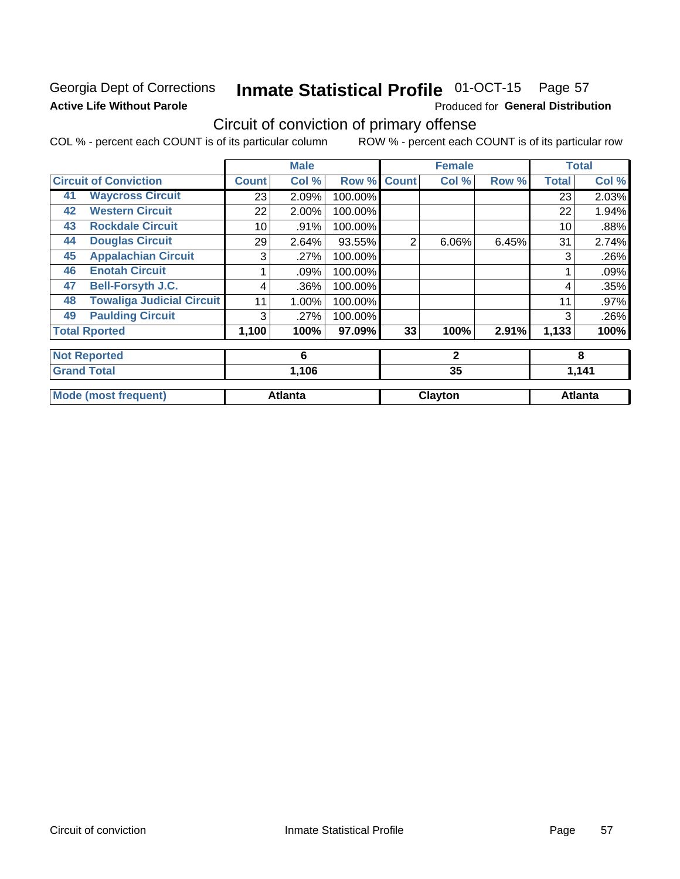Georgia Dept of Corrections **Inmate Statistical Profile** 01-OCT-15 Page 57

**Active Life Without Parole** Produced for **General Distribution**

## Circuit of conviction of primary offense

COL % - percent each COUNT is of its particular column ROW % - percent each COUNT is of its particular row

| | | Male | | | Female | | | Total | |
|---|---|---|---|---|---|---|---|---|---|
| **Circuit of Conviction** | | **Count** | **Col %** | **Row %** | **Count** | **Col %** | **Row %** | **Total** | **Col %** |
| 41 | Waycross Circuit | 23 | 2.09% | 100.00% | | | | 23 | 2.03% |
| 42 | Western Circuit | 22 | 2.00% | 100.00% | | | | 22 | 1.94% |
| 43 | Rockdale Circuit | 10 | .91% | 100.00% | | | | 10 | .88% |
| 44 | Douglas Circuit | 29 | 2.64% | 93.55% | 2 | 6.06% | 6.45% | 31 | 2.74% |
| 45 | Appalachian Circuit | 3 | .27% | 100.00% | | | | 3 | .26% |
| 46 | Enotah Circuit | 1 | .09% | 100.00% | | | | 1 | .09% |
| 47 | Bell-Forsyth J.C. | 4 | .36% | 100.00% | | | | 4 | .35% |
| 48 | Towaliga Judicial Circuit | 11 | 1.00% | 100.00% | | | | 11 | .97% |
| 49 | Paulding Circuit | 3 | .27% | 100.00% | | | | 3 | .26% |
| **Total Rported** | | **1,100** | **100%** | **97.09%** | **33** | **100%** | **2.91%** | **1,133** | **100%** |
| **Not Reported** | | **6** | | | **2** | | | **8** | |
| **Grand Total** | | **1,106** | | | **35** | | | **1,141** | |
| **Mode (most frequent)** | | **Atlanta** | | | **Clayton** | | | **Atlanta** | |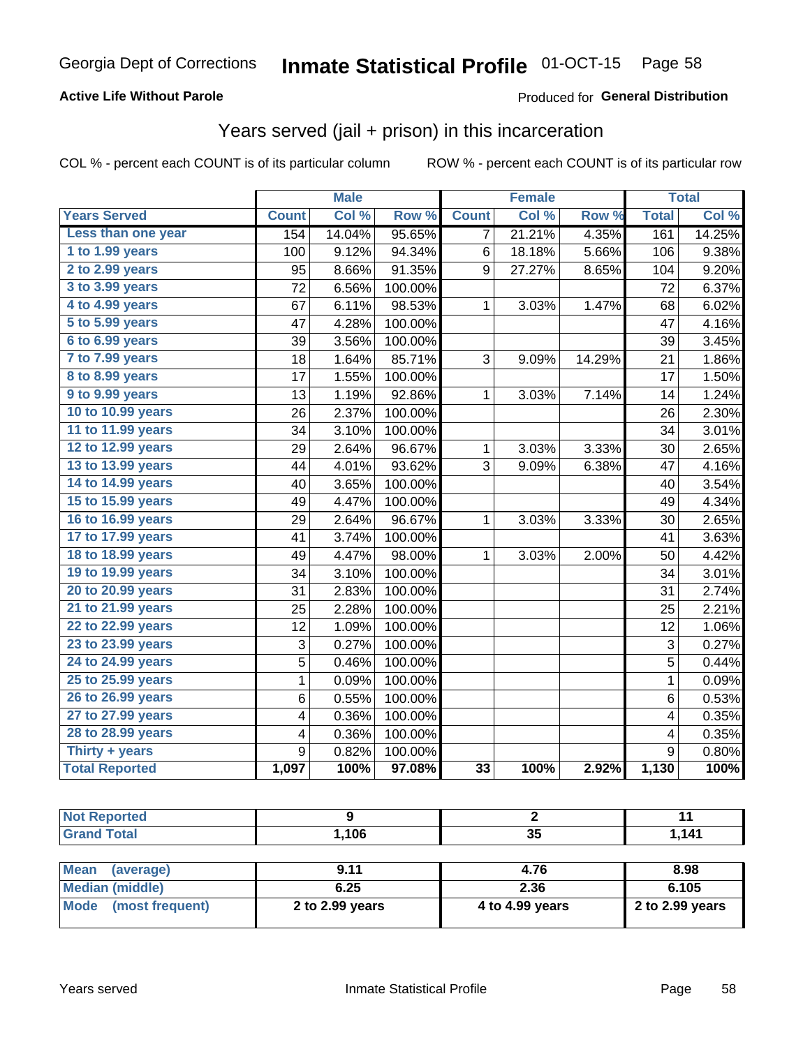Georgia Dept of Corrections **Inmate Statistical Profile** 01-OCT-15

**Active Life Without Parole**

Produced for **General Distribution**

## Years served (jail + prison) in this incarceration

COL % - percent each COUNT is of its particular column

ROW % - percent each COUNT is of its particular row

| | Male | | | Female | | | Total | |
|---|---|---|---|---|---|---|---|---|
| **Years Served** | **Count** | **Col %** | **Row %** | **Count** | **Col %** | **Row %** | **Total** | **Col %** |
| **Less than one year** | 154 | 14.04% | 95.65% | 7 | 21.21% | 4.35% | 161 | 14.25% |
| **1 to 1.99 years** | 100 | 9.12% | 94.34% | 6 | 18.18% | 5.66% | 106 | 9.38% |
| **2 to 2.99 years** | 95 | 8.66% | 91.35% | 9 | 27.27% | 8.65% | 104 | 9.20% |
| **3 to 3.99 years** | 72 | 6.56% | 100.00% | | | | 72 | 6.37% |
| **4 to 4.99 years** | 67 | 6.11% | 98.53% | 1 | 3.03% | 1.47% | 68 | 6.02% |
| **5 to 5.99 years** | 47 | 4.28% | 100.00% | | | | 47 | 4.16% |
| **6 to 6.99 years** | 39 | 3.56% | 100.00% | | | | 39 | 3.45% |
| **7 to 7.99 years** | 18 | 1.64% | 85.71% | 3 | 9.09% | 14.29% | 21 | 1.86% |
| **8 to 8.99 years** | 17 | 1.55% | 100.00% | | | | 17 | 1.50% |
| **9 to 9.99 years** | 13 | 1.19% | 92.86% | 1 | 3.03% | 7.14% | 14 | 1.24% |
| **10 to 10.99 years** | 26 | 2.37% | 100.00% | | | | 26 | 2.30% |
| **11 to 11.99 years** | 34 | 3.10% | 100.00% | | | | 34 | 3.01% |
| **12 to 12.99 years** | 29 | 2.64% | 96.67% | 1 | 3.03% | 3.33% | 30 | 2.65% |
| **13 to 13.99 years** | 44 | 4.01% | 93.62% | 3 | 9.09% | 6.38% | 47 | 4.16% |
| **14 to 14.99 years** | 40 | 3.65% | 100.00% | | | | 40 | 3.54% |
| **15 to 15.99 years** | 49 | 4.47% | 100.00% | | | | 49 | 4.34% |
| **16 to 16.99 years** | 29 | 2.64% | 96.67% | 1 | 3.03% | 3.33% | 30 | 2.65% |
| **17 to 17.99 years** | 41 | 3.74% | 100.00% | | | | 41 | 3.63% |
| **18 to 18.99 years** | 49 | 4.47% | 98.00% | 1 | 3.03% | 2.00% | 50 | 4.42% |
| **19 to 19.99 years** | 34 | 3.10% | 100.00% | | | | 34 | 3.01% |
| **20 to 20.99 years** | 31 | 2.83% | 100.00% | | | | 31 | 2.74% |
| **21 to 21.99 years** | 25 | 2.28% | 100.00% | | | | 25 | 2.21% |
| **22 to 22.99 years** | 12 | 1.09% | 100.00% | | | | 12 | 1.06% |
| **23 to 23.99 years** | 3 | 0.27% | 100.00% | | | | 3 | 0.27% |
| **24 to 24.99 years** | 5 | 0.46% | 100.00% | | | | 5 | 0.44% |
| **25 to 25.99 years** | 1 | 0.09% | 100.00% | | | | 1 | 0.09% |
| **26 to 26.99 years** | 6 | 0.55% | 100.00% | | | | 6 | 0.53% |
| **27 to 27.99 years** | 4 | 0.36% | 100.00% | | | | 4 | 0.35% |
| **28 to 28.99 years** | 4 | 0.36% | 100.00% | | | | 4 | 0.35% |
| **Thirty + years** | 9 | 0.82% | 100.00% | | | | 9 | 0.80% |
| **Total Reported** | **1,097** | **100%** | **97.08%** | **33** | **100%** | **2.92%** | **1,130** | **100%** |

| | Male | Female | Total |
|---|---|---|---|
| **Not Reported** | **9** | **2** | **11** |
| **Grand Total** | **1,106** | **35** | **1,141** |

| | Male | Female | Total |
|---|---|---|---|
| **Mean (average)** | **9.11** | **4.76** | **8.98** |
| **Median (middle)** | **6.25** | **2.36** | **6.105** |
| **Mode (most frequent)** | **2 to 2.99 years** | **4 to 4.99 years** | **2 to 2.99 years** |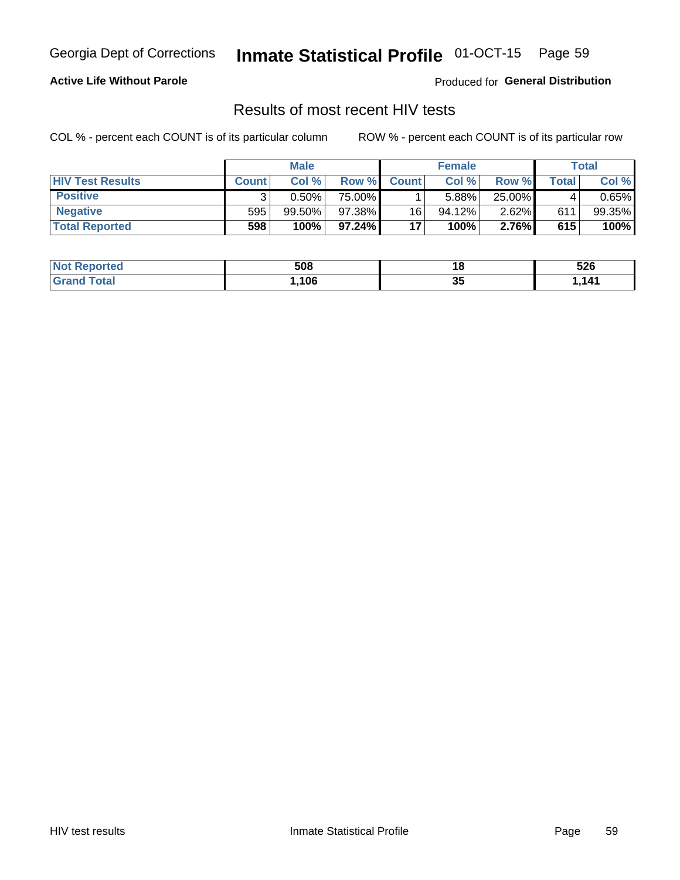Georgia Dept of Corrections **Inmate Statistical Profile** 01-OCT-15

**Active Life Without Parole**

Produced for **General Distribution**

## Results of most recent HIV tests

COL % - percent each COUNT is of its particular column ROW % - percent each COUNT is of its particular row

| | Male | | | Female | | | Total | |
|---|---|---|---|---|---|---|---|---|
| **HIV Test Results** | **Count** | **Col %** | **Row %** | **Count** | **Col %** | **Row %** | **Total** | **Col %** |
| **Positive** | 3 | 0.50% | 75.00% | 1 | 5.88% | 25.00% | 4 | 0.65% |
| **Negative** | 595 | 99.50% | 97.38% | 16 | 94.12% | 2.62% | 611 | 99.35% |
| **Total Reported** | **598** | **100%** | **97.24%** | **17** | **100%** | **2.76%** | **615** | **100%** |

| | Male | Female | Total |
|---|---|---|---|
| **Not Reported** | **508** | **18** | **526** |
| **Grand Total** | **1,106** | **35** | **1,141** |

HIV test results Inmate Statistical Profile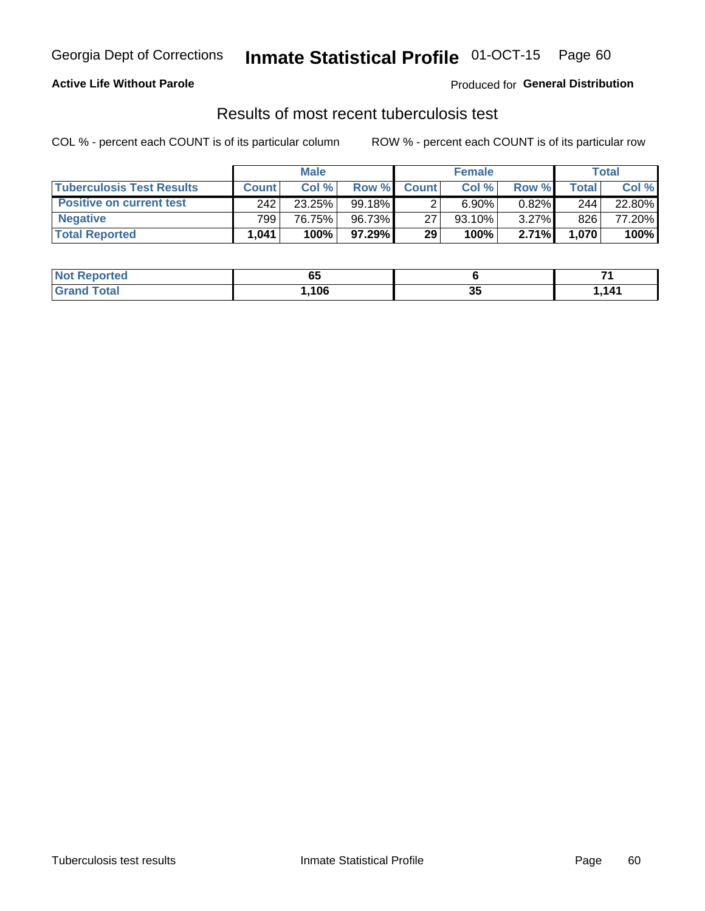Georgia Dept of Corrections **Inmate Statistical Profile** 01-OCT-15

**Active Life Without Parole**

Produced for **General Distribution**

## Results of most recent tuberculosis test

COL % - percent each COUNT is of its particular column ROW % - percent each COUNT is of its particular row

| | Male | | | Female | | | Total | |
|---|---|---|---|---|---|---|---|---|
| **Tuberculosis Test Results** | **Count** | **Col %** | **Row %** | **Count** | **Col %** | **Row %** | **Total** | **Col %** |
| **Positive on current test** | 242 | 23.25% | 99.18% | 2 | 6.90% | 0.82% | 244 | 22.80% |
| **Negative** | 799 | 76.75% | 96.73% | 27 | 93.10% | 3.27% | 826 | 77.20% |
| **Total Reported** | **1,041** | **100%** | **97.29%** | **29** | **100%** | **2.71%** | **1,070** | **100%** |

| | Male | Female | Total |
|---|---|---|---|
| **Not Reported** | **65** | **6** | **71** |
| **Grand Total** | **1,106** | **35** | **1,141** |

Tuberculosis test results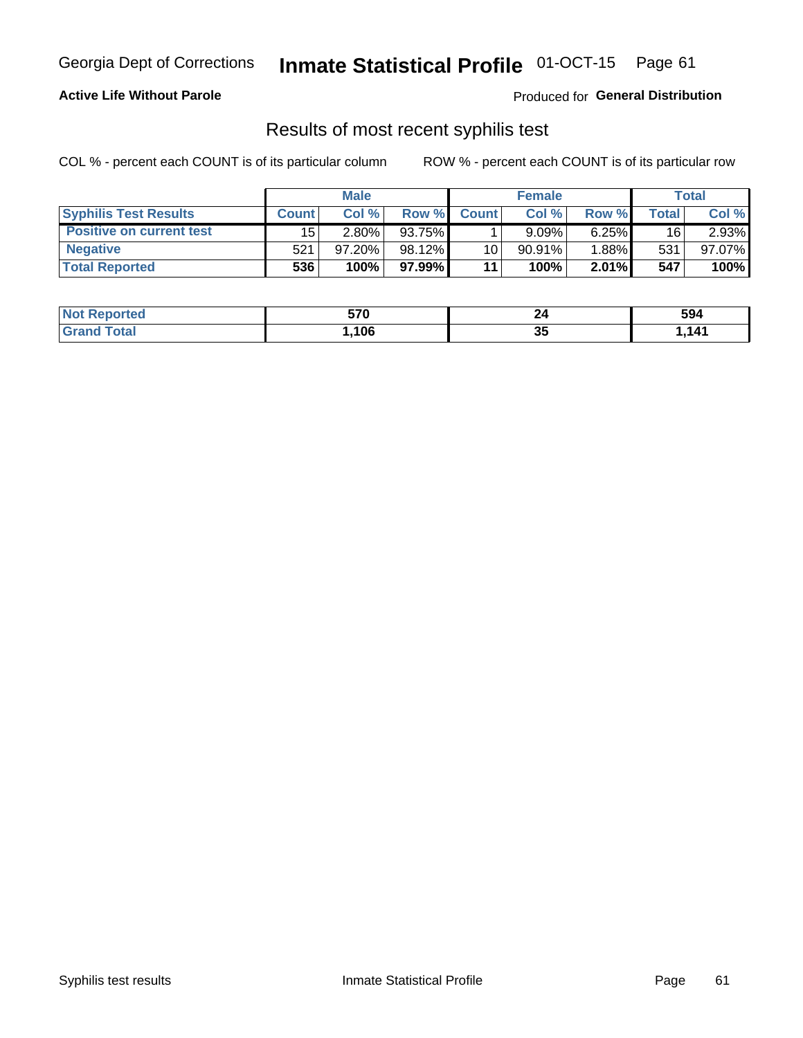Georgia Dept of Corrections **Inmate Statistical Profile** 01-OCT-15

**Active Life Without Parole**

Produced for **General Distribution**

## Results of most recent syphilis test

COL % - percent each COUNT is of its particular column    ROW % - percent each COUNT is of its particular row

| | Male | | | Female | | | Total | |
|---|---|---|---|---|---|---|---|---|
| **Syphilis Test Results** | **Count** | **Col %** | **Row %** | **Count** | **Col %** | **Row %** | **Total** | **Col %** |
| **Positive on current test** | 15 | 2.80% | 93.75% | 1 | 9.09% | 6.25% | 16 | 2.93% |
| **Negative** | 521 | 97.20% | 98.12% | 10 | 90.91% | 1.88% | 531 | 97.07% |
| **Total Reported** | **536** | **100%** | **97.99%** | **11** | **100%** | **2.01%** | **547** | **100%** |

| | Male | Female | Total |
|---|---|---|---|
| **Not Reported** | **570** | **24** | **594** |
| **Grand Total** | **1,106** | **35** | **1,141** |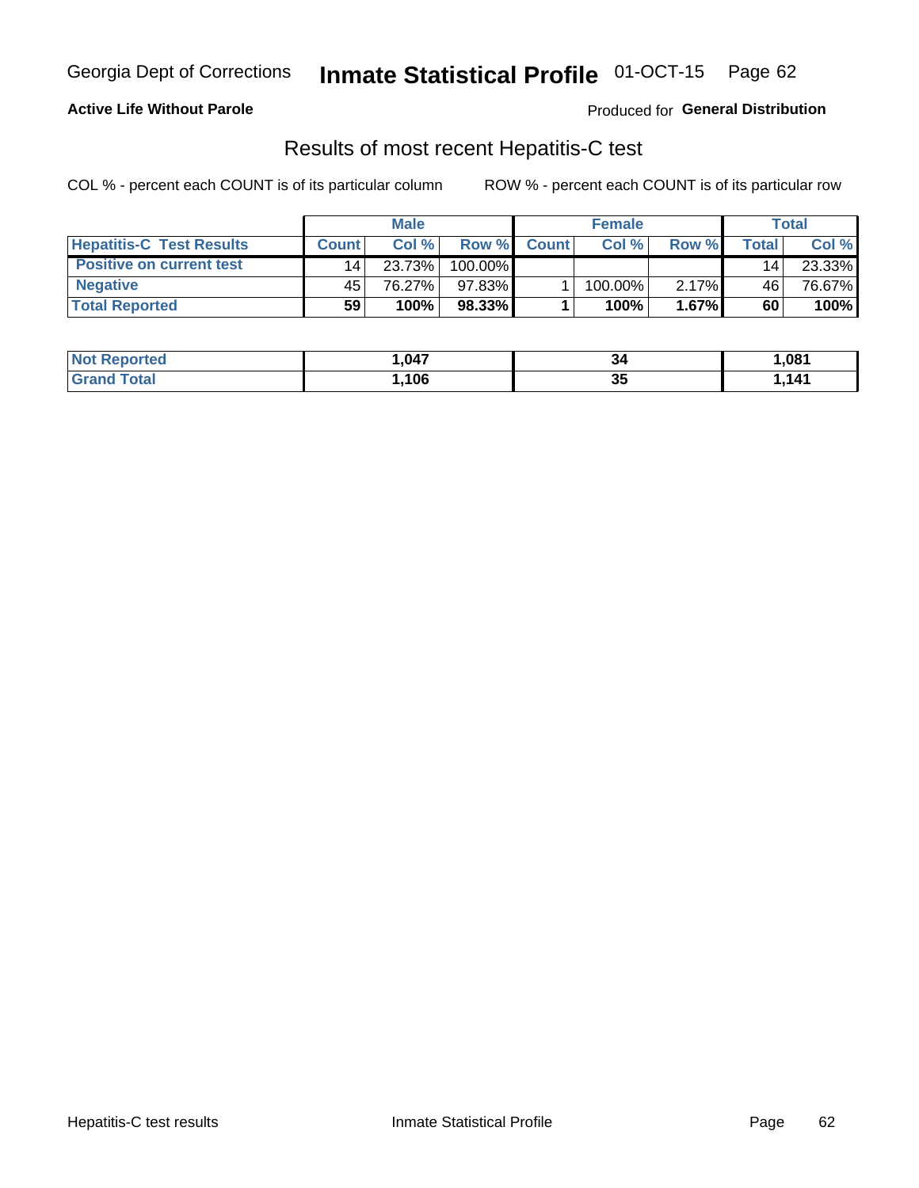Georgia Dept of Corrections **Inmate Statistical Profile** 01-OCT-15

**Active Life Without Parole**

Produced for **General Distribution**

## Results of most recent Hepatitis-C test

COL % - percent each COUNT is of its particular column

ROW % - percent each COUNT is of its particular row

| | Male | | | Female | | | Total | |
|---|---|---|---|---|---|---|---|---|
| **Hepatitis-C Test Results** | **Count** | **Col %** | **Row %** | **Count** | **Col %** | **Row %** | **Total** | **Col %** |
| **Positive on current test** | 14 | 23.73% | 100.00% | | | | 14 | 23.33% |
| **Negative** | 45 | 76.27% | 97.83% | 1 | 100.00% | 2.17% | 46 | 76.67% |
| **Total Reported** | **59** | **100%** | **98.33%** | **1** | **100%** | **1.67%** | **60** | **100%** |

| | Male | Female | Total |
|---|---|---|---|
| **Not Reported** | **1,047** | **34** | **1,081** |
| **Grand Total** | **1,106** | **35** | **1,141** |

Hepatitis-C test results

Inmate Statistical Profile